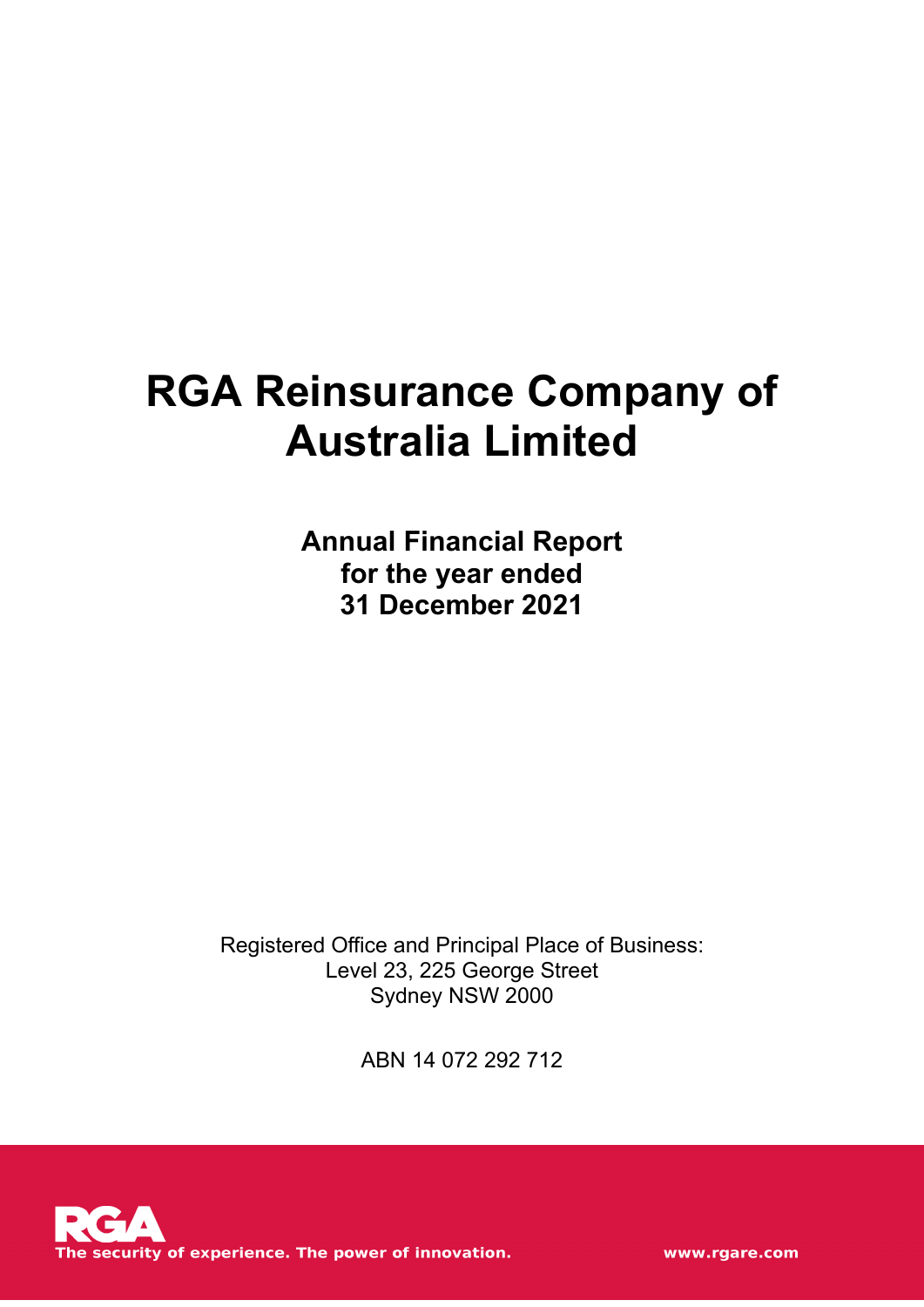# RGA Reinsurance Company of Australia Limited

## Annual Financial Report for the year ended 31 December 2021

Registered Office and Principal Place of Business:
Level 23, 225 George Street
Sydney NSW 2000

ABN 14 072 292 712

RGA
The security of experience. The power of innovation.

www.rgare.com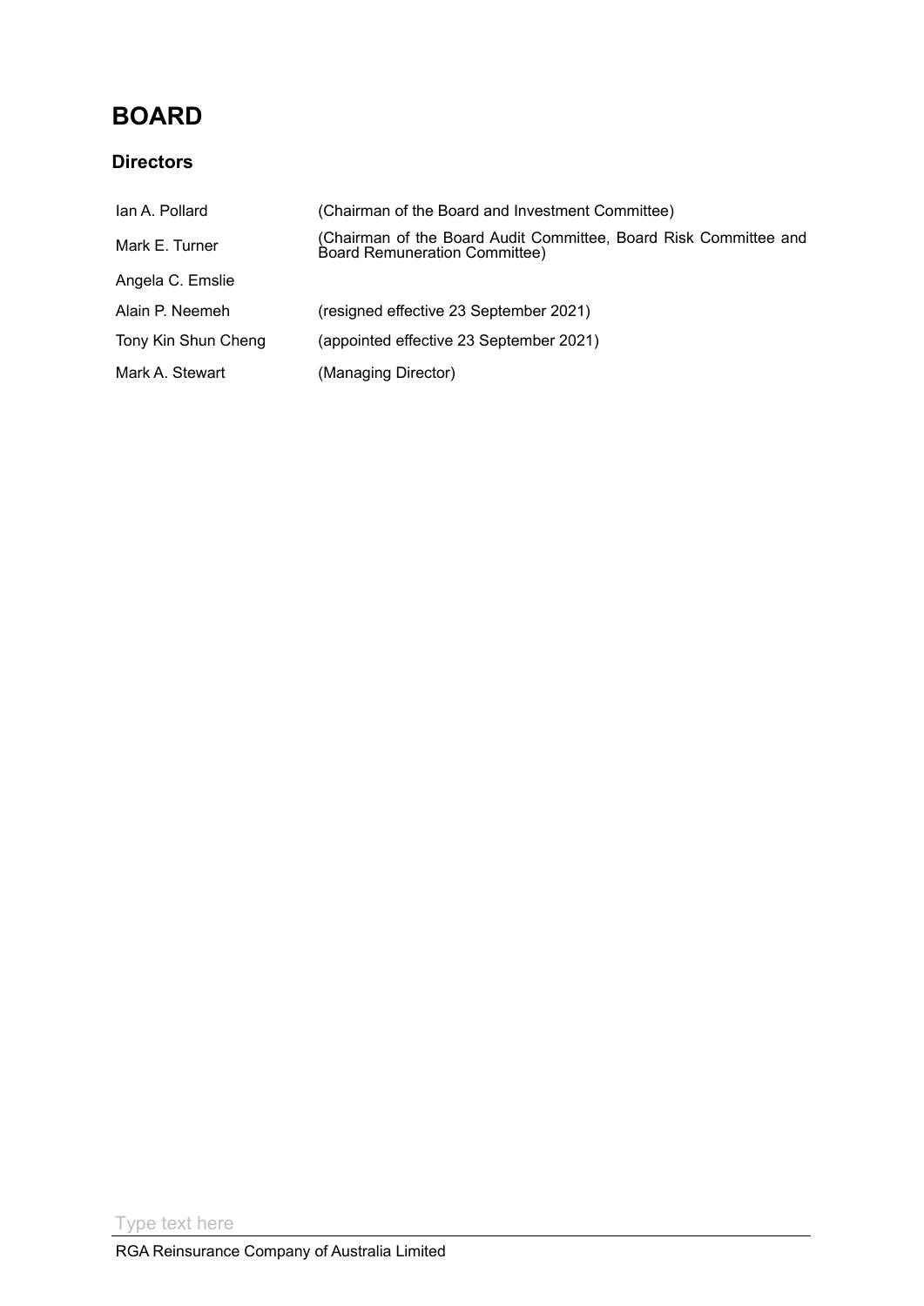# BOARD

## Directors

| | |
|---|---|
| Ian A. Pollard | (Chairman of the Board and Investment Committee) |
| Mark E. Turner | (Chairman of the Board Audit Committee, Board Risk Committee and Board Remuneration Committee) |
| Angela C. Emslie | |
| Alain P. Neemeh | (resigned effective 23 September 2021) |
| Tony Kin Shun Cheng | (appointed effective 23 September 2021) |
| Mark A. Stewart | (Managing Director) |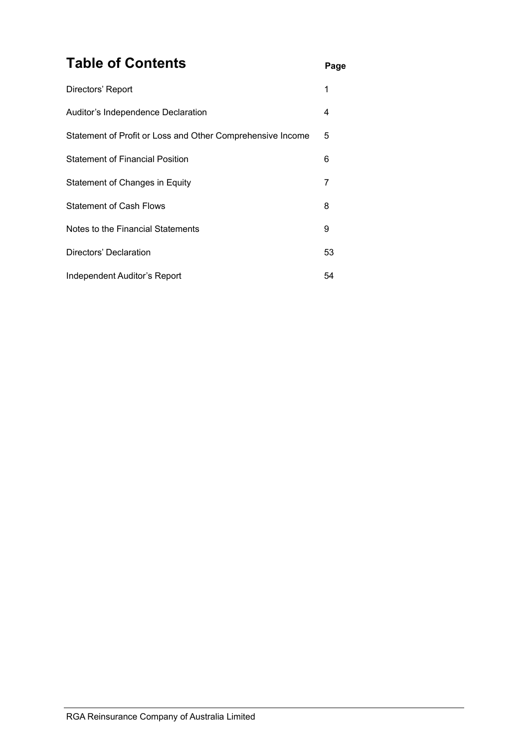# Table of Contents

| | Page |
|---|---|
| Directors' Report | 1 |
| Auditor's Independence Declaration | 4 |
| Statement of Profit or Loss and Other Comprehensive Income | 5 |
| Statement of Financial Position | 6 |
| Statement of Changes in Equity | 7 |
| Statement of Cash Flows | 8 |
| Notes to the Financial Statements | 9 |
| Directors' Declaration | 53 |
| Independent Auditor's Report | 54 |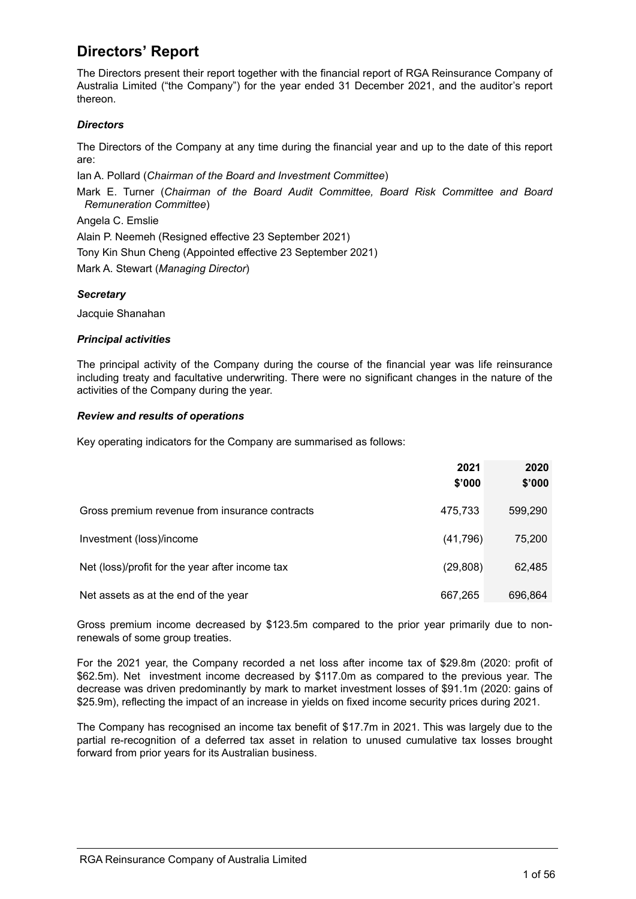# Directors' Report

The Directors present their report together with the financial report of RGA Reinsurance Company of Australia Limited ("the Company") for the year ended 31 December 2021, and the auditor's report thereon.

### *Directors*

The Directors of the Company at any time during the financial year and up to the date of this report are:

Ian A. Pollard (*Chairman of the Board and Investment Committee*)

Mark E. Turner (*Chairman of the Board Audit Committee, Board Risk Committee and Board Remuneration Committee*)

Angela C. Emslie

Alain P. Neemeh (Resigned effective 23 September 2021)

Tony Kin Shun Cheng (Appointed effective 23 September 2021)

Mark A. Stewart (*Managing Director*)

### *Secretary*

Jacquie Shanahan

### *Principal activities*

The principal activity of the Company during the course of the financial year was life reinsurance including treaty and facultative underwriting. There were no significant changes in the nature of the activities of the Company during the year.

### *Review and results of operations*

Key operating indicators for the Company are summarised as follows:

| | **2021 \$'000** | **2020 \$'000** |
|---|---|---|
| Gross premium revenue from insurance contracts | 475,733 | 599,290 |
| Investment (loss)/income | (41,796) | 75,200 |
| Net (loss)/profit for the year after income tax | (29,808) | 62,485 |
| Net assets as at the end of the year | 667,265 | 696,864 |

Gross premium income decreased by \$123.5m compared to the prior year primarily due to non-renewals of some group treaties.

For the 2021 year, the Company recorded a net loss after income tax of \$29.8m (2020: profit of \$62.5m). Net investment income decreased by \$117.0m as compared to the previous year. The decrease was driven predominantly by mark to market investment losses of \$91.1m (2020: gains of \$25.9m), reflecting the impact of an increase in yields on fixed income security prices during 2021.

The Company has recognised an income tax benefit of \$17.7m in 2021. This was largely due to the partial re-recognition of a deferred tax asset in relation to unused cumulative tax losses brought forward from prior years for its Australian business.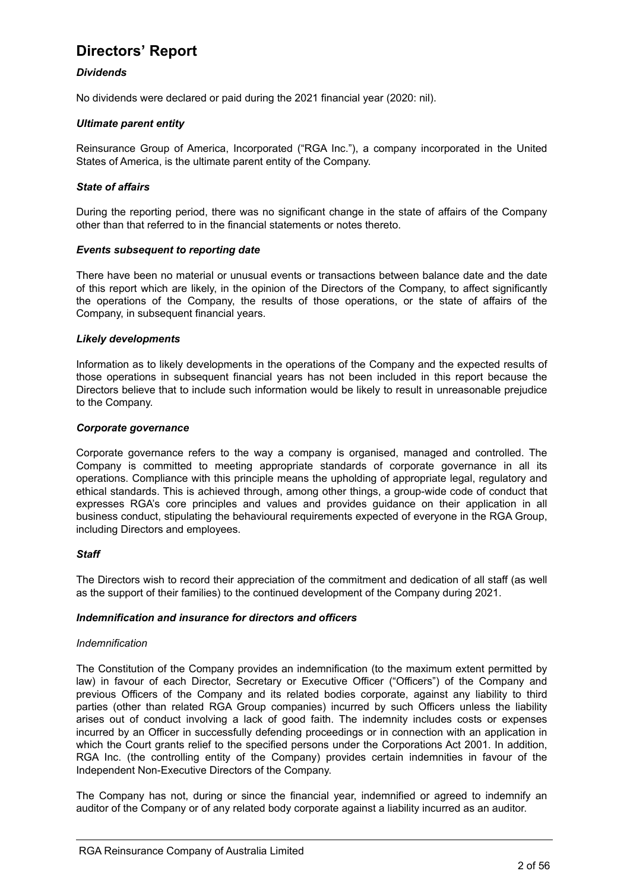# Directors' Report

### *Dividends*

No dividends were declared or paid during the 2021 financial year (2020: nil).

### *Ultimate parent entity*

Reinsurance Group of America, Incorporated ("RGA Inc."), a company incorporated in the United States of America, is the ultimate parent entity of the Company.

### *State of affairs*

During the reporting period, there was no significant change in the state of affairs of the Company other than that referred to in the financial statements or notes thereto.

### *Events subsequent to reporting date*

There have been no material or unusual events or transactions between balance date and the date of this report which are likely, in the opinion of the Directors of the Company, to affect significantly the operations of the Company, the results of those operations, or the state of affairs of the Company, in subsequent financial years.

### *Likely developments*

Information as to likely developments in the operations of the Company and the expected results of those operations in subsequent financial years has not been included in this report because the Directors believe that to include such information would be likely to result in unreasonable prejudice to the Company.

### *Corporate governance*

Corporate governance refers to the way a company is organised, managed and controlled. The Company is committed to meeting appropriate standards of corporate governance in all its operations. Compliance with this principle means the upholding of appropriate legal, regulatory and ethical standards. This is achieved through, among other things, a group-wide code of conduct that expresses RGA's core principles and values and provides guidance on their application in all business conduct, stipulating the behavioural requirements expected of everyone in the RGA Group, including Directors and employees.

### *Staff*

The Directors wish to record their appreciation of the commitment and dedication of all staff (as well as the support of their families) to the continued development of the Company during 2021.

### *Indemnification and insurance for directors and officers*

*Indemnification*

The Constitution of the Company provides an indemnification (to the maximum extent permitted by law) in favour of each Director, Secretary or Executive Officer ("Officers") of the Company and previous Officers of the Company and its related bodies corporate, against any liability to third parties (other than related RGA Group companies) incurred by such Officers unless the liability arises out of conduct involving a lack of good faith. The indemnity includes costs or expenses incurred by an Officer in successfully defending proceedings or in connection with an application in which the Court grants relief to the specified persons under the Corporations Act 2001. In addition, RGA Inc. (the controlling entity of the Company) provides certain indemnities in favour of the Independent Non-Executive Directors of the Company.

The Company has not, during or since the financial year, indemnified or agreed to indemnify an auditor of the Company or of any related body corporate against a liability incurred as an auditor.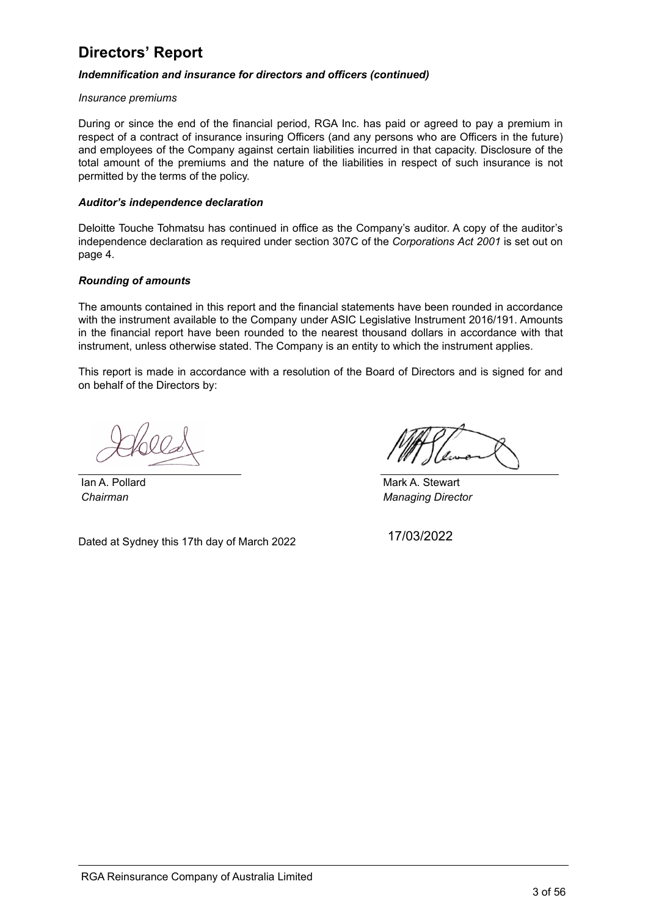# Directors' Report

### *Indemnification and insurance for directors and officers (continued)*

*Insurance premiums*

During or since the end of the financial period, RGA Inc. has paid or agreed to pay a premium in respect of a contract of insurance insuring Officers (and any persons who are Officers in the future) and employees of the Company against certain liabilities incurred in that capacity. Disclosure of the total amount of the premiums and the nature of the liabilities in respect of such insurance is not permitted by the terms of the policy.

### *Auditor's independence declaration*

Deloitte Touche Tohmatsu has continued in office as the Company's auditor. A copy of the auditor's independence declaration as required under section 307C of the *Corporations Act 2001* is set out on page 4.

### *Rounding of amounts*

The amounts contained in this report and the financial statements have been rounded in accordance with the instrument available to the Company under ASIC Legislative Instrument 2016/191. Amounts in the financial report have been rounded to the nearest thousand dollars in accordance with that instrument, unless otherwise stated. The Company is an entity to which the instrument applies.

This report is made in accordance with a resolution of the Board of Directors and is signed for and on behalf of the Directors by:

Ian A. Pollard
*Chairman*

Mark A. Stewart
*Managing Director*

Dated at Sydney this 17th day of March 2022

17/03/2022

RGA Reinsurance Company of Australia Limited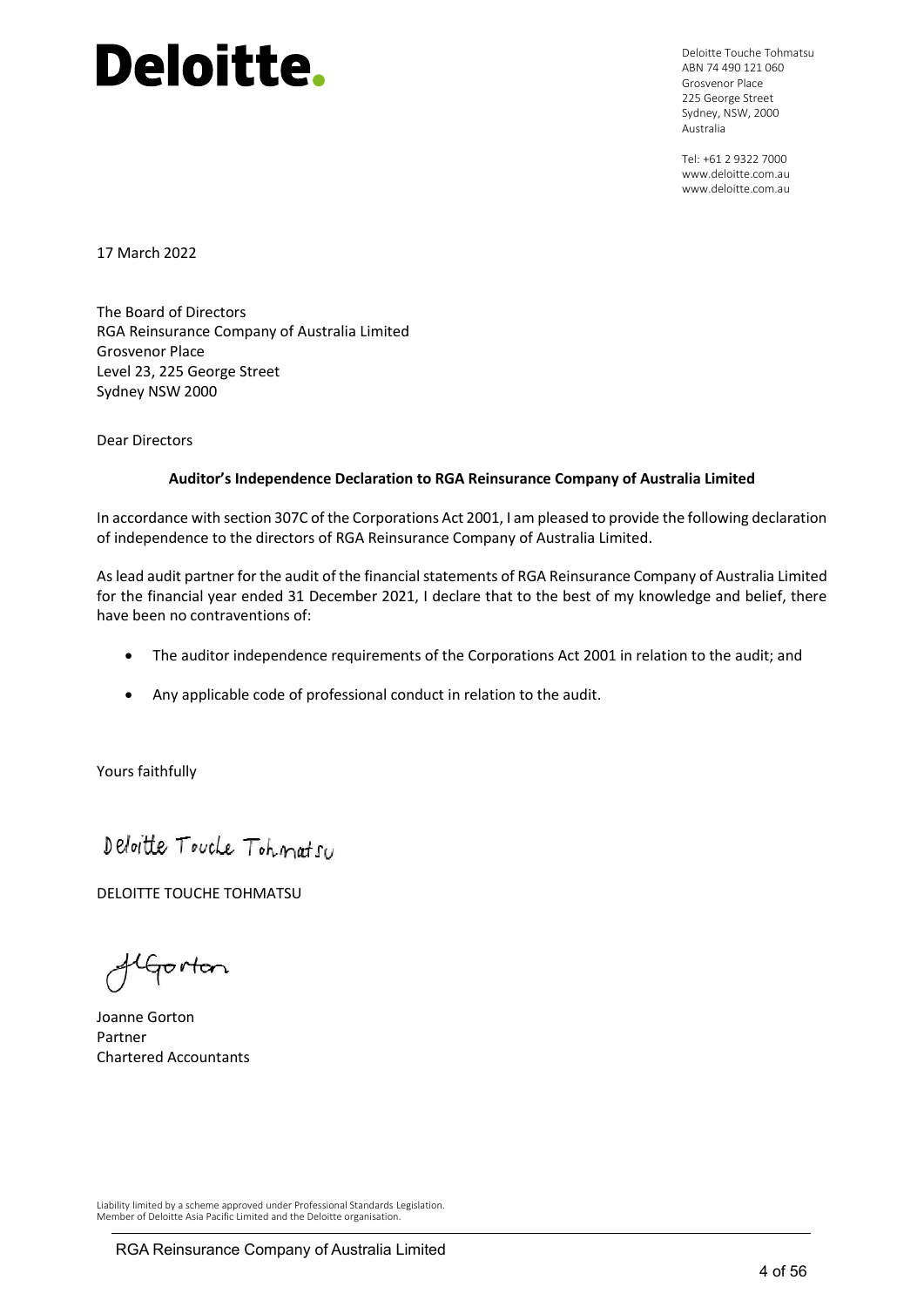# Deloitte.

Deloitte Touche Tohmatsu
ABN 74 490 121 060
Grosvenor Place
225 George Street
Sydney, NSW, 2000
Australia

Tel: +61 2 9322 7000
www.deloitte.com.au
www.deloitte.com.au

17 March 2022

The Board of Directors
RGA Reinsurance Company of Australia Limited
Grosvenor Place
Level 23, 225 George Street
Sydney NSW 2000

Dear Directors

**Auditor's Independence Declaration to RGA Reinsurance Company of Australia Limited**

In accordance with section 307C of the Corporations Act 2001, I am pleased to provide the following declaration of independence to the directors of RGA Reinsurance Company of Australia Limited.

As lead audit partner for the audit of the financial statements of RGA Reinsurance Company of Australia Limited for the financial year ended 31 December 2021, I declare that to the best of my knowledge and belief, there have been no contraventions of:

- The auditor independence requirements of the Corporations Act 2001 in relation to the audit; and
- Any applicable code of professional conduct in relation to the audit.

Yours faithfully

Deloitte Touche Tohmatsu

DELOITTE TOUCHE TOHMATSU

JGorton

Joanne Gorton
Partner
Chartered Accountants

Liability limited by a scheme approved under Professional Standards Legislation.
Member of Deloitte Asia Pacific Limited and the Deloitte organisation.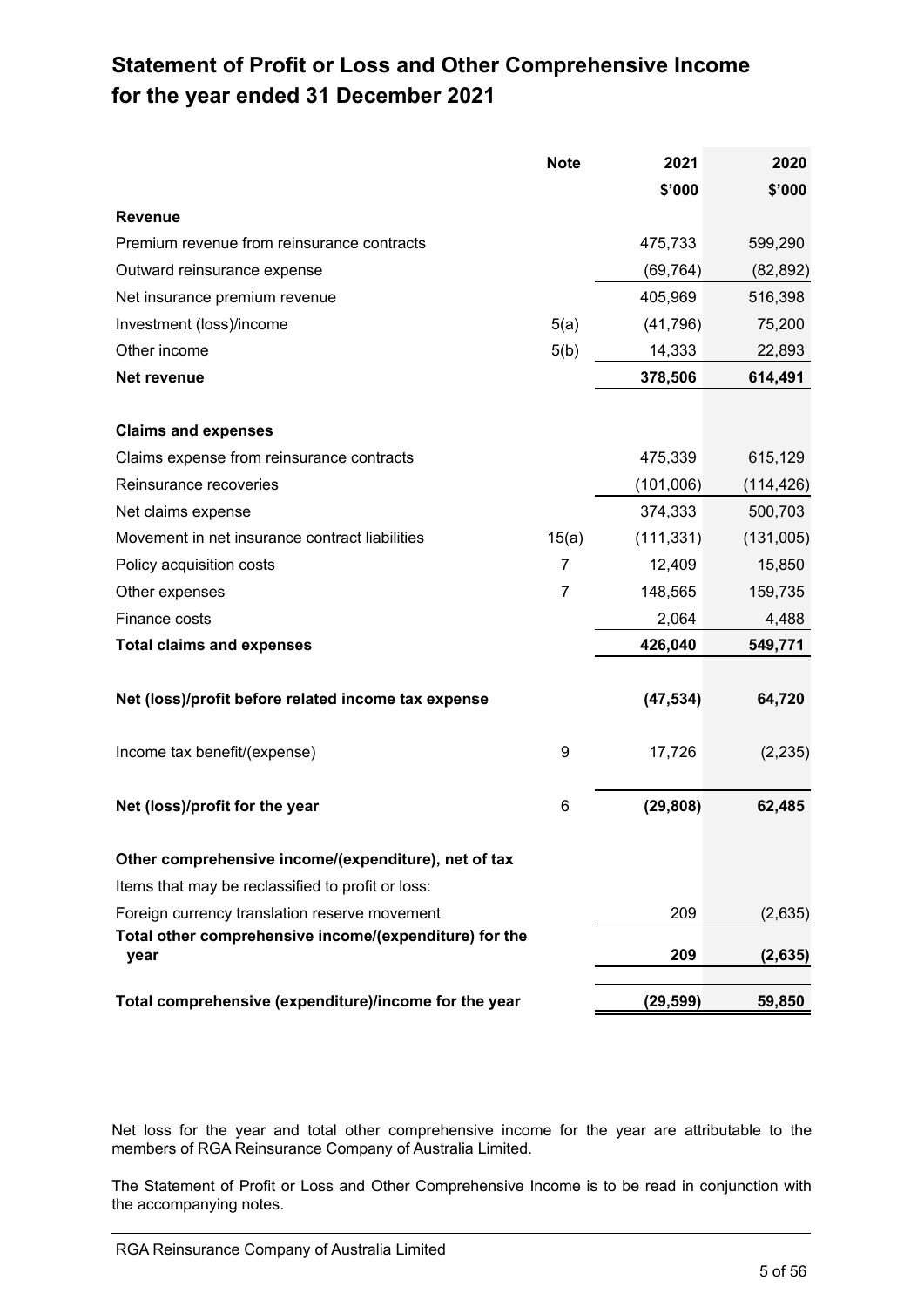# Statement of Profit or Loss and Other Comprehensive Income for the year ended 31 December 2021

| | Note | 2021 | 2020 |
|---|---|---|---|
| | | $'000 | $'000 |
| **Revenue** | | | |
| Premium revenue from reinsurance contracts | | 475,733 | 599,290 |
| Outward reinsurance expense | | (69,764) | (82,892) |
| Net insurance premium revenue | | 405,969 | 516,398 |
| Investment (loss)/income | 5(a) | (41,796) | 75,200 |
| Other income | 5(b) | 14,333 | 22,893 |
| **Net revenue** | | **378,506** | **614,491** |
| | | | |
| **Claims and expenses** | | | |
| Claims expense from reinsurance contracts | | 475,339 | 615,129 |
| Reinsurance recoveries | | (101,006) | (114,426) |
| Net claims expense | | 374,333 | 500,703 |
| Movement in net insurance contract liabilities | 15(a) | (111,331) | (131,005) |
| Policy acquisition costs | 7 | 12,409 | 15,850 |
| Other expenses | 7 | 148,565 | 159,735 |
| Finance costs | | 2,064 | 4,488 |
| **Total claims and expenses** | | **426,040** | **549,771** |
| | | | |
| **Net (loss)/profit before related income tax expense** | | **(47,534)** | **64,720** |
| | | | |
| Income tax benefit/(expense) | 9 | 17,726 | (2,235) |
| | | | |
| **Net (loss)/profit for the year** | 6 | **(29,808)** | **62,485** |
| | | | |
| **Other comprehensive income/(expenditure), net of tax** | | | |
| Items that may be reclassified to profit or loss: | | | |
| Foreign currency translation reserve movement | | 209 | (2,635) |
| **Total other comprehensive income/(expenditure) for the year** | | **209** | **(2,635)** |
| | | | |
| **Total comprehensive (expenditure)/income for the year** | | **(29,599)** | **59,850** |

Net loss for the year and total other comprehensive income for the year are attributable to the members of RGA Reinsurance Company of Australia Limited.

The Statement of Profit or Loss and Other Comprehensive Income is to be read in conjunction with the accompanying notes.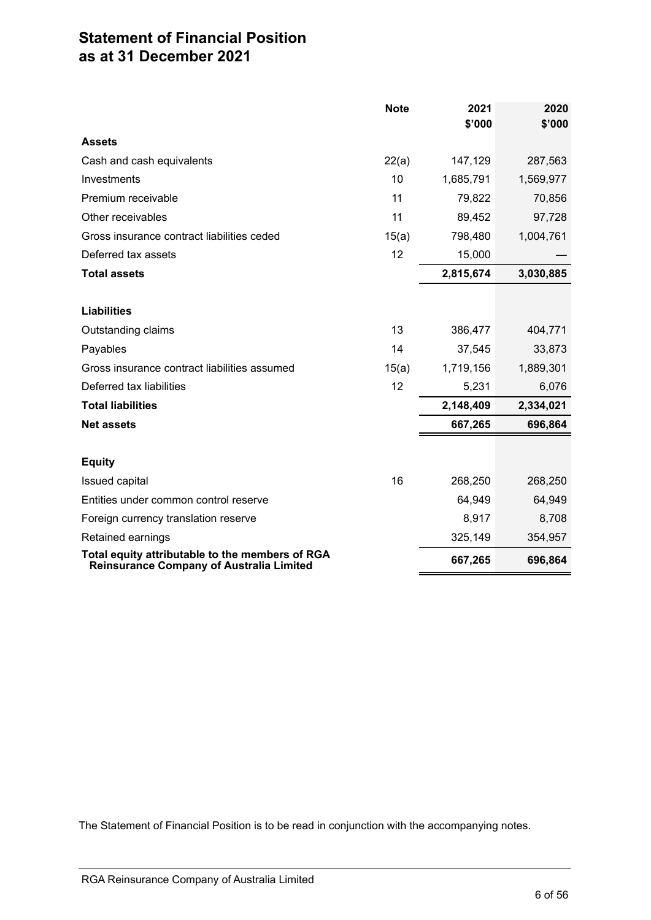# Statement of Financial Position
# as at 31 December 2021

| | Note | 2021<br>$'000 | 2020<br>$'000 |
|---|---|---|---|
| **Assets** | | | |
| Cash and cash equivalents | 22(a) | 147,129 | 287,563 |
| Investments | 10 | 1,685,791 | 1,569,977 |
| Premium receivable | 11 | 79,822 | 70,856 |
| Other receivables | 11 | 89,452 | 97,728 |
| Gross insurance contract liabilities ceded | 15(a) | 798,480 | 1,004,761 |
| Deferred tax assets | 12 | 15,000 | — |
| **Total assets** | | **2,815,674** | **3,030,885** |
| | | | |
| **Liabilities** | | | |
| Outstanding claims | 13 | 386,477 | 404,771 |
| Payables | 14 | 37,545 | 33,873 |
| Gross insurance contract liabilities assumed | 15(a) | 1,719,156 | 1,889,301 |
| Deferred tax liabilities | 12 | 5,231 | 6,076 |
| **Total liabilities** | | **2,148,409** | **2,334,021** |
| **Net assets** | | **667,265** | **696,864** |
| | | | |
| **Equity** | | | |
| Issued capital | 16 | 268,250 | 268,250 |
| Entities under common control reserve | | 64,949 | 64,949 |
| Foreign currency translation reserve | | 8,917 | 8,708 |
| Retained earnings | | 325,149 | 354,957 |
| **Total equity attributable to the members of RGA Reinsurance Company of Australia Limited** | | **667,265** | **696,864** |

The Statement of Financial Position is to be read in conjunction with the accompanying notes.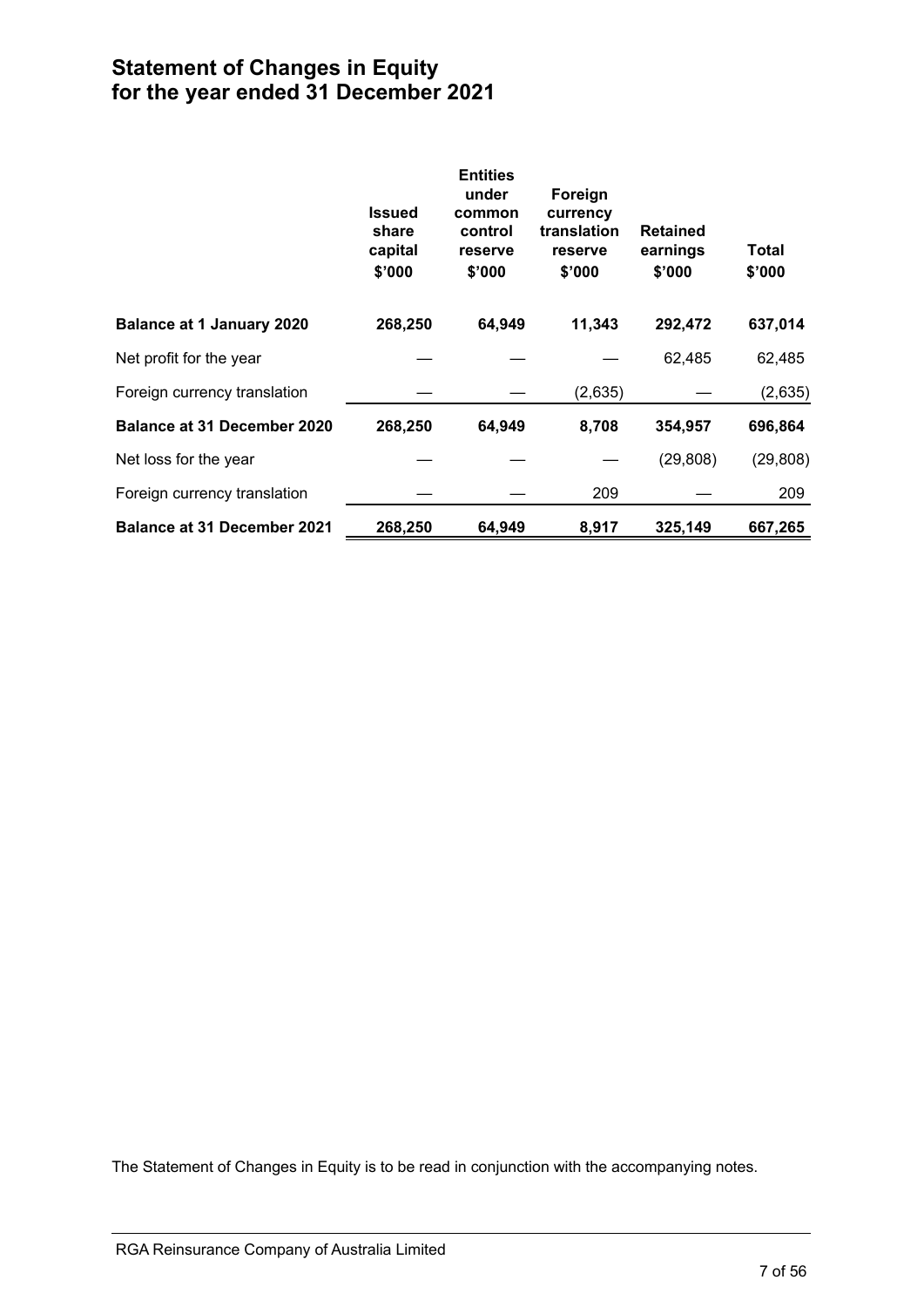# Statement of Changes in Equity for the year ended 31 December 2021

| | Issued share capital $'000 | Entities under common control reserve $'000 | Foreign currency translation reserve $'000 | Retained earnings $'000 | Total $'000 |
|---|---|---|---|---|---|
| **Balance at 1 January 2020** | **268,250** | **64,949** | **11,343** | **292,472** | **637,014** |
| Net profit for the year | — | — | — | 62,485 | 62,485 |
| Foreign currency translation | — | — | (2,635) | — | (2,635) |
| **Balance at 31 December 2020** | **268,250** | **64,949** | **8,708** | **354,957** | **696,864** |
| Net loss for the year | — | — | — | (29,808) | (29,808) |
| Foreign currency translation | — | — | 209 | — | 209 |
| **Balance at 31 December 2021** | **268,250** | **64,949** | **8,917** | **325,149** | **667,265** |

The Statement of Changes in Equity is to be read in conjunction with the accompanying notes.

RGA Reinsurance Company of Australia Limited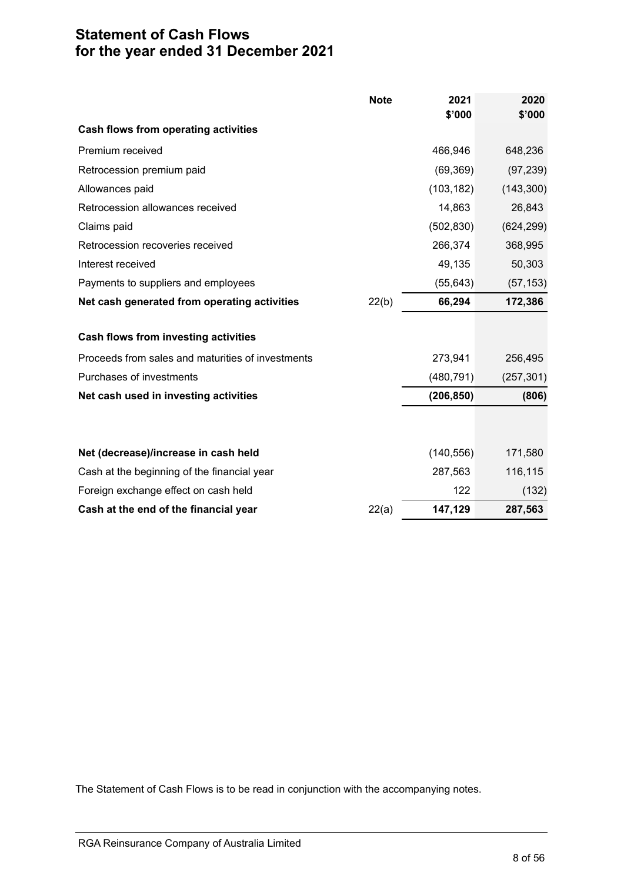# Statement of Cash Flows
# for the year ended 31 December 2021

| | Note | 2021<br>$'000 | 2020<br>$'000 |
|---|---|---|---|
| **Cash flows from operating activities** | | | |
| Premium received | | 466,946 | 648,236 |
| Retrocession premium paid | | (69,369) | (97,239) |
| Allowances paid | | (103,182) | (143,300) |
| Retrocession allowances received | | 14,863 | 26,843 |
| Claims paid | | (502,830) | (624,299) |
| Retrocession recoveries received | | 266,374 | 368,995 |
| Interest received | | 49,135 | 50,303 |
| Payments to suppliers and employees | | (55,643) | (57,153) |
| **Net cash generated from operating activities** | 22(b) | **66,294** | **172,386** |
| | | | |
| **Cash flows from investing activities** | | | |
| Proceeds from sales and maturities of investments | | 273,941 | 256,495 |
| Purchases of investments | | (480,791) | (257,301) |
| **Net cash used in investing activities** | | **(206,850)** | **(806)** |
| | | | |
| **Net (decrease)/increase in cash held** | | (140,556) | 171,580 |
| Cash at the beginning of the financial year | | 287,563 | 116,115 |
| Foreign exchange effect on cash held | | 122 | (132) |
| **Cash at the end of the financial year** | 22(a) | **147,129** | **287,563** |

The Statement of Cash Flows is to be read in conjunction with the accompanying notes.

RGA Reinsurance Company of Australia Limited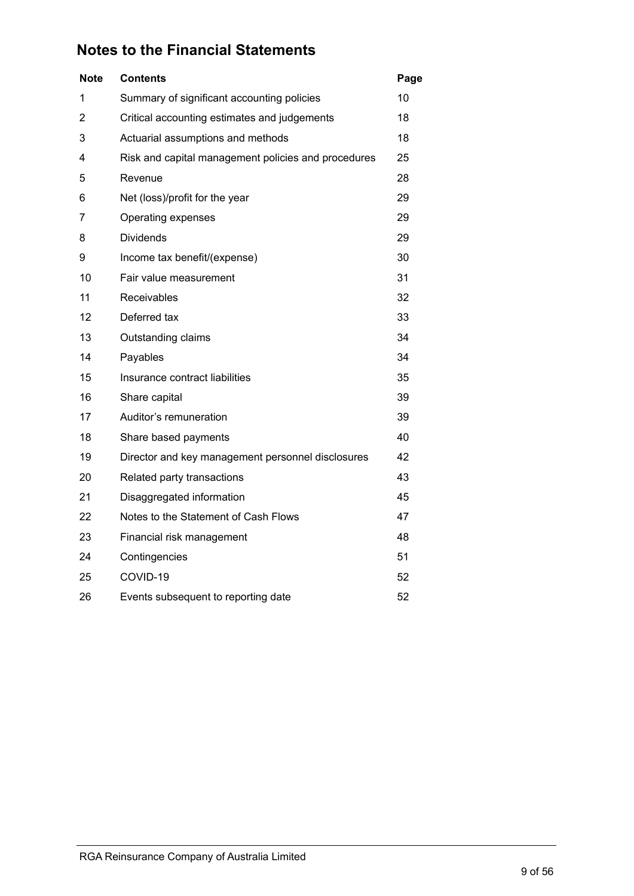## Notes to the Financial Statements

| Note | Contents | Page |
|---|---|---|
| 1 | Summary of significant accounting policies | 10 |
| 2 | Critical accounting estimates and judgements | 18 |
| 3 | Actuarial assumptions and methods | 18 |
| 4 | Risk and capital management policies and procedures | 25 |
| 5 | Revenue | 28 |
| 6 | Net (loss)/profit for the year | 29 |
| 7 | Operating expenses | 29 |
| 8 | Dividends | 29 |
| 9 | Income tax benefit/(expense) | 30 |
| 10 | Fair value measurement | 31 |
| 11 | Receivables | 32 |
| 12 | Deferred tax | 33 |
| 13 | Outstanding claims | 34 |
| 14 | Payables | 34 |
| 15 | Insurance contract liabilities | 35 |
| 16 | Share capital | 39 |
| 17 | Auditor's remuneration | 39 |
| 18 | Share based payments | 40 |
| 19 | Director and key management personnel disclosures | 42 |
| 20 | Related party transactions | 43 |
| 21 | Disaggregated information | 45 |
| 22 | Notes to the Statement of Cash Flows | 47 |
| 23 | Financial risk management | 48 |
| 24 | Contingencies | 51 |
| 25 | COVID-19 | 52 |
| 26 | Events subsequent to reporting date | 52 |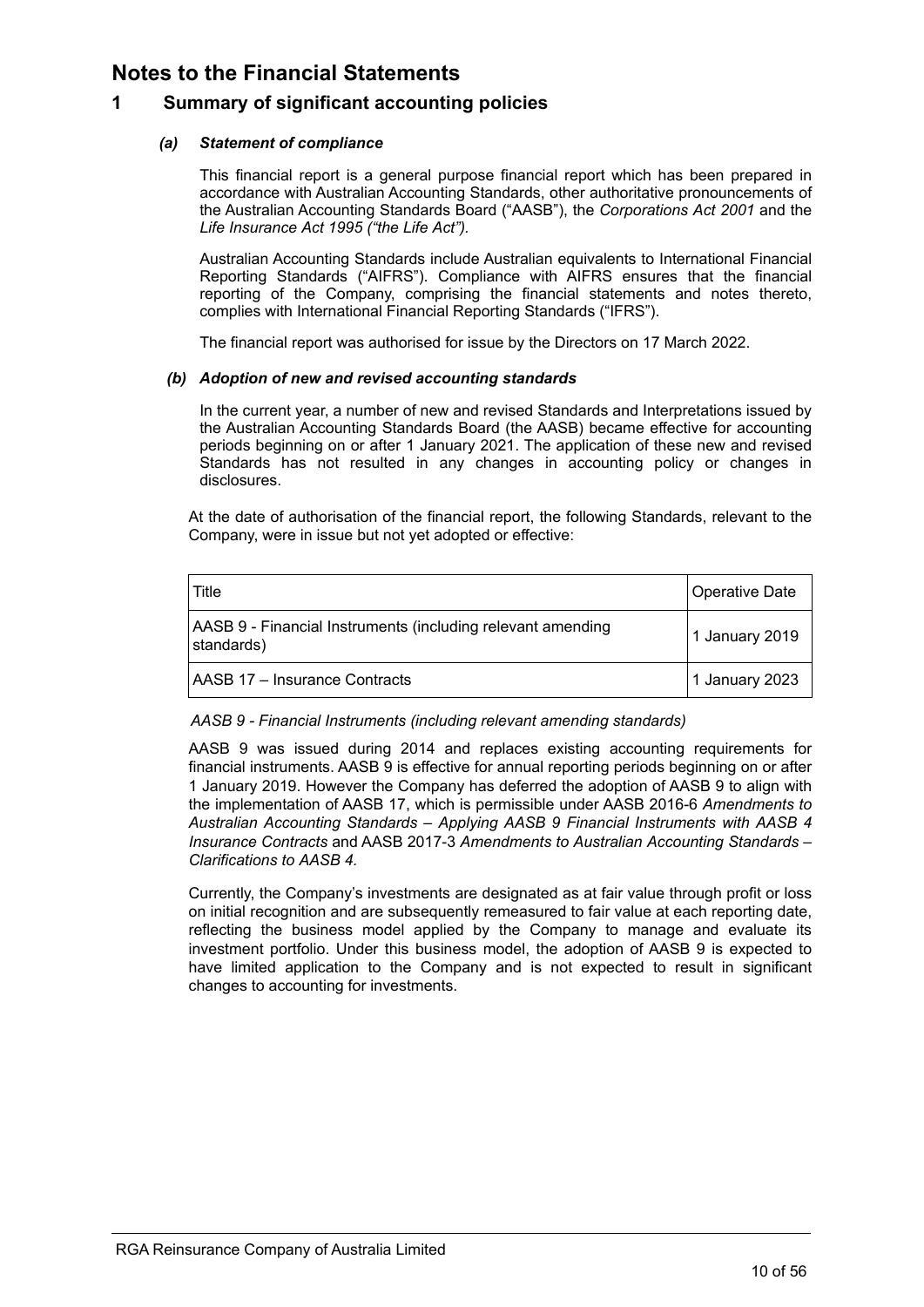# Notes to the Financial Statements

## 1 Summary of significant accounting policies

### *(a) Statement of compliance*

This financial report is a general purpose financial report which has been prepared in accordance with Australian Accounting Standards, other authoritative pronouncements of the Australian Accounting Standards Board ("AASB"), the *Corporations Act 2001* and the *Life Insurance Act 1995 ("the Life Act").*

Australian Accounting Standards include Australian equivalents to International Financial Reporting Standards ("AIFRS"). Compliance with AIFRS ensures that the financial reporting of the Company, comprising the financial statements and notes thereto, complies with International Financial Reporting Standards ("IFRS").

The financial report was authorised for issue by the Directors on 17 March 2022.

### *(b) Adoption of new and revised accounting standards*

In the current year, a number of new and revised Standards and Interpretations issued by the Australian Accounting Standards Board (the AASB) became effective for accounting periods beginning on or after 1 January 2021. The application of these new and revised Standards has not resulted in any changes in accounting policy or changes in disclosures.

At the date of authorisation of the financial report, the following Standards, relevant to the Company, were in issue but not yet adopted or effective:

| Title | Operative Date |
|---|---|
| AASB 9 - Financial Instruments (including relevant amending standards) | 1 January 2019 |
| AASB 17 – Insurance Contracts | 1 January 2023 |

*AASB 9 - Financial Instruments (including relevant amending standards)*

AASB 9 was issued during 2014 and replaces existing accounting requirements for financial instruments. AASB 9 is effective for annual reporting periods beginning on or after 1 January 2019. However the Company has deferred the adoption of AASB 9 to align with the implementation of AASB 17, which is permissible under AASB 2016-6 *Amendments to Australian Accounting Standards – Applying AASB 9 Financial Instruments with AASB 4 Insurance Contracts* and AASB 2017-3 *Amendments to Australian Accounting Standards – Clarifications to AASB 4.*

Currently, the Company's investments are designated as at fair value through profit or loss on initial recognition and are subsequently remeasured to fair value at each reporting date, reflecting the business model applied by the Company to manage and evaluate its investment portfolio. Under this business model, the adoption of AASB 9 is expected to have limited application to the Company and is not expected to result in significant changes to accounting for investments.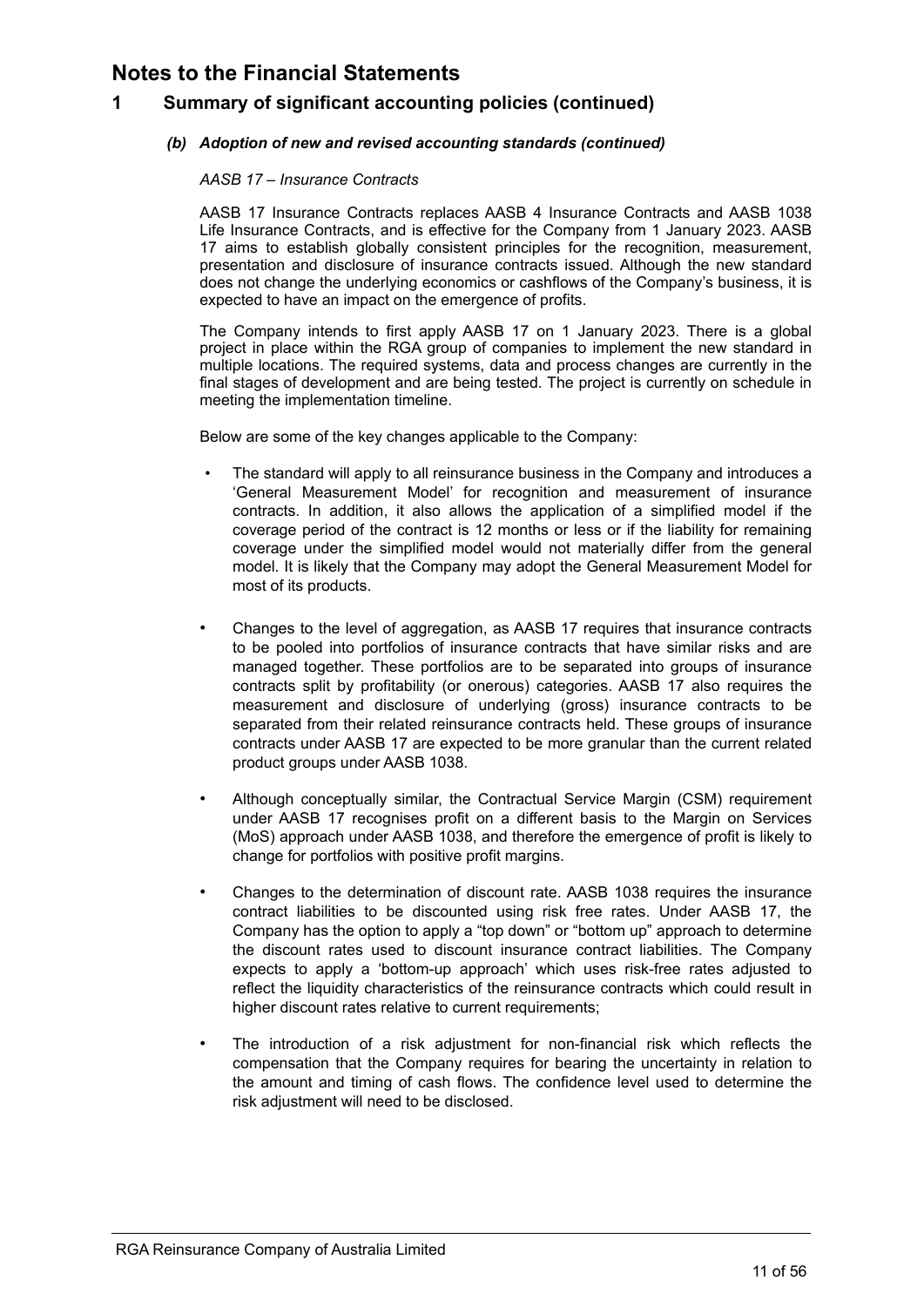# Notes to the Financial Statements

## 1 Summary of significant accounting policies (continued)

### *(b) Adoption of new and revised accounting standards (continued)*

*AASB 17 – Insurance Contracts*

AASB 17 Insurance Contracts replaces AASB 4 Insurance Contracts and AASB 1038 Life Insurance Contracts, and is effective for the Company from 1 January 2023. AASB 17 aims to establish globally consistent principles for the recognition, measurement, presentation and disclosure of insurance contracts issued. Although the new standard does not change the underlying economics or cashflows of the Company's business, it is expected to have an impact on the emergence of profits.

The Company intends to first apply AASB 17 on 1 January 2023. There is a global project in place within the RGA group of companies to implement the new standard in multiple locations. The required systems, data and process changes are currently in the final stages of development and are being tested. The project is currently on schedule in meeting the implementation timeline.

Below are some of the key changes applicable to the Company:

- The standard will apply to all reinsurance business in the Company and introduces a 'General Measurement Model' for recognition and measurement of insurance contracts. In addition, it also allows the application of a simplified model if the coverage period of the contract is 12 months or less or if the liability for remaining coverage under the simplified model would not materially differ from the general model. It is likely that the Company may adopt the General Measurement Model for most of its products.

- Changes to the level of aggregation, as AASB 17 requires that insurance contracts to be pooled into portfolios of insurance contracts that have similar risks and are managed together. These portfolios are to be separated into groups of insurance contracts split by profitability (or onerous) categories. AASB 17 also requires the measurement and disclosure of underlying (gross) insurance contracts to be separated from their related reinsurance contracts held. These groups of insurance contracts under AASB 17 are expected to be more granular than the current related product groups under AASB 1038.

- Although conceptually similar, the Contractual Service Margin (CSM) requirement under AASB 17 recognises profit on a different basis to the Margin on Services (MoS) approach under AASB 1038, and therefore the emergence of profit is likely to change for portfolios with positive profit margins.

- Changes to the determination of discount rate. AASB 1038 requires the insurance contract liabilities to be discounted using risk free rates. Under AASB 17, the Company has the option to apply a "top down" or "bottom up" approach to determine the discount rates used to discount insurance contract liabilities. The Company expects to apply a 'bottom-up approach' which uses risk-free rates adjusted to reflect the liquidity characteristics of the reinsurance contracts which could result in higher discount rates relative to current requirements;

- The introduction of a risk adjustment for non-financial risk which reflects the compensation that the Company requires for bearing the uncertainty in relation to the amount and timing of cash flows. The confidence level used to determine the risk adjustment will need to be disclosed.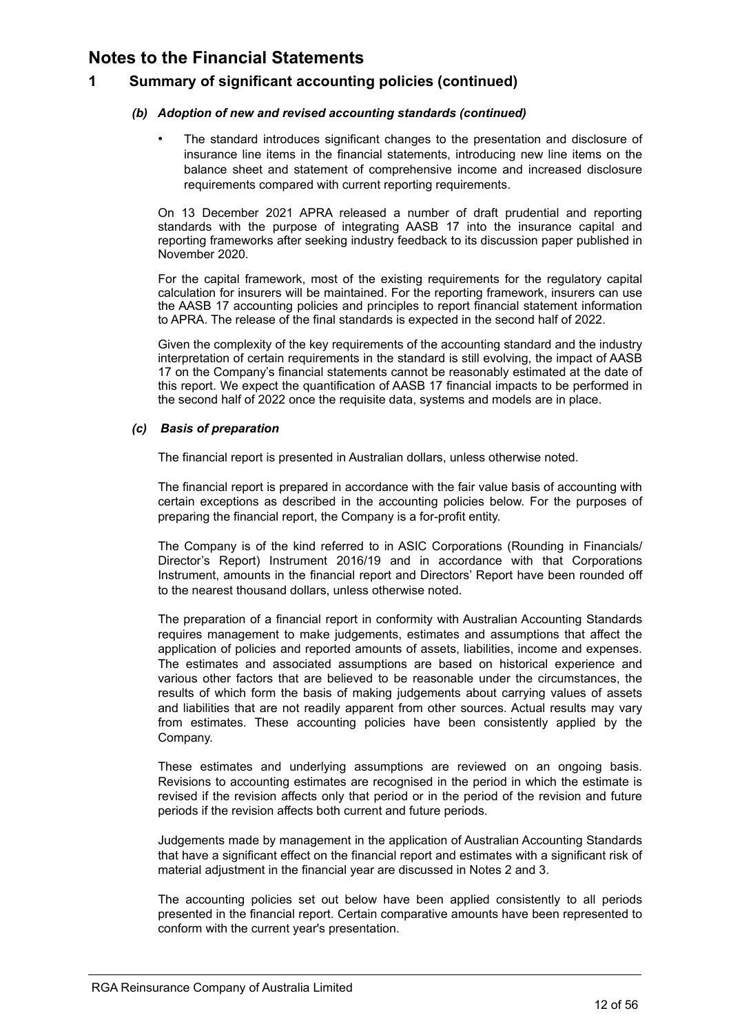# Notes to the Financial Statements

## 1 Summary of significant accounting policies (continued)

### *(b) Adoption of new and revised accounting standards (continued)*

- The standard introduces significant changes to the presentation and disclosure of insurance line items in the financial statements, introducing new line items on the balance sheet and statement of comprehensive income and increased disclosure requirements compared with current reporting requirements.

On 13 December 2021 APRA released a number of draft prudential and reporting standards with the purpose of integrating AASB 17 into the insurance capital and reporting frameworks after seeking industry feedback to its discussion paper published in November 2020.

For the capital framework, most of the existing requirements for the regulatory capital calculation for insurers will be maintained. For the reporting framework, insurers can use the AASB 17 accounting policies and principles to report financial statement information to APRA. The release of the final standards is expected in the second half of 2022.

Given the complexity of the key requirements of the accounting standard and the industry interpretation of certain requirements in the standard is still evolving, the impact of AASB 17 on the Company's financial statements cannot be reasonably estimated at the date of this report. We expect the quantification of AASB 17 financial impacts to be performed in the second half of 2022 once the requisite data, systems and models are in place.

### *(c) Basis of preparation*

The financial report is presented in Australian dollars, unless otherwise noted.

The financial report is prepared in accordance with the fair value basis of accounting with certain exceptions as described in the accounting policies below. For the purposes of preparing the financial report, the Company is a for-profit entity.

The Company is of the kind referred to in ASIC Corporations (Rounding in Financials/ Director's Report) Instrument 2016/19 and in accordance with that Corporations Instrument, amounts in the financial report and Directors' Report have been rounded off to the nearest thousand dollars, unless otherwise noted.

The preparation of a financial report in conformity with Australian Accounting Standards requires management to make judgements, estimates and assumptions that affect the application of policies and reported amounts of assets, liabilities, income and expenses. The estimates and associated assumptions are based on historical experience and various other factors that are believed to be reasonable under the circumstances, the results of which form the basis of making judgements about carrying values of assets and liabilities that are not readily apparent from other sources. Actual results may vary from estimates. These accounting policies have been consistently applied by the Company.

These estimates and underlying assumptions are reviewed on an ongoing basis. Revisions to accounting estimates are recognised in the period in which the estimate is revised if the revision affects only that period or in the period of the revision and future periods if the revision affects both current and future periods.

Judgements made by management in the application of Australian Accounting Standards that have a significant effect on the financial report and estimates with a significant risk of material adjustment in the financial year are discussed in Notes 2 and 3.

The accounting policies set out below have been applied consistently to all periods presented in the financial report. Certain comparative amounts have been represented to conform with the current year's presentation.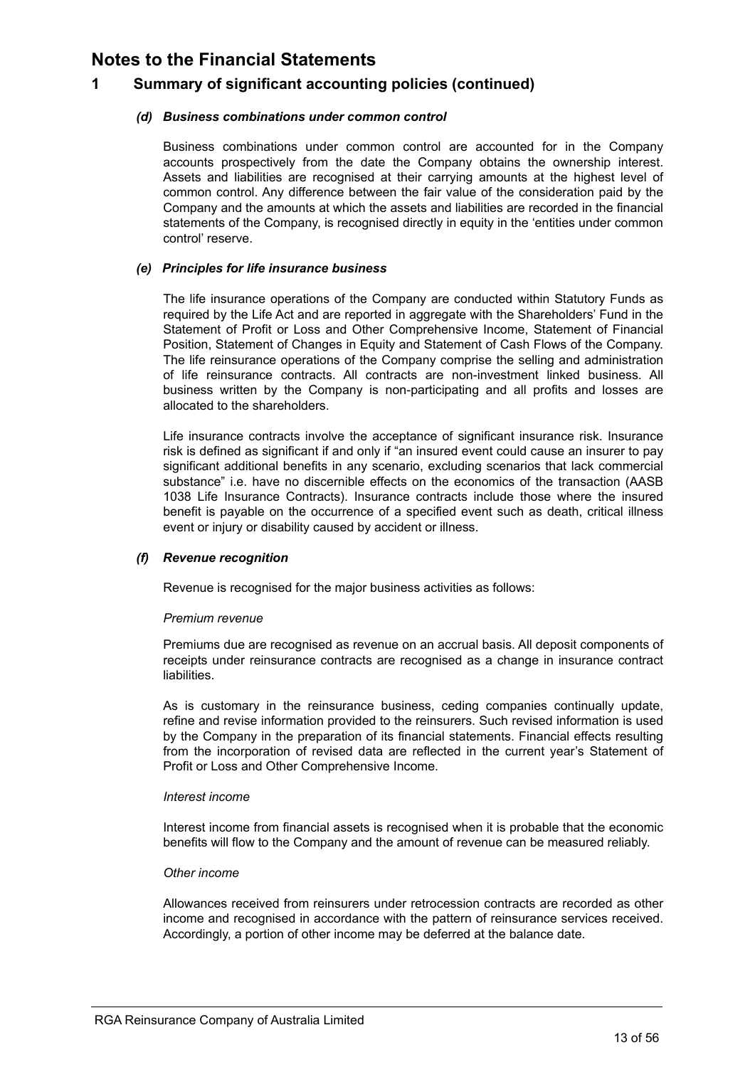# Notes to the Financial Statements

## 1 Summary of significant accounting policies (continued)

### *(d) Business combinations under common control*

Business combinations under common control are accounted for in the Company accounts prospectively from the date the Company obtains the ownership interest. Assets and liabilities are recognised at their carrying amounts at the highest level of common control. Any difference between the fair value of the consideration paid by the Company and the amounts at which the assets and liabilities are recorded in the financial statements of the Company, is recognised directly in equity in the 'entities under common control' reserve.

### *(e) Principles for life insurance business*

The life insurance operations of the Company are conducted within Statutory Funds as required by the Life Act and are reported in aggregate with the Shareholders' Fund in the Statement of Profit or Loss and Other Comprehensive Income, Statement of Financial Position, Statement of Changes in Equity and Statement of Cash Flows of the Company. The life reinsurance operations of the Company comprise the selling and administration of life reinsurance contracts. All contracts are non-investment linked business. All business written by the Company is non-participating and all profits and losses are allocated to the shareholders.

Life insurance contracts involve the acceptance of significant insurance risk. Insurance risk is defined as significant if and only if "an insured event could cause an insurer to pay significant additional benefits in any scenario, excluding scenarios that lack commercial substance" i.e. have no discernible effects on the economics of the transaction (AASB 1038 Life Insurance Contracts). Insurance contracts include those where the insured benefit is payable on the occurrence of a specified event such as death, critical illness event or injury or disability caused by accident or illness.

### *(f) Revenue recognition*

Revenue is recognised for the major business activities as follows:

*Premium revenue*

Premiums due are recognised as revenue on an accrual basis. All deposit components of receipts under reinsurance contracts are recognised as a change in insurance contract liabilities.

As is customary in the reinsurance business, ceding companies continually update, refine and revise information provided to the reinsurers. Such revised information is used by the Company in the preparation of its financial statements. Financial effects resulting from the incorporation of revised data are reflected in the current year's Statement of Profit or Loss and Other Comprehensive Income.

*Interest income*

Interest income from financial assets is recognised when it is probable that the economic benefits will flow to the Company and the amount of revenue can be measured reliably.

*Other income*

Allowances received from reinsurers under retrocession contracts are recorded as other income and recognised in accordance with the pattern of reinsurance services received. Accordingly, a portion of other income may be deferred at the balance date.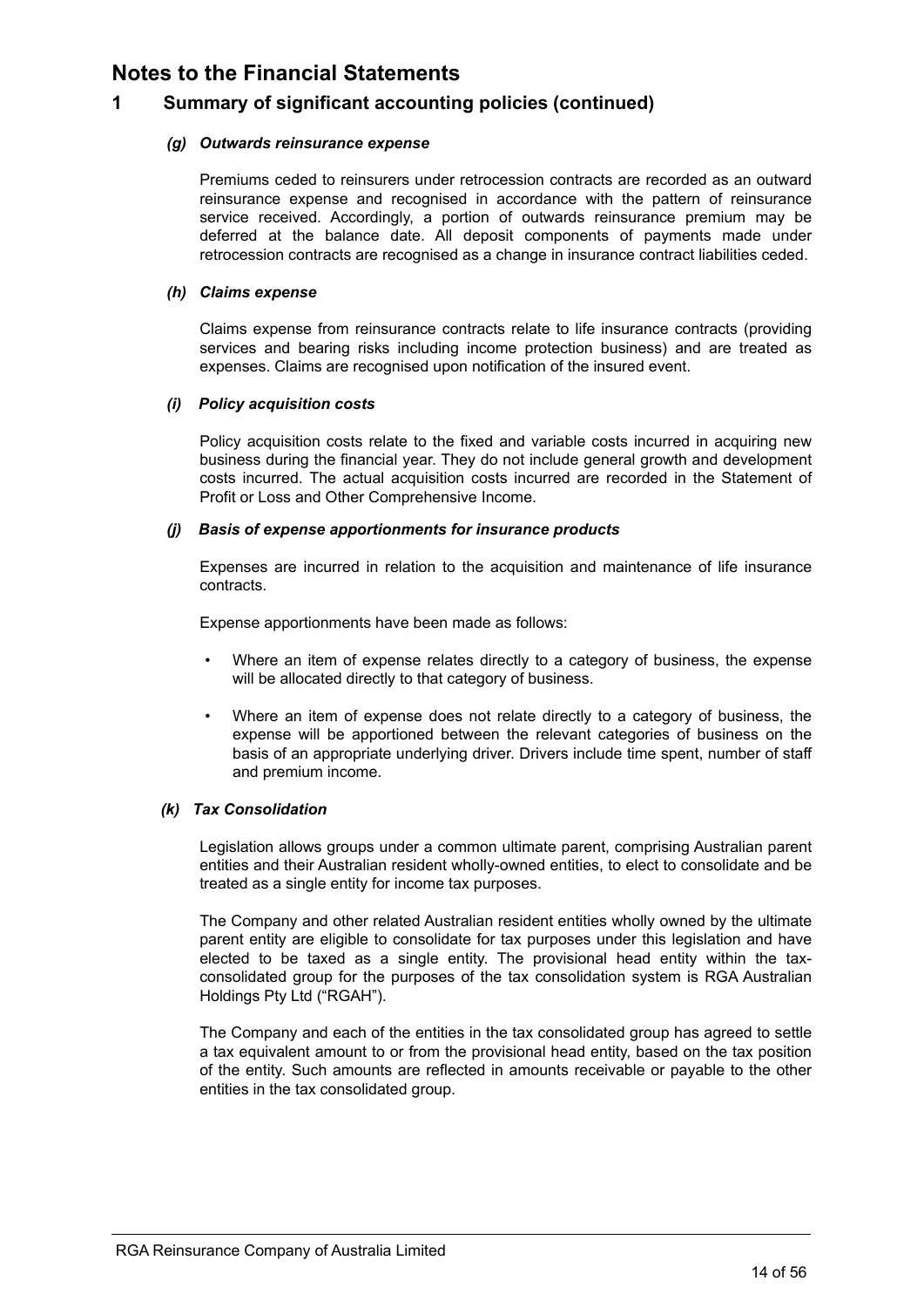# Notes to the Financial Statements

## 1 Summary of significant accounting policies (continued)

### *(g) Outwards reinsurance expense*

Premiums ceded to reinsurers under retrocession contracts are recorded as an outward reinsurance expense and recognised in accordance with the pattern of reinsurance service received. Accordingly, a portion of outwards reinsurance premium may be deferred at the balance date. All deposit components of payments made under retrocession contracts are recognised as a change in insurance contract liabilities ceded.

### *(h) Claims expense*

Claims expense from reinsurance contracts relate to life insurance contracts (providing services and bearing risks including income protection business) and are treated as expenses. Claims are recognised upon notification of the insured event.

### *(i) Policy acquisition costs*

Policy acquisition costs relate to the fixed and variable costs incurred in acquiring new business during the financial year. They do not include general growth and development costs incurred. The actual acquisition costs incurred are recorded in the Statement of Profit or Loss and Other Comprehensive Income.

### *(j) Basis of expense apportionments for insurance products*

Expenses are incurred in relation to the acquisition and maintenance of life insurance contracts.

Expense apportionments have been made as follows:

- Where an item of expense relates directly to a category of business, the expense will be allocated directly to that category of business.
- Where an item of expense does not relate directly to a category of business, the expense will be apportioned between the relevant categories of business on the basis of an appropriate underlying driver. Drivers include time spent, number of staff and premium income.

### *(k) Tax Consolidation*

Legislation allows groups under a common ultimate parent, comprising Australian parent entities and their Australian resident wholly-owned entities, to elect to consolidate and be treated as a single entity for income tax purposes.

The Company and other related Australian resident entities wholly owned by the ultimate parent entity are eligible to consolidate for tax purposes under this legislation and have elected to be taxed as a single entity. The provisional head entity within the tax-consolidated group for the purposes of the tax consolidation system is RGA Australian Holdings Pty Ltd ("RGAH").

The Company and each of the entities in the tax consolidated group has agreed to settle a tax equivalent amount to or from the provisional head entity, based on the tax position of the entity. Such amounts are reflected in amounts receivable or payable to the other entities in the tax consolidated group.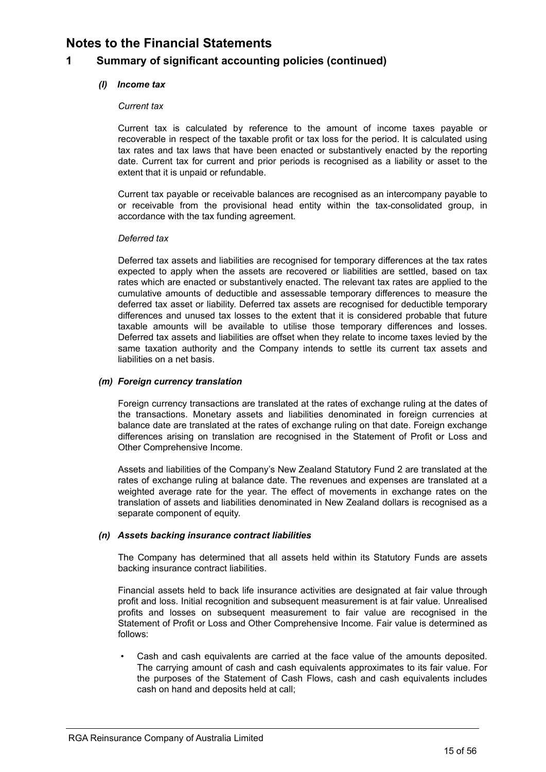# Notes to the Financial Statements

## 1 Summary of significant accounting policies (continued)

### *(l) Income tax*

*Current tax*

Current tax is calculated by reference to the amount of income taxes payable or recoverable in respect of the taxable profit or tax loss for the period. It is calculated using tax rates and tax laws that have been enacted or substantively enacted by the reporting date. Current tax for current and prior periods is recognised as a liability or asset to the extent that it is unpaid or refundable.

Current tax payable or receivable balances are recognised as an intercompany payable to or receivable from the provisional head entity within the tax-consolidated group, in accordance with the tax funding agreement.

*Deferred tax*

Deferred tax assets and liabilities are recognised for temporary differences at the tax rates expected to apply when the assets are recovered or liabilities are settled, based on tax rates which are enacted or substantively enacted. The relevant tax rates are applied to the cumulative amounts of deductible and assessable temporary differences to measure the deferred tax asset or liability. Deferred tax assets are recognised for deductible temporary differences and unused tax losses to the extent that it is considered probable that future taxable amounts will be available to utilise those temporary differences and losses. Deferred tax assets and liabilities are offset when they relate to income taxes levied by the same taxation authority and the Company intends to settle its current tax assets and liabilities on a net basis.

### *(m) Foreign currency translation*

Foreign currency transactions are translated at the rates of exchange ruling at the dates of the transactions. Monetary assets and liabilities denominated in foreign currencies at balance date are translated at the rates of exchange ruling on that date. Foreign exchange differences arising on translation are recognised in the Statement of Profit or Loss and Other Comprehensive Income.

Assets and liabilities of the Company's New Zealand Statutory Fund 2 are translated at the rates of exchange ruling at balance date. The revenues and expenses are translated at a weighted average rate for the year. The effect of movements in exchange rates on the translation of assets and liabilities denominated in New Zealand dollars is recognised as a separate component of equity.

### *(n) Assets backing insurance contract liabilities*

The Company has determined that all assets held within its Statutory Funds are assets backing insurance contract liabilities.

Financial assets held to back life insurance activities are designated at fair value through profit and loss. Initial recognition and subsequent measurement is at fair value. Unrealised profits and losses on subsequent measurement to fair value are recognised in the Statement of Profit or Loss and Other Comprehensive Income. Fair value is determined as follows:

- Cash and cash equivalents are carried at the face value of the amounts deposited. The carrying amount of cash and cash equivalents approximates to its fair value. For the purposes of the Statement of Cash Flows, cash and cash equivalents includes cash on hand and deposits held at call;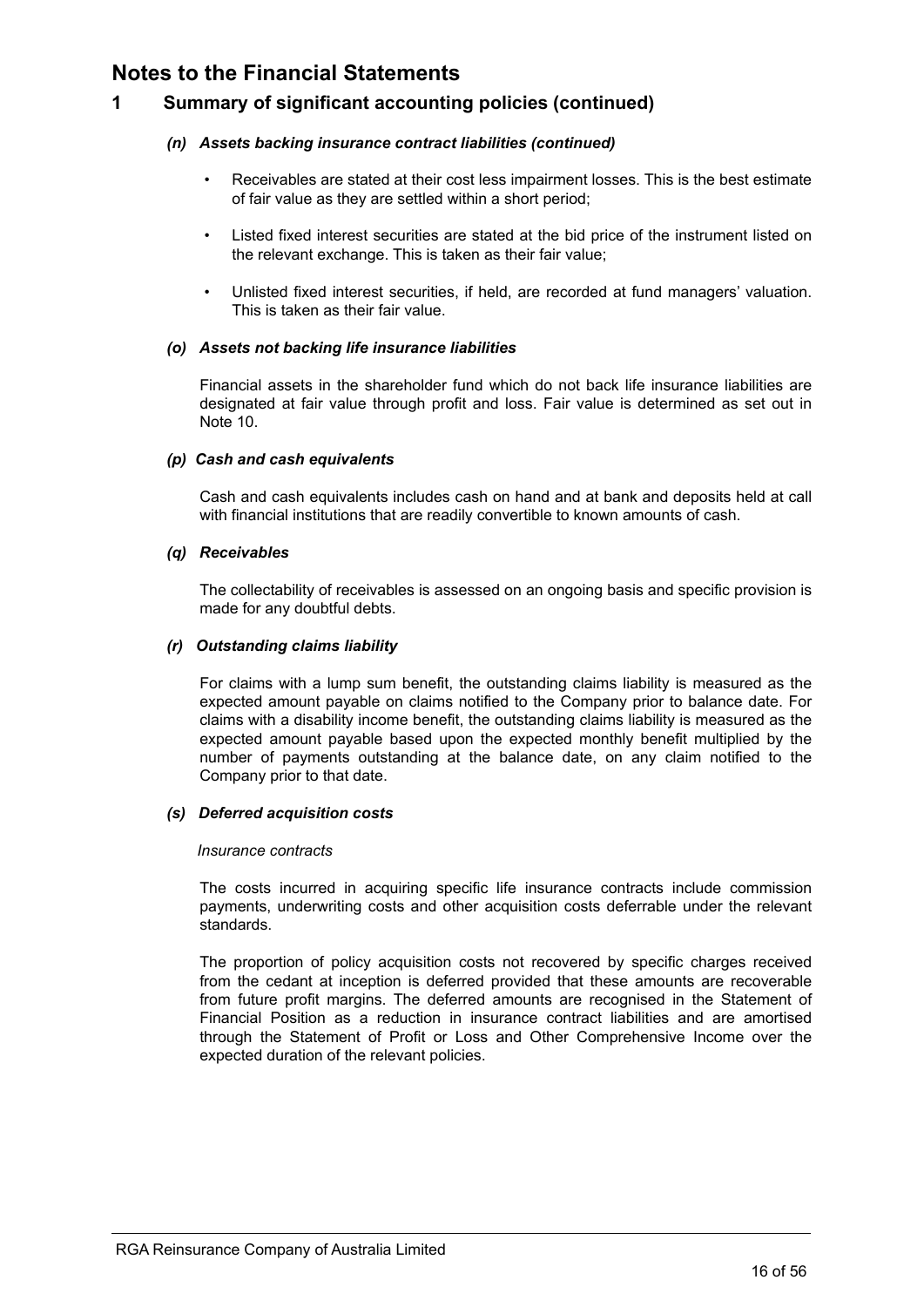# Notes to the Financial Statements

## 1 Summary of significant accounting policies (continued)

### *(n) Assets backing insurance contract liabilities (continued)*

- Receivables are stated at their cost less impairment losses. This is the best estimate of fair value as they are settled within a short period;
- Listed fixed interest securities are stated at the bid price of the instrument listed on the relevant exchange. This is taken as their fair value;
- Unlisted fixed interest securities, if held, are recorded at fund managers' valuation. This is taken as their fair value.

### *(o) Assets not backing life insurance liabilities*

Financial assets in the shareholder fund which do not back life insurance liabilities are designated at fair value through profit and loss. Fair value is determined as set out in Note 10.

### *(p) Cash and cash equivalents*

Cash and cash equivalents includes cash on hand and at bank and deposits held at call with financial institutions that are readily convertible to known amounts of cash.

### *(q) Receivables*

The collectability of receivables is assessed on an ongoing basis and specific provision is made for any doubtful debts.

### *(r) Outstanding claims liability*

For claims with a lump sum benefit, the outstanding claims liability is measured as the expected amount payable on claims notified to the Company prior to balance date. For claims with a disability income benefit, the outstanding claims liability is measured as the expected amount payable based upon the expected monthly benefit multiplied by the number of payments outstanding at the balance date, on any claim notified to the Company prior to that date.

### *(s) Deferred acquisition costs*

*Insurance contracts*

The costs incurred in acquiring specific life insurance contracts include commission payments, underwriting costs and other acquisition costs deferrable under the relevant standards.

The proportion of policy acquisition costs not recovered by specific charges received from the cedant at inception is deferred provided that these amounts are recoverable from future profit margins. The deferred amounts are recognised in the Statement of Financial Position as a reduction in insurance contract liabilities and are amortised through the Statement of Profit or Loss and Other Comprehensive Income over the expected duration of the relevant policies.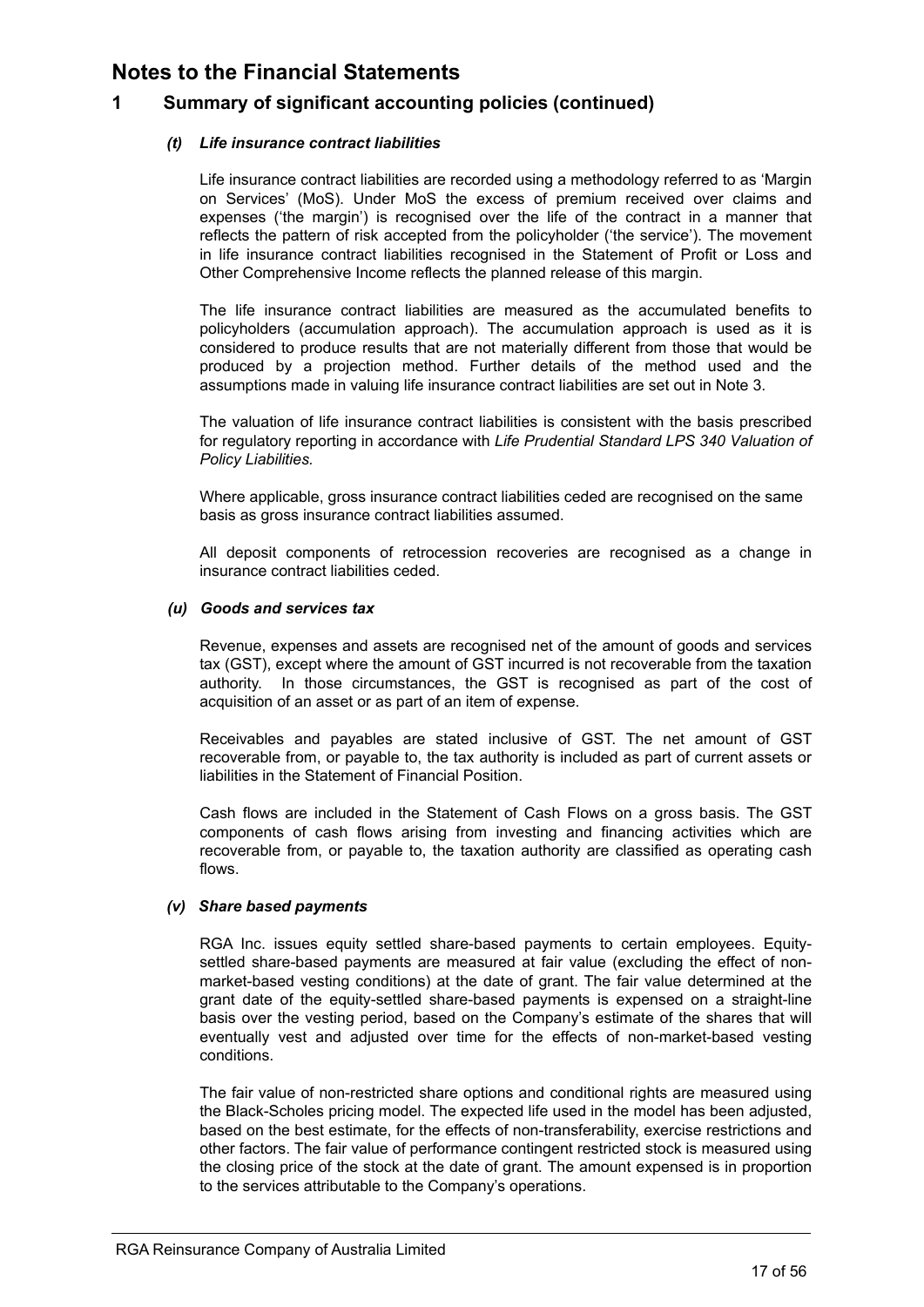# Notes to the Financial Statements

## 1 Summary of significant accounting policies (continued)

### *(t) Life insurance contract liabilities*

Life insurance contract liabilities are recorded using a methodology referred to as 'Margin on Services' (MoS). Under MoS the excess of premium received over claims and expenses ('the margin') is recognised over the life of the contract in a manner that reflects the pattern of risk accepted from the policyholder ('the service'). The movement in life insurance contract liabilities recognised in the Statement of Profit or Loss and Other Comprehensive Income reflects the planned release of this margin.

The life insurance contract liabilities are measured as the accumulated benefits to policyholders (accumulation approach). The accumulation approach is used as it is considered to produce results that are not materially different from those that would be produced by a projection method. Further details of the method used and the assumptions made in valuing life insurance contract liabilities are set out in Note 3.

The valuation of life insurance contract liabilities is consistent with the basis prescribed for regulatory reporting in accordance with *Life Prudential Standard LPS 340 Valuation of Policy Liabilities.*

Where applicable, gross insurance contract liabilities ceded are recognised on the same basis as gross insurance contract liabilities assumed.

All deposit components of retrocession recoveries are recognised as a change in insurance contract liabilities ceded.

### *(u) Goods and services tax*

Revenue, expenses and assets are recognised net of the amount of goods and services tax (GST), except where the amount of GST incurred is not recoverable from the taxation authority. In those circumstances, the GST is recognised as part of the cost of acquisition of an asset or as part of an item of expense.

Receivables and payables are stated inclusive of GST. The net amount of GST recoverable from, or payable to, the tax authority is included as part of current assets or liabilities in the Statement of Financial Position.

Cash flows are included in the Statement of Cash Flows on a gross basis. The GST components of cash flows arising from investing and financing activities which are recoverable from, or payable to, the taxation authority are classified as operating cash flows.

### *(v) Share based payments*

RGA Inc. issues equity settled share-based payments to certain employees. Equity-settled share-based payments are measured at fair value (excluding the effect of non-market-based vesting conditions) at the date of grant. The fair value determined at the grant date of the equity-settled share-based payments is expensed on a straight-line basis over the vesting period, based on the Company's estimate of the shares that will eventually vest and adjusted over time for the effects of non-market-based vesting conditions.

The fair value of non-restricted share options and conditional rights are measured using the Black-Scholes pricing model. The expected life used in the model has been adjusted, based on the best estimate, for the effects of non-transferability, exercise restrictions and other factors. The fair value of performance contingent restricted stock is measured using the closing price of the stock at the date of grant. The amount expensed is in proportion to the services attributable to the Company's operations.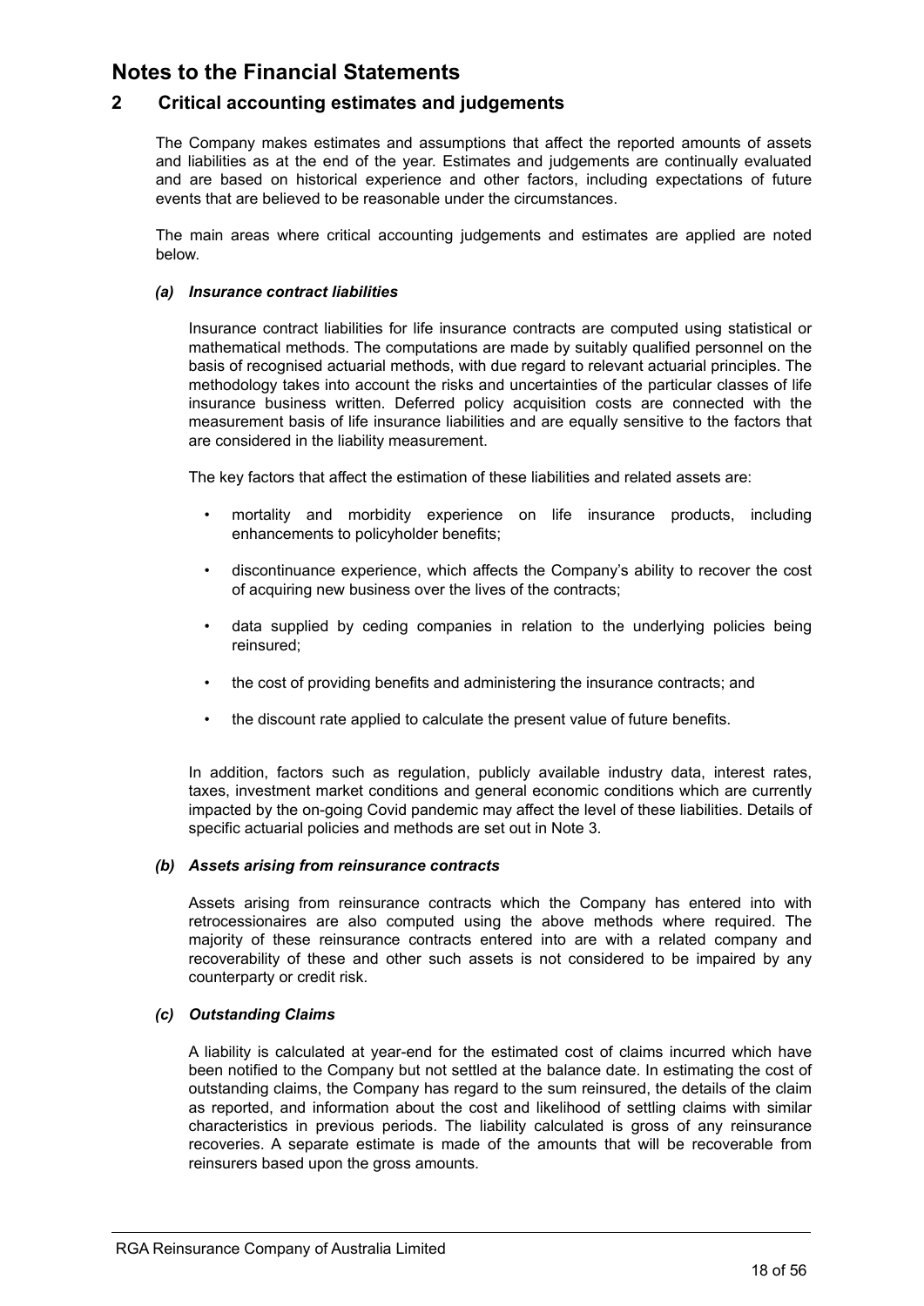# Notes to the Financial Statements

## 2 Critical accounting estimates and judgements

The Company makes estimates and assumptions that affect the reported amounts of assets and liabilities as at the end of the year. Estimates and judgements are continually evaluated and are based on historical experience and other factors, including expectations of future events that are believed to be reasonable under the circumstances.

The main areas where critical accounting judgements and estimates are applied are noted below.

### *(a) Insurance contract liabilities*

Insurance contract liabilities for life insurance contracts are computed using statistical or mathematical methods. The computations are made by suitably qualified personnel on the basis of recognised actuarial methods, with due regard to relevant actuarial principles. The methodology takes into account the risks and uncertainties of the particular classes of life insurance business written. Deferred policy acquisition costs are connected with the measurement basis of life insurance liabilities and are equally sensitive to the factors that are considered in the liability measurement.

The key factors that affect the estimation of these liabilities and related assets are:

- mortality and morbidity experience on life insurance products, including enhancements to policyholder benefits;
- discontinuance experience, which affects the Company's ability to recover the cost of acquiring new business over the lives of the contracts;
- data supplied by ceding companies in relation to the underlying policies being reinsured;
- the cost of providing benefits and administering the insurance contracts; and
- the discount rate applied to calculate the present value of future benefits.

In addition, factors such as regulation, publicly available industry data, interest rates, taxes, investment market conditions and general economic conditions which are currently impacted by the on-going Covid pandemic may affect the level of these liabilities. Details of specific actuarial policies and methods are set out in Note 3.

### *(b) Assets arising from reinsurance contracts*

Assets arising from reinsurance contracts which the Company has entered into with retrocessionaires are also computed using the above methods where required. The majority of these reinsurance contracts entered into are with a related company and recoverability of these and other such assets is not considered to be impaired by any counterparty or credit risk.

### *(c) Outstanding Claims*

A liability is calculated at year-end for the estimated cost of claims incurred which have been notified to the Company but not settled at the balance date. In estimating the cost of outstanding claims, the Company has regard to the sum reinsured, the details of the claim as reported, and information about the cost and likelihood of settling claims with similar characteristics in previous periods. The liability calculated is gross of any reinsurance recoveries. A separate estimate is made of the amounts that will be recoverable from reinsurers based upon the gross amounts.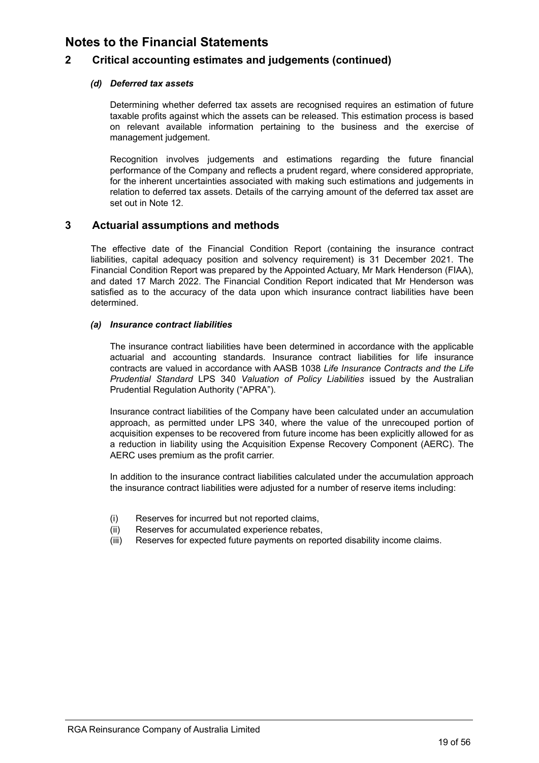# Notes to the Financial Statements

## 2 Critical accounting estimates and judgements (continued)

### *(d) Deferred tax assets*

Determining whether deferred tax assets are recognised requires an estimation of future taxable profits against which the assets can be released. This estimation process is based on relevant available information pertaining to the business and the exercise of management judgement.

Recognition involves judgements and estimations regarding the future financial performance of the Company and reflects a prudent regard, where considered appropriate, for the inherent uncertainties associated with making such estimations and judgements in relation to deferred tax assets. Details of the carrying amount of the deferred tax asset are set out in Note 12.

## 3 Actuarial assumptions and methods

The effective date of the Financial Condition Report (containing the insurance contract liabilities, capital adequacy position and solvency requirement) is 31 December 2021. The Financial Condition Report was prepared by the Appointed Actuary, Mr Mark Henderson (FIAA), and dated 17 March 2022. The Financial Condition Report indicated that Mr Henderson was satisfied as to the accuracy of the data upon which insurance contract liabilities have been determined.

### *(a) Insurance contract liabilities*

The insurance contract liabilities have been determined in accordance with the applicable actuarial and accounting standards. Insurance contract liabilities for life insurance contracts are valued in accordance with AASB 1038 *Life Insurance Contracts and the Life Prudential Standard* LPS 340 *Valuation of Policy Liabilities* issued by the Australian Prudential Regulation Authority ("APRA").

Insurance contract liabilities of the Company have been calculated under an accumulation approach, as permitted under LPS 340, where the value of the unrecouped portion of acquisition expenses to be recovered from future income has been explicitly allowed for as a reduction in liability using the Acquisition Expense Recovery Component (AERC). The AERC uses premium as the profit carrier.

In addition to the insurance contract liabilities calculated under the accumulation approach the insurance contract liabilities were adjusted for a number of reserve items including:

(i) Reserves for incurred but not reported claims,
(ii) Reserves for accumulated experience rebates,
(iii) Reserves for expected future payments on reported disability income claims.

RGA Reinsurance Company of Australia Limited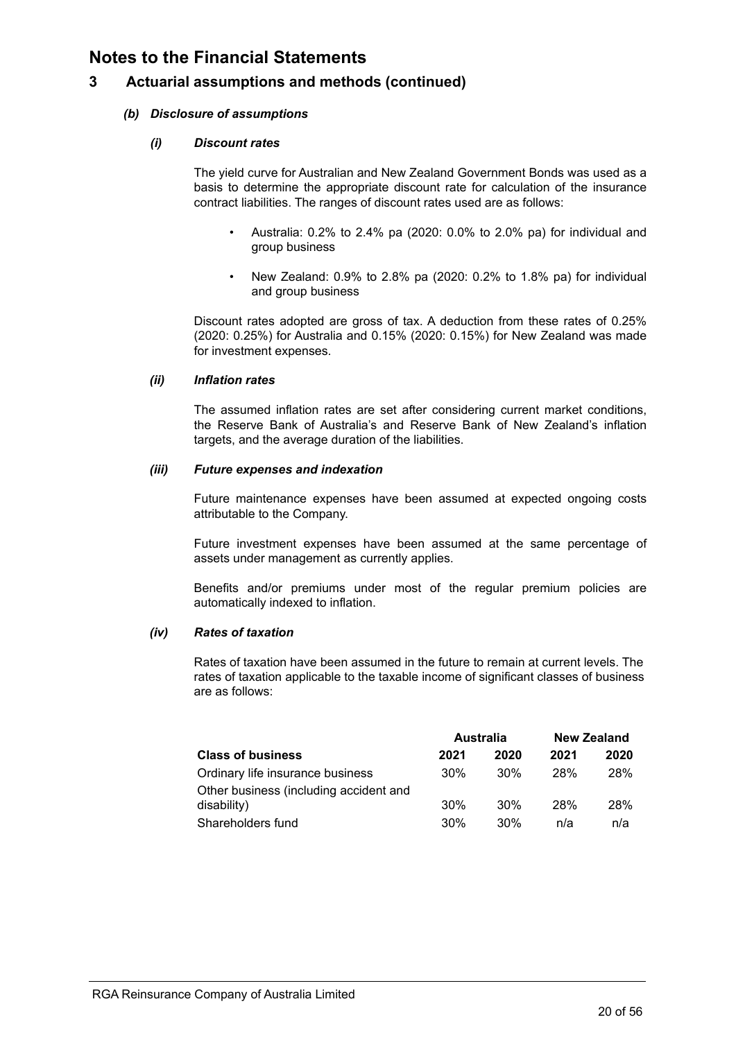# Notes to the Financial Statements

## 3 Actuarial assumptions and methods (continued)

### *(b) Disclosure of assumptions*

#### *(i) Discount rates*

The yield curve for Australian and New Zealand Government Bonds was used as a basis to determine the appropriate discount rate for calculation of the insurance contract liabilities. The ranges of discount rates used are as follows:

- Australia: 0.2% to 2.4% pa (2020: 0.0% to 2.0% pa) for individual and group business
- New Zealand: 0.9% to 2.8% pa (2020: 0.2% to 1.8% pa) for individual and group business

Discount rates adopted are gross of tax. A deduction from these rates of 0.25% (2020: 0.25%) for Australia and 0.15% (2020: 0.15%) for New Zealand was made for investment expenses.

#### *(ii) Inflation rates*

The assumed inflation rates are set after considering current market conditions, the Reserve Bank of Australia's and Reserve Bank of New Zealand's inflation targets, and the average duration of the liabilities.

#### *(iii) Future expenses and indexation*

Future maintenance expenses have been assumed at expected ongoing costs attributable to the Company.

Future investment expenses have been assumed at the same percentage of assets under management as currently applies.

Benefits and/or premiums under most of the regular premium policies are automatically indexed to inflation.

#### *(iv) Rates of taxation*

Rates of taxation have been assumed in the future to remain at current levels. The rates of taxation applicable to the taxable income of significant classes of business are as follows:

| | Australia | | New Zealand | |
|---|---|---|---|---|
| **Class of business** | **2021** | **2020** | **2021** | **2020** |
| Ordinary life insurance business | 30% | 30% | 28% | 28% |
| Other business (including accident and disability) | 30% | 30% | 28% | 28% |
| Shareholders fund | 30% | 30% | n/a | n/a |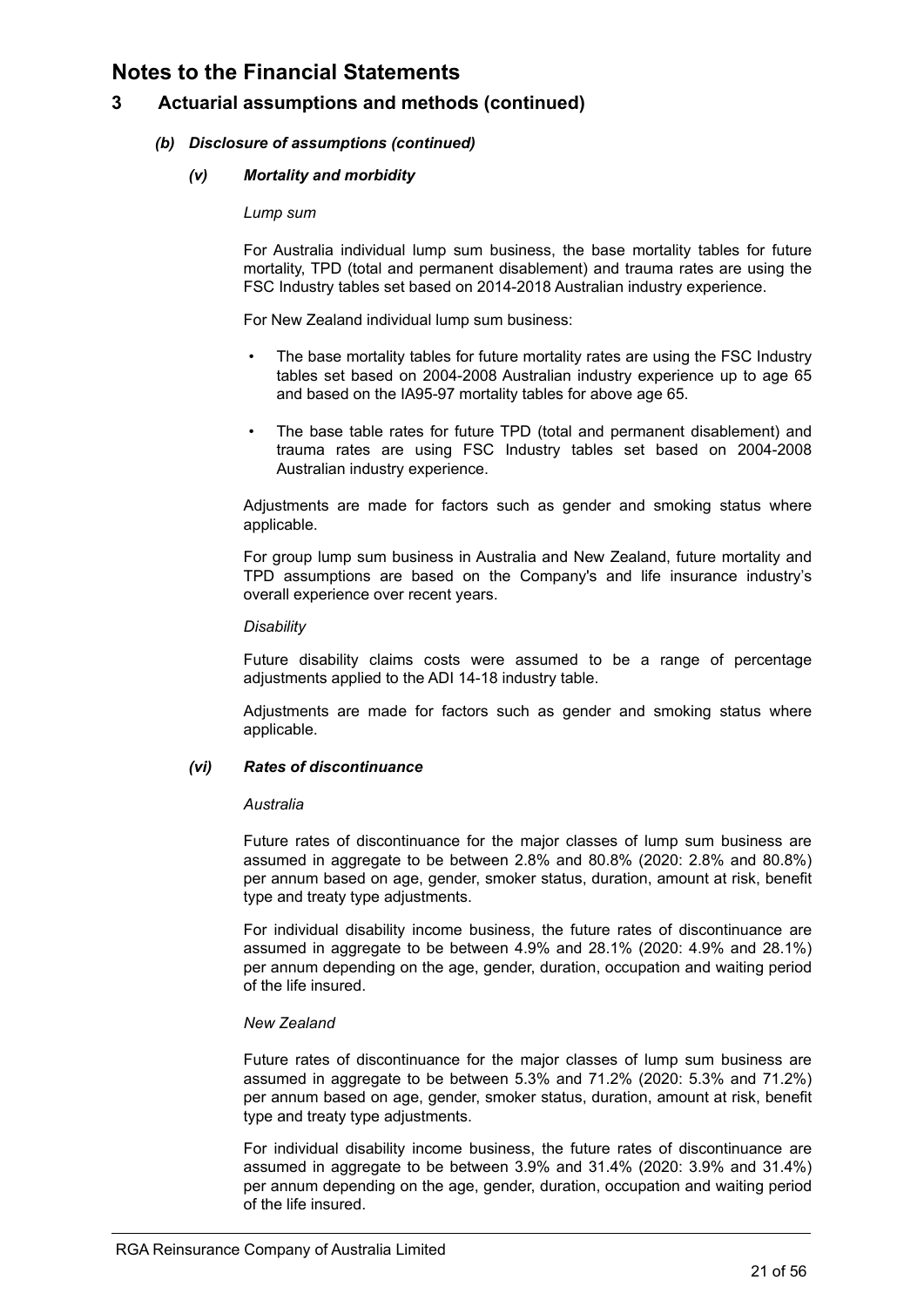# Notes to the Financial Statements

## 3 Actuarial assumptions and methods (continued)

### *(b) Disclosure of assumptions (continued)*

#### *(v) Mortality and morbidity*

*Lump sum*

For Australia individual lump sum business, the base mortality tables for future mortality, TPD (total and permanent disablement) and trauma rates are using the FSC Industry tables set based on 2014-2018 Australian industry experience.

For New Zealand individual lump sum business:

- The base mortality tables for future mortality rates are using the FSC Industry tables set based on 2004-2008 Australian industry experience up to age 65 and based on the IA95-97 mortality tables for above age 65.
- The base table rates for future TPD (total and permanent disablement) and trauma rates are using FSC Industry tables set based on 2004-2008 Australian industry experience.

Adjustments are made for factors such as gender and smoking status where applicable.

For group lump sum business in Australia and New Zealand, future mortality and TPD assumptions are based on the Company's and life insurance industry's overall experience over recent years.

*Disability*

Future disability claims costs were assumed to be a range of percentage adjustments applied to the ADI 14-18 industry table.

Adjustments are made for factors such as gender and smoking status where applicable.

#### *(vi) Rates of discontinuance*

*Australia*

Future rates of discontinuance for the major classes of lump sum business are assumed in aggregate to be between 2.8% and 80.8% (2020: 2.8% and 80.8%) per annum based on age, gender, smoker status, duration, amount at risk, benefit type and treaty type adjustments.

For individual disability income business, the future rates of discontinuance are assumed in aggregate to be between 4.9% and 28.1% (2020: 4.9% and 28.1%) per annum depending on the age, gender, duration, occupation and waiting period of the life insured.

*New Zealand*

Future rates of discontinuance for the major classes of lump sum business are assumed in aggregate to be between 5.3% and 71.2% (2020: 5.3% and 71.2%) per annum based on age, gender, smoker status, duration, amount at risk, benefit type and treaty type adjustments.

For individual disability income business, the future rates of discontinuance are assumed in aggregate to be between 3.9% and 31.4% (2020: 3.9% and 31.4%) per annum depending on the age, gender, duration, occupation and waiting period of the life insured.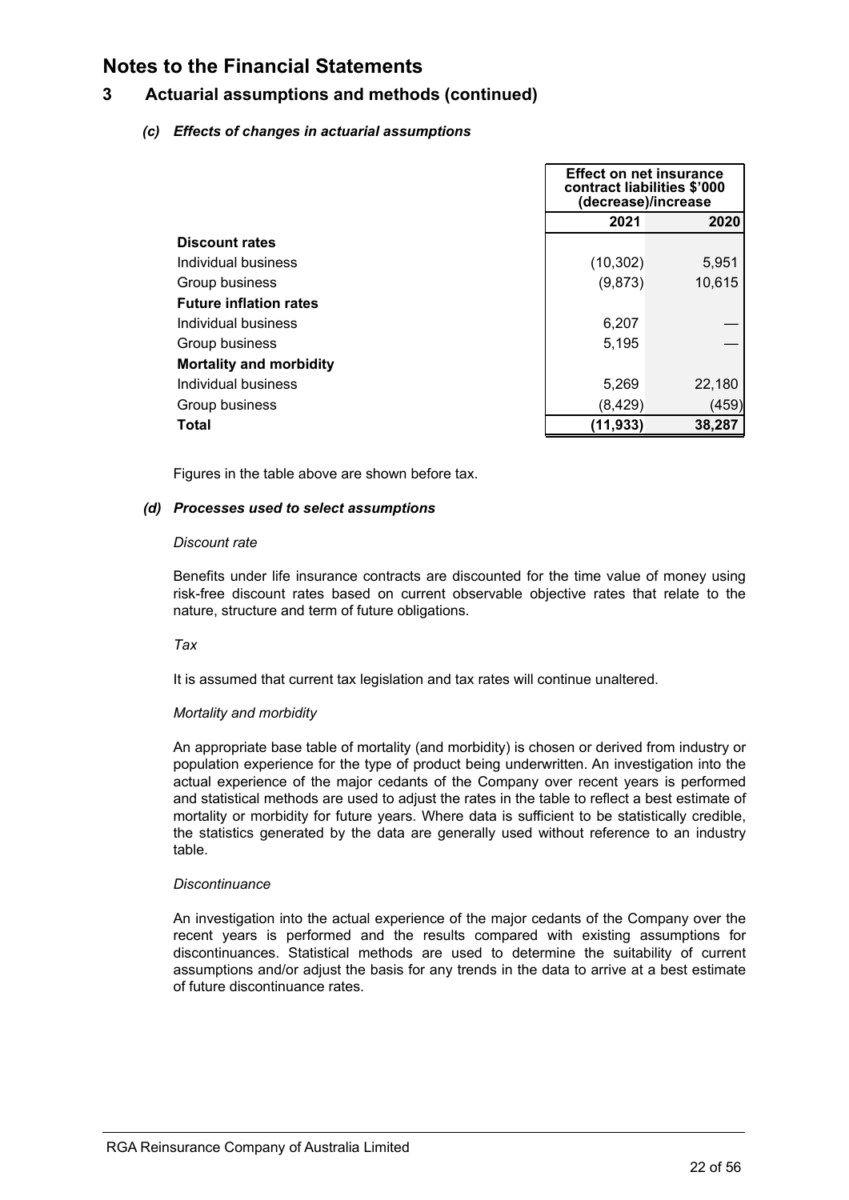# Notes to the Financial Statements

## 3 Actuarial assumptions and methods (continued)

### *(c) Effects of changes in actuarial assumptions*

| | Effect on net insurance contract liabilities $'000 (decrease)/increase | |
|---|---|---|
| | **2021** | **2020** |
| **Discount rates** | | |
| Individual business | (10,302) | 5,951 |
| Group business | (9,873) | 10,615 |
| **Future inflation rates** | | |
| Individual business | 6,207 | — |
| Group business | 5,195 | — |
| **Mortality and morbidity** | | |
| Individual business | 5,269 | 22,180 |
| Group business | (8,429) | (459) |
| **Total** | **(11,933)** | **38,287** |

Figures in the table above are shown before tax.

### *(d) Processes used to select assumptions*

*Discount rate*

Benefits under life insurance contracts are discounted for the time value of money using risk-free discount rates based on current observable objective rates that relate to the nature, structure and term of future obligations.

*Tax*

It is assumed that current tax legislation and tax rates will continue unaltered.

*Mortality and morbidity*

An appropriate base table of mortality (and morbidity) is chosen or derived from industry or population experience for the type of product being underwritten. An investigation into the actual experience of the major cedants of the Company over recent years is performed and statistical methods are used to adjust the rates in the table to reflect a best estimate of mortality or morbidity for future years. Where data is sufficient to be statistically credible, the statistics generated by the data are generally used without reference to an industry table.

*Discontinuance*

An investigation into the actual experience of the major cedants of the Company over the recent years is performed and the results compared with existing assumptions for discontinuances. Statistical methods are used to determine the suitability of current assumptions and/or adjust the basis for any trends in the data to arrive at a best estimate of future discontinuance rates.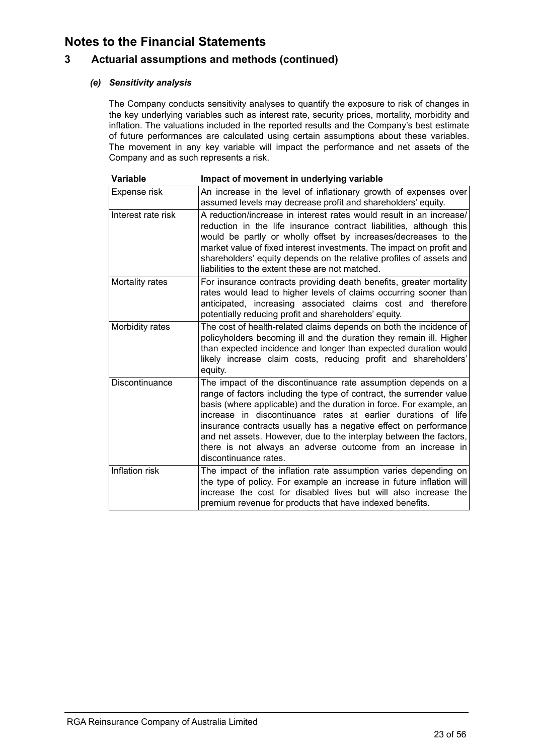# Notes to the Financial Statements

## 3 Actuarial assumptions and methods (continued)

### *(e) Sensitivity analysis*

The Company conducts sensitivity analyses to quantify the exposure to risk of changes in the key underlying variables such as interest rate, security prices, mortality, morbidity and inflation. The valuations included in the reported results and the Company's best estimate of future performances are calculated using certain assumptions about these variables. The movement in any key variable will impact the performance and net assets of the Company and as such represents a risk.

| Variable | Impact of movement in underlying variable |
| --- | --- |
| Expense risk | An increase in the level of inflationary growth of expenses over assumed levels may decrease profit and shareholders' equity. |
| Interest rate risk | A reduction/increase in interest rates would result in an increase/ reduction in the life insurance contract liabilities, although this would be partly or wholly offset by increases/decreases to the market value of fixed interest investments. The impact on profit and shareholders' equity depends on the relative profiles of assets and liabilities to the extent these are not matched. |
| Mortality rates | For insurance contracts providing death benefits, greater mortality rates would lead to higher levels of claims occurring sooner than anticipated, increasing associated claims cost and therefore potentially reducing profit and shareholders' equity. |
| Morbidity rates | The cost of health-related claims depends on both the incidence of policyholders becoming ill and the duration they remain ill. Higher than expected incidence and longer than expected duration would likely increase claim costs, reducing profit and shareholders' equity. |
| Discontinuance | The impact of the discontinuance rate assumption depends on a range of factors including the type of contract, the surrender value basis (where applicable) and the duration in force. For example, an increase in discontinuance rates at earlier durations of life insurance contracts usually has a negative effect on performance and net assets. However, due to the interplay between the factors, there is not always an adverse outcome from an increase in discontinuance rates. |
| Inflation risk | The impact of the inflation rate assumption varies depending on the type of policy. For example an increase in future inflation will increase the cost for disabled lives but will also increase the premium revenue for products that have indexed benefits. |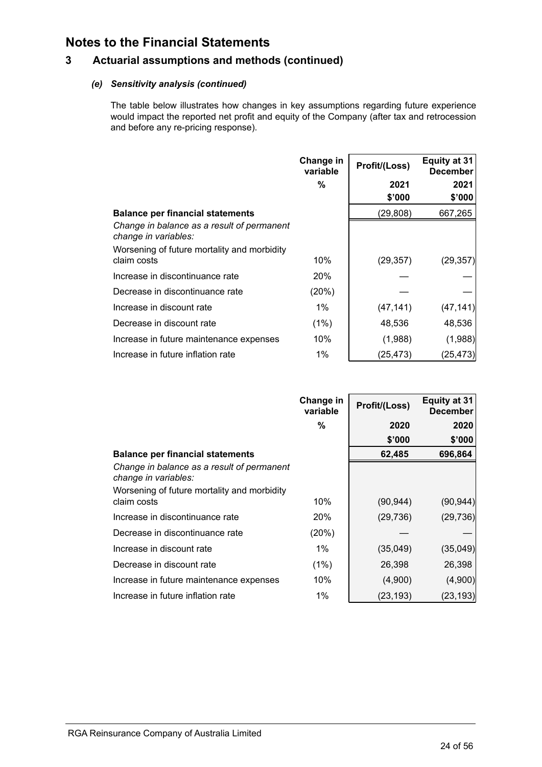# Notes to the Financial Statements

## 3 Actuarial assumptions and methods (continued)

### *(e) Sensitivity analysis (continued)*

The table below illustrates how changes in key assumptions regarding future experience would impact the reported net profit and equity of the Company (after tax and retrocession and before any re-pricing response).

| | Change in variable | Profit/(Loss) | Equity at 31 December |
|---|---|---|---|
| | % | 2021 | 2021 |
| | | $'000 | $'000 |
| **Balance per financial statements** | | (29,808) | 667,265 |
| *Change in balance as a result of permanent change in variables:* | | | |
| Worsening of future mortality and morbidity claim costs | 10% | (29,357) | (29,357) |
| Increase in discontinuance rate | 20% | — | — |
| Decrease in discontinuance rate | (20%) | — | — |
| Increase in discount rate | 1% | (47,141) | (47,141) |
| Decrease in discount rate | (1%) | 48,536 | 48,536 |
| Increase in future maintenance expenses | 10% | (1,988) | (1,988) |
| Increase in future inflation rate | 1% | (25,473) | (25,473) |

| | Change in variable | Profit/(Loss) | Equity at 31 December |
|---|---|---|---|
| | % | 2020 | 2020 |
| | | $'000 | $'000 |
| **Balance per financial statements** | | **62,485** | **696,864** |
| *Change in balance as a result of permanent change in variables:* | | | |
| Worsening of future mortality and morbidity claim costs | 10% | (90,944) | (90,944) |
| Increase in discontinuance rate | 20% | (29,736) | (29,736) |
| Decrease in discontinuance rate | (20%) | — | — |
| Increase in discount rate | 1% | (35,049) | (35,049) |
| Decrease in discount rate | (1%) | 26,398 | 26,398 |
| Increase in future maintenance expenses | 10% | (4,900) | (4,900) |
| Increase in future inflation rate | 1% | (23,193) | (23,193) |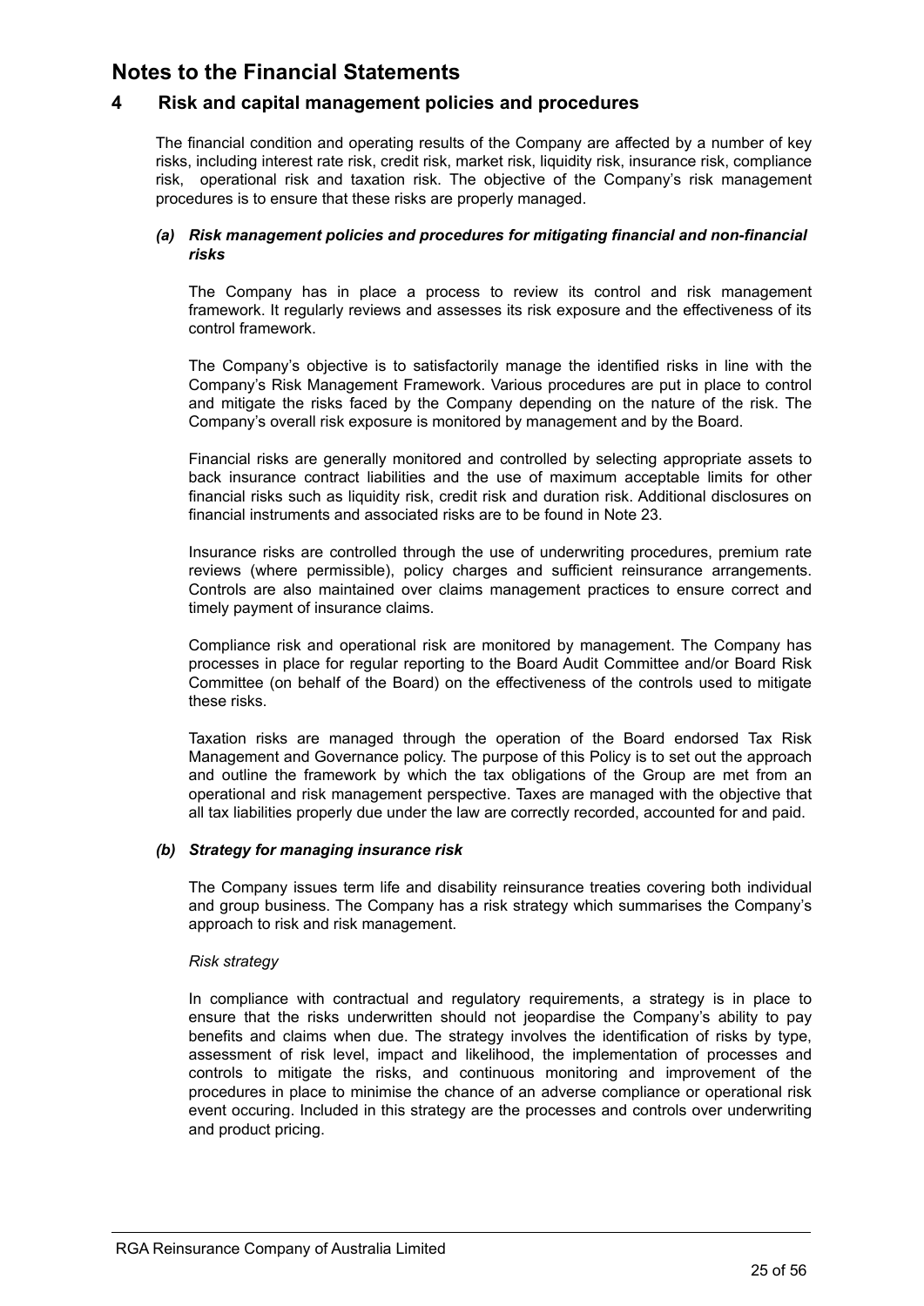# Notes to the Financial Statements

## 4 Risk and capital management policies and procedures

The financial condition and operating results of the Company are affected by a number of key risks, including interest rate risk, credit risk, market risk, liquidity risk, insurance risk, compliance risk, operational risk and taxation risk. The objective of the Company's risk management procedures is to ensure that these risks are properly managed.

### *(a) Risk management policies and procedures for mitigating financial and non-financial risks*

The Company has in place a process to review its control and risk management framework. It regularly reviews and assesses its risk exposure and the effectiveness of its control framework.

The Company's objective is to satisfactorily manage the identified risks in line with the Company's Risk Management Framework. Various procedures are put in place to control and mitigate the risks faced by the Company depending on the nature of the risk. The Company's overall risk exposure is monitored by management and by the Board.

Financial risks are generally monitored and controlled by selecting appropriate assets to back insurance contract liabilities and the use of maximum acceptable limits for other financial risks such as liquidity risk, credit risk and duration risk. Additional disclosures on financial instruments and associated risks are to be found in Note 23.

Insurance risks are controlled through the use of underwriting procedures, premium rate reviews (where permissible), policy charges and sufficient reinsurance arrangements. Controls are also maintained over claims management practices to ensure correct and timely payment of insurance claims.

Compliance risk and operational risk are monitored by management. The Company has processes in place for regular reporting to the Board Audit Committee and/or Board Risk Committee (on behalf of the Board) on the effectiveness of the controls used to mitigate these risks.

Taxation risks are managed through the operation of the Board endorsed Tax Risk Management and Governance policy. The purpose of this Policy is to set out the approach and outline the framework by which the tax obligations of the Group are met from an operational and risk management perspective. Taxes are managed with the objective that all tax liabilities properly due under the law are correctly recorded, accounted for and paid.

### *(b) Strategy for managing insurance risk*

The Company issues term life and disability reinsurance treaties covering both individual and group business. The Company has a risk strategy which summarises the Company's approach to risk and risk management.

*Risk strategy*

In compliance with contractual and regulatory requirements, a strategy is in place to ensure that the risks underwritten should not jeopardise the Company's ability to pay benefits and claims when due. The strategy involves the identification of risks by type, assessment of risk level, impact and likelihood, the implementation of processes and controls to mitigate the risks, and continuous monitoring and improvement of the procedures in place to minimise the chance of an adverse compliance or operational risk event occuring. Included in this strategy are the processes and controls over underwriting and product pricing.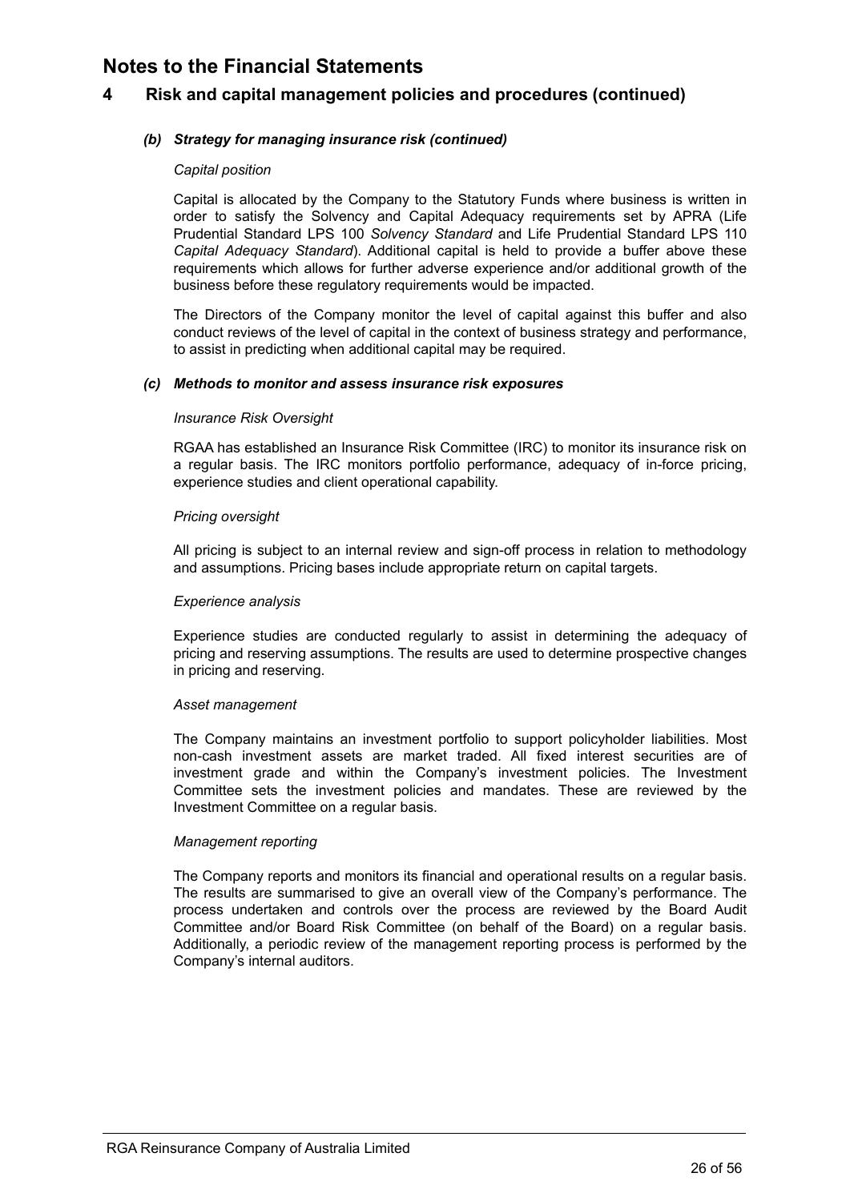# Notes to the Financial Statements

## 4 Risk and capital management policies and procedures (continued)

### *(b) Strategy for managing insurance risk (continued)*

*Capital position*

Capital is allocated by the Company to the Statutory Funds where business is written in order to satisfy the Solvency and Capital Adequacy requirements set by APRA (Life Prudential Standard LPS 100 *Solvency Standard* and Life Prudential Standard LPS 110 *Capital Adequacy Standard*). Additional capital is held to provide a buffer above these requirements which allows for further adverse experience and/or additional growth of the business before these regulatory requirements would be impacted.

The Directors of the Company monitor the level of capital against this buffer and also conduct reviews of the level of capital in the context of business strategy and performance, to assist in predicting when additional capital may be required.

### *(c) Methods to monitor and assess insurance risk exposures*

*Insurance Risk Oversight*

RGAA has established an Insurance Risk Committee (IRC) to monitor its insurance risk on a regular basis. The IRC monitors portfolio performance, adequacy of in-force pricing, experience studies and client operational capability.

*Pricing oversight*

All pricing is subject to an internal review and sign-off process in relation to methodology and assumptions. Pricing bases include appropriate return on capital targets.

*Experience analysis*

Experience studies are conducted regularly to assist in determining the adequacy of pricing and reserving assumptions. The results are used to determine prospective changes in pricing and reserving.

*Asset management*

The Company maintains an investment portfolio to support policyholder liabilities. Most non-cash investment assets are market traded. All fixed interest securities are of investment grade and within the Company's investment policies. The Investment Committee sets the investment policies and mandates. These are reviewed by the Investment Committee on a regular basis.

*Management reporting*

The Company reports and monitors its financial and operational results on a regular basis. The results are summarised to give an overall view of the Company's performance. The process undertaken and controls over the process are reviewed by the Board Audit Committee and/or Board Risk Committee (on behalf of the Board) on a regular basis. Additionally, a periodic review of the management reporting process is performed by the Company's internal auditors.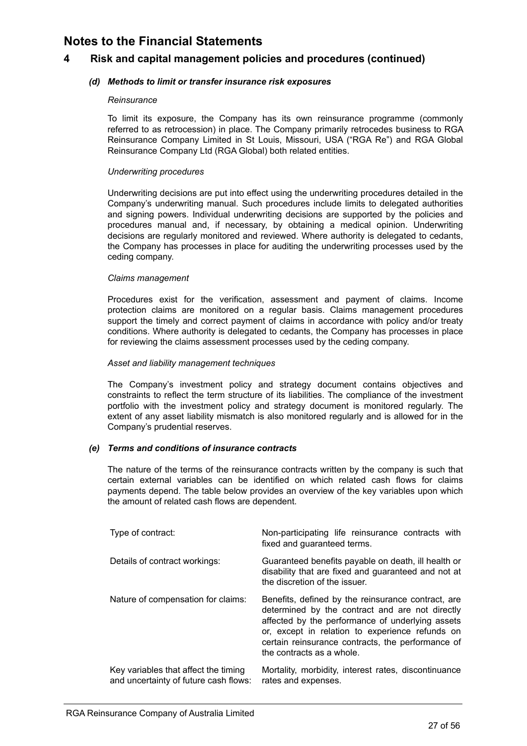# Notes to the Financial Statements

## 4 Risk and capital management policies and procedures (continued)

### *(d) Methods to limit or transfer insurance risk exposures*

*Reinsurance*

To limit its exposure, the Company has its own reinsurance programme (commonly referred to as retrocession) in place. The Company primarily retrocedes business to RGA Reinsurance Company Limited in St Louis, Missouri, USA ("RGA Re") and RGA Global Reinsurance Company Ltd (RGA Global) both related entities.

*Underwriting procedures*

Underwriting decisions are put into effect using the underwriting procedures detailed in the Company's underwriting manual. Such procedures include limits to delegated authorities and signing powers. Individual underwriting decisions are supported by the policies and procedures manual and, if necessary, by obtaining a medical opinion. Underwriting decisions are regularly monitored and reviewed. Where authority is delegated to cedants, the Company has processes in place for auditing the underwriting processes used by the ceding company.

*Claims management*

Procedures exist for the verification, assessment and payment of claims. Income protection claims are monitored on a regular basis. Claims management procedures support the timely and correct payment of claims in accordance with policy and/or treaty conditions. Where authority is delegated to cedants, the Company has processes in place for reviewing the claims assessment processes used by the ceding company.

*Asset and liability management techniques*

The Company's investment policy and strategy document contains objectives and constraints to reflect the term structure of its liabilities. The compliance of the investment portfolio with the investment policy and strategy document is monitored regularly. The extent of any asset liability mismatch is also monitored regularly and is allowed for in the Company's prudential reserves.

### *(e) Terms and conditions of insurance contracts*

The nature of the terms of the reinsurance contracts written by the company is such that certain external variables can be identified on which related cash flows for claims payments depend. The table below provides an overview of the key variables upon which the amount of related cash flows are dependent.

| | |
|---|---|
| Type of contract: | Non-participating life reinsurance contracts with fixed and guaranteed terms. |
| Details of contract workings: | Guaranteed benefits payable on death, ill health or disability that are fixed and guaranteed and not at the discretion of the issuer. |
| Nature of compensation for claims: | Benefits, defined by the reinsurance contract, are determined by the contract and are not directly affected by the performance of underlying assets or, except in relation to experience refunds on certain reinsurance contracts, the performance of the contracts as a whole. |
| Key variables that affect the timing and uncertainty of future cash flows: | Mortality, morbidity, interest rates, discontinuance rates and expenses. |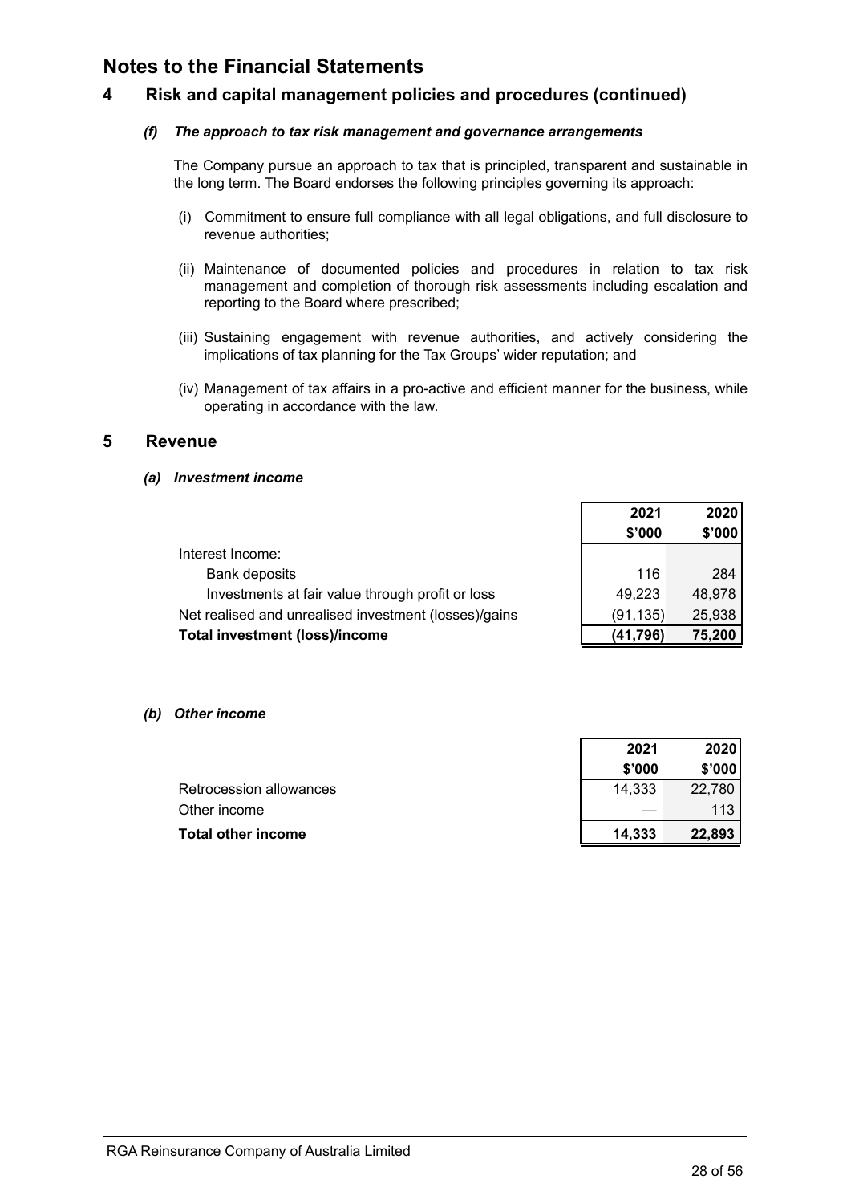# Notes to the Financial Statements

## 4 Risk and capital management policies and procedures (continued)

### *(f) The approach to tax risk management and governance arrangements*

The Company pursue an approach to tax that is principled, transparent and sustainable in the long term. The Board endorses the following principles governing its approach:

(i) Commitment to ensure full compliance with all legal obligations, and full disclosure to revenue authorities;

(ii) Maintenance of documented policies and procedures in relation to tax risk management and completion of thorough risk assessments including escalation and reporting to the Board where prescribed;

(iii) Sustaining engagement with revenue authorities, and actively considering the implications of tax planning for the Tax Groups' wider reputation; and

(iv) Management of tax affairs in a pro-active and efficient manner for the business, while operating in accordance with the law.

## 5 Revenue

### *(a) Investment income*

| | 2021<br>$'000 | 2020<br>$'000 |
|---|---|---|
| Interest Income: | | |
| Bank deposits | 116 | 284 |
| Investments at fair value through profit or loss | 49,223 | 48,978 |
| Net realised and unrealised investment (losses)/gains | (91,135) | 25,938 |
| **Total investment (loss)/income** | **(41,796)** | **75,200** |

### *(b) Other income*

| | 2021<br>$'000 | 2020<br>$'000 |
|---|---|---|
| Retrocession allowances | 14,333 | 22,780 |
| Other income | — | 113 |
| **Total other income** | **14,333** | **22,893** |

RGA Reinsurance Company of Australia Limited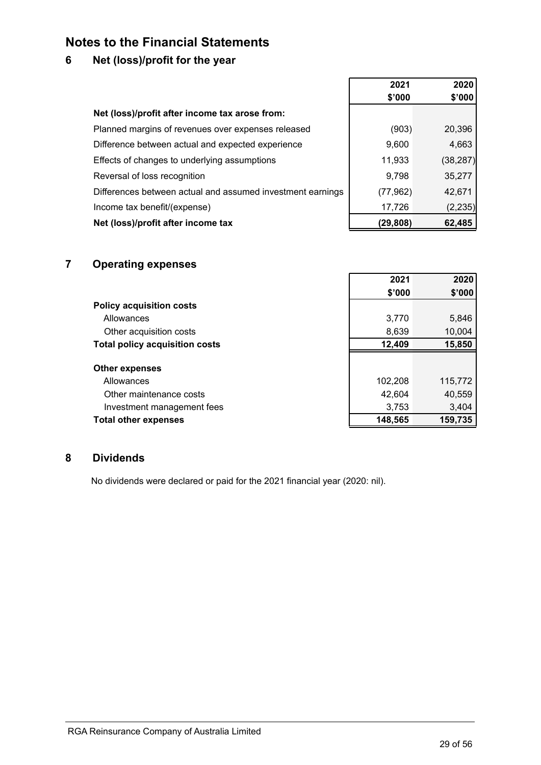# Notes to the Financial Statements

## 6 Net (loss)/profit for the year

| | 2021 $'000 | 2020 $'000 |
|---|---|---|
| **Net (loss)/profit after income tax arose from:** | | |
| Planned margins of revenues over expenses released | (903) | 20,396 |
| Difference between actual and expected experience | 9,600 | 4,663 |
| Effects of changes to underlying assumptions | 11,933 | (38,287) |
| Reversal of loss recognition | 9,798 | 35,277 |
| Differences between actual and assumed investment earnings | (77,962) | 42,671 |
| Income tax benefit/(expense) | 17,726 | (2,235) |
| **Net (loss)/profit after income tax** | **(29,808)** | **62,485** |

## 7 Operating expenses

| | 2021 $'000 | 2020 $'000 |
|---|---|---|
| **Policy acquisition costs** | | |
| Allowances | 3,770 | 5,846 |
| Other acquisition costs | 8,639 | 10,004 |
| **Total policy acquisition costs** | **12,409** | **15,850** |
| | | |
| **Other expenses** | | |
| Allowances | 102,208 | 115,772 |
| Other maintenance costs | 42,604 | 40,559 |
| Investment management fees | 3,753 | 3,404 |
| **Total other expenses** | **148,565** | **159,735** |

## 8 Dividends

No dividends were declared or paid for the 2021 financial year (2020: nil).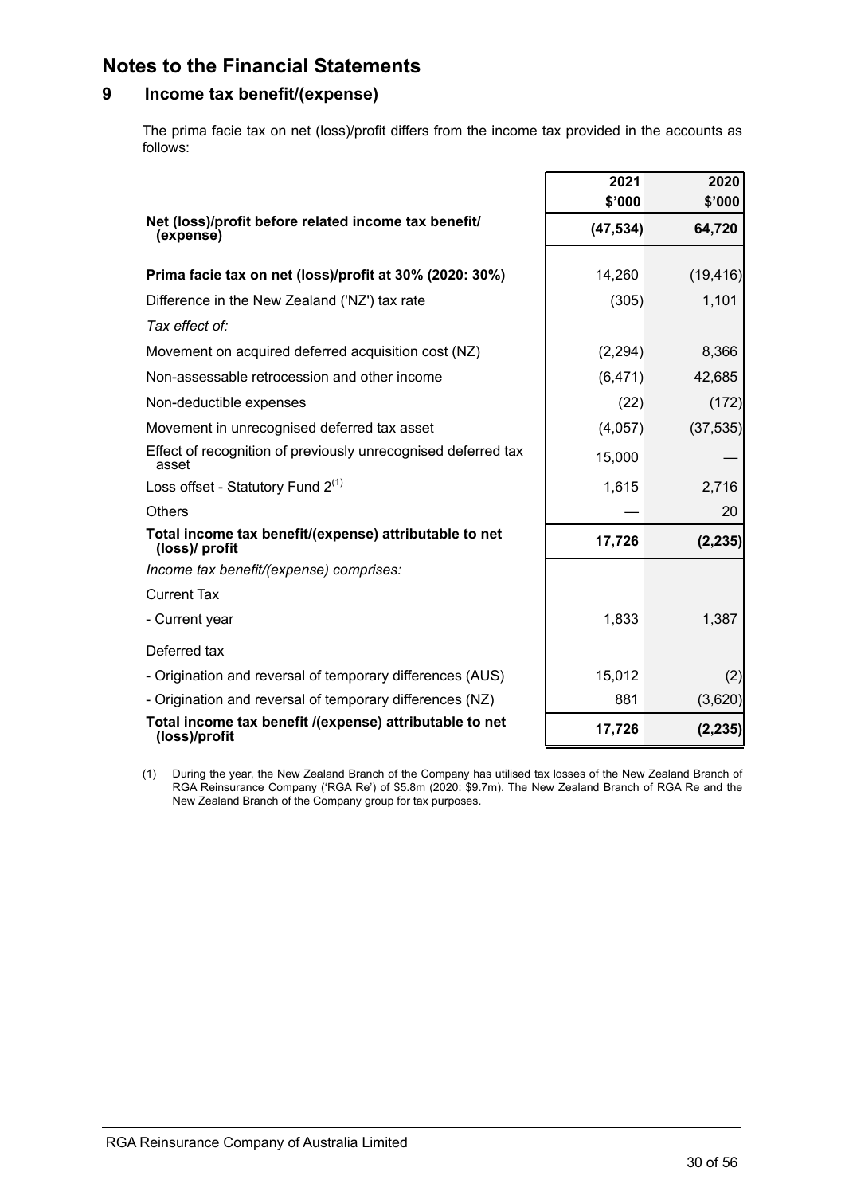# Notes to the Financial Statements

## 9 Income tax benefit/(expense)

The prima facie tax on net (loss)/profit differs from the income tax provided in the accounts as follows:

| | 2021<br>$'000 | 2020<br>$'000 |
|---|---|---|
| **Net (loss)/profit before related income tax benefit/ (expense)** | **(47,534)** | **64,720** |
| **Prima facie tax on net (loss)/profit at 30% (2020: 30%)** | 14,260 | (19,416) |
| Difference in the New Zealand ('NZ') tax rate | (305) | 1,101 |
| *Tax effect of:* | | |
| Movement on acquired deferred acquisition cost (NZ) | (2,294) | 8,366 |
| Non-assessable retrocession and other income | (6,471) | 42,685 |
| Non-deductible expenses | (22) | (172) |
| Movement in unrecognised deferred tax asset | (4,057) | (37,535) |
| Effect of recognition of previously unrecognised deferred tax asset | 15,000 | — |
| Loss offset - Statutory Fund 2[(1)] | 1,615 | 2,716 |
| Others | — | 20 |
| **Total income tax benefit/(expense) attributable to net (loss)/ profit** | **17,726** | **(2,235)** |
| *Income tax benefit/(expense) comprises:* | | |
| Current Tax | | |
| - Current year | 1,833 | 1,387 |
| Deferred tax | | |
| - Origination and reversal of temporary differences (AUS) | 15,012 | (2) |
| - Origination and reversal of temporary differences (NZ) | 881 | (3,620) |
| **Total income tax benefit /(expense) attributable to net (loss)/profit** | **17,726** | **(2,235)** |

(1) During the year, the New Zealand Branch of the Company has utilised tax losses of the New Zealand Branch of RGA Reinsurance Company ('RGA Re') of $5.8m (2020: $9.7m). The New Zealand Branch of RGA Re and the New Zealand Branch of the Company group for tax purposes.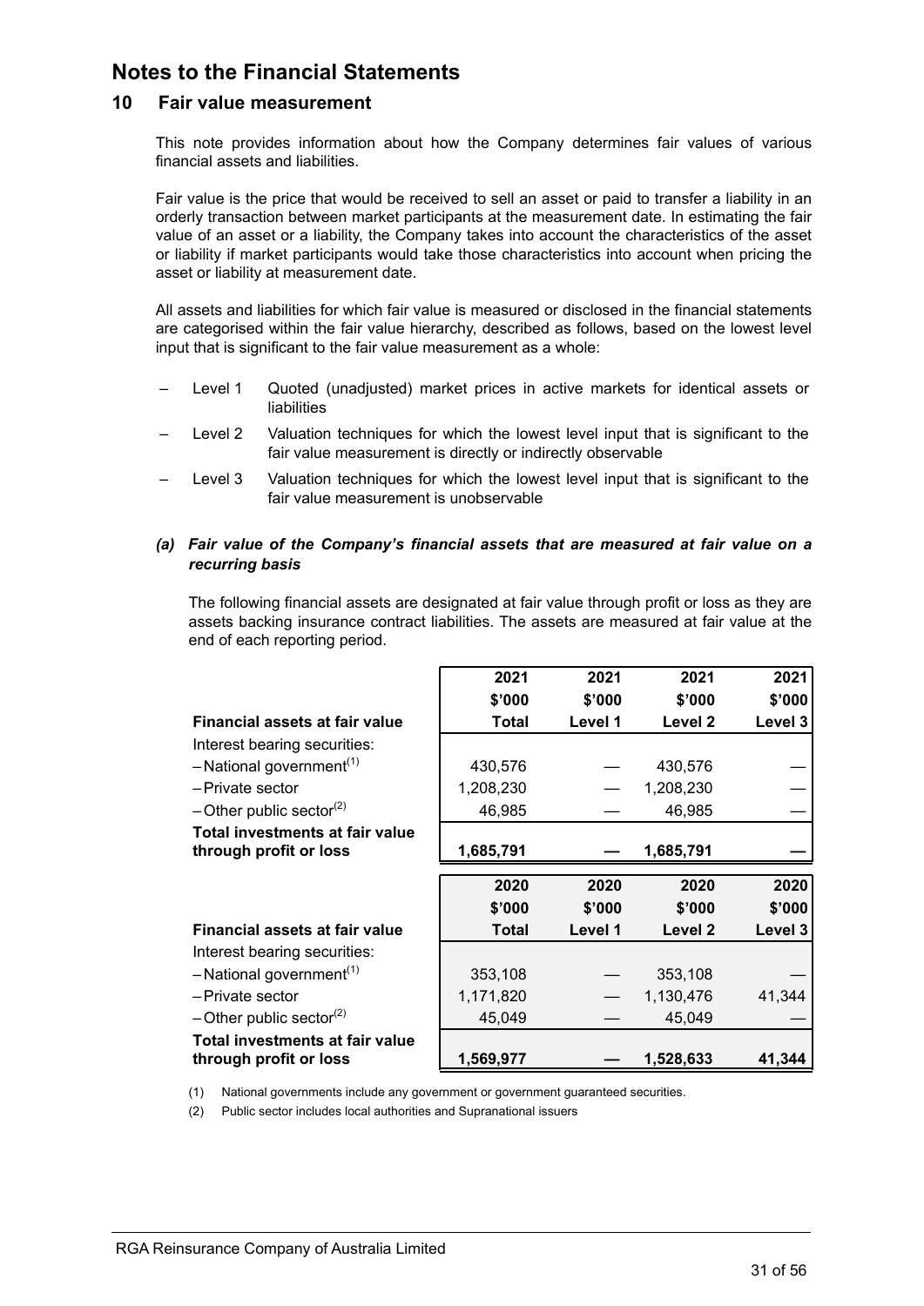# Notes to the Financial Statements

## 10 Fair value measurement

This note provides information about how the Company determines fair values of various financial assets and liabilities.

Fair value is the price that would be received to sell an asset or paid to transfer a liability in an orderly transaction between market participants at the measurement date. In estimating the fair value of an asset or a liability, the Company takes into account the characteristics of the asset or liability if market participants would take those characteristics into account when pricing the asset or liability at measurement date.

All assets and liabilities for which fair value is measured or disclosed in the financial statements are categorised within the fair value hierarchy, described as follows, based on the lowest level input that is significant to the fair value measurement as a whole:

- Level 1 Quoted (unadjusted) market prices in active markets for identical assets or liabilities
- Level 2 Valuation techniques for which the lowest level input that is significant to the fair value measurement is directly or indirectly observable
- Level 3 Valuation techniques for which the lowest level input that is significant to the fair value measurement is unobservable

### *(a) Fair value of the Company's financial assets that are measured at fair value on a recurring basis*

The following financial assets are designated at fair value through profit or loss as they are assets backing insurance contract liabilities. The assets are measured at fair value at the end of each reporting period.

| Financial assets at fair value | 2021 $'000 Total | 2021 $'000 Level 1 | 2021 $'000 Level 2 | 2021 $'000 Level 3 |
|---|---|---|---|---|
| Interest bearing securities: | | | | |
| – National government[(1)] | 430,576 | — | 430,576 | — |
| – Private sector | 1,208,230 | — | 1,208,230 | — |
| – Other public sector[(2)] | 46,985 | — | 46,985 | — |
| **Total investments at fair value through profit or loss** | **1,685,791** | **—** | **1,685,791** | **—** |

| Financial assets at fair value | 2020 $'000 Total | 2020 $'000 Level 1 | 2020 $'000 Level 2 | 2020 $'000 Level 3 |
|---|---|---|---|---|
| Interest bearing securities: | | | | |
| – National government[(1)] | 353,108 | — | 353,108 | — |
| – Private sector | 1,171,820 | — | 1,130,476 | 41,344 |
| – Other public sector[(2)] | 45,049 | — | 45,049 | — |
| **Total investments at fair value through profit or loss** | **1,569,977** | **—** | **1,528,633** | **41,344** |

(1) National governments include any government or government guaranteed securities.

(2) Public sector includes local authorities and Supranational issuers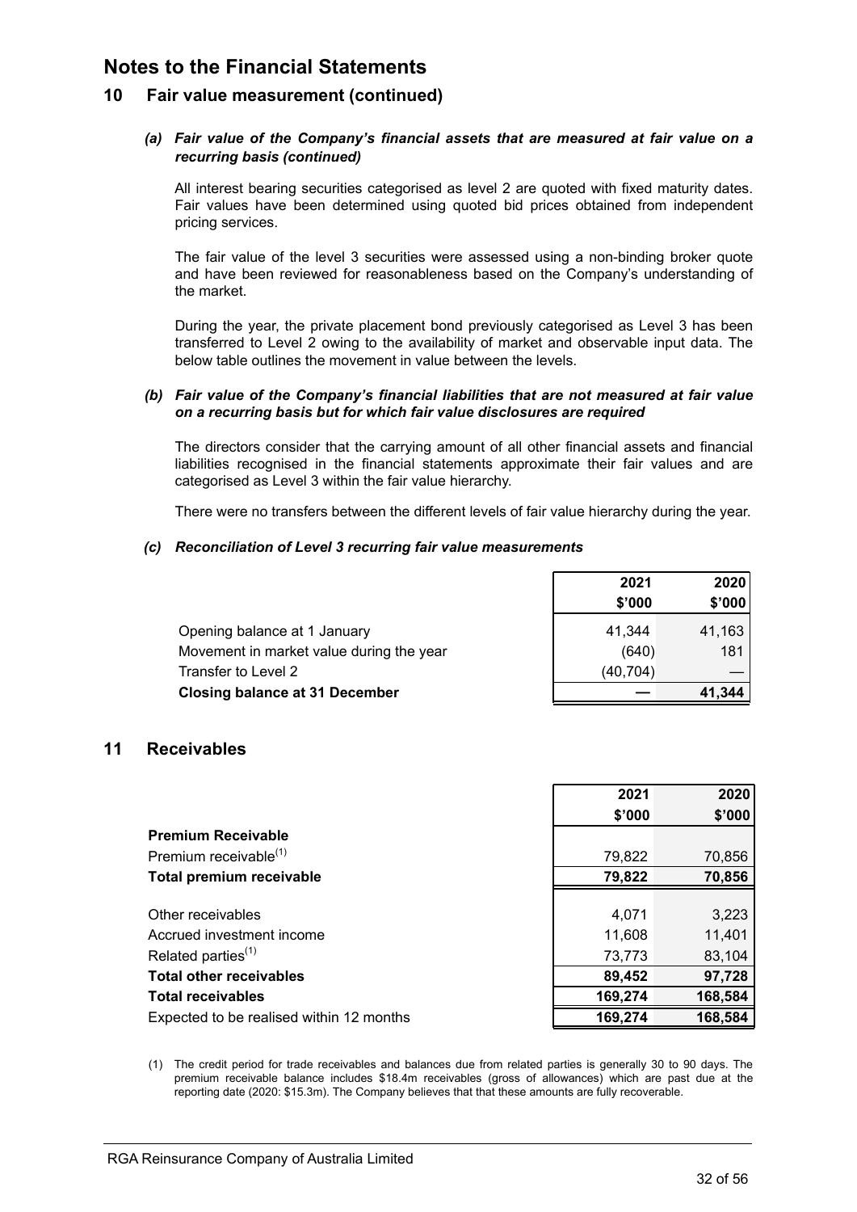# Notes to the Financial Statements

## 10 Fair value measurement (continued)

### *(a) Fair value of the Company's financial assets that are measured at fair value on a recurring basis (continued)*

All interest bearing securities categorised as level 2 are quoted with fixed maturity dates. Fair values have been determined using quoted bid prices obtained from independent pricing services.

The fair value of the level 3 securities were assessed using a non-binding broker quote and have been reviewed for reasonableness based on the Company's understanding of the market.

During the year, the private placement bond previously categorised as Level 3 has been transferred to Level 2 owing to the availability of market and observable input data. The below table outlines the movement in value between the levels.

### *(b) Fair value of the Company's financial liabilities that are not measured at fair value on a recurring basis but for which fair value disclosures are required*

The directors consider that the carrying amount of all other financial assets and financial liabilities recognised in the financial statements approximate their fair values and are categorised as Level 3 within the fair value hierarchy.

There were no transfers between the different levels of fair value hierarchy during the year.

### *(c) Reconciliation of Level 3 recurring fair value measurements*

| | 2021 $'000 | 2020 $'000 |
|---|---|---|
| Opening balance at 1 January | 41,344 | 41,163 |
| Movement in market value during the year | (640) | 181 |
| Transfer to Level 2 | (40,704) | — |
| **Closing balance at 31 December** | **—** | **41,344** |

## 11 Receivables

| | 2021 $'000 | 2020 $'000 |
|---|---|---|
| **Premium Receivable** | | |
| Premium receivable[1] | 79,822 | 70,856 |
| **Total premium receivable** | **79,822** | **70,856** |
| | | |
| Other receivables | 4,071 | 3,223 |
| Accrued investment income | 11,608 | 11,401 |
| Related parties[1] | 73,773 | 83,104 |
| **Total other receivables** | **89,452** | **97,728** |
| **Total receivables** | **169,274** | **168,584** |
| Expected to be realised within 12 months | **169,274** | **168,584** |

(1) The credit period for trade receivables and balances due from related parties is generally 30 to 90 days. The premium receivable balance includes $18.4m receivables (gross of allowances) which are past due at the reporting date (2020: $15.3m). The Company believes that that these amounts are fully recoverable.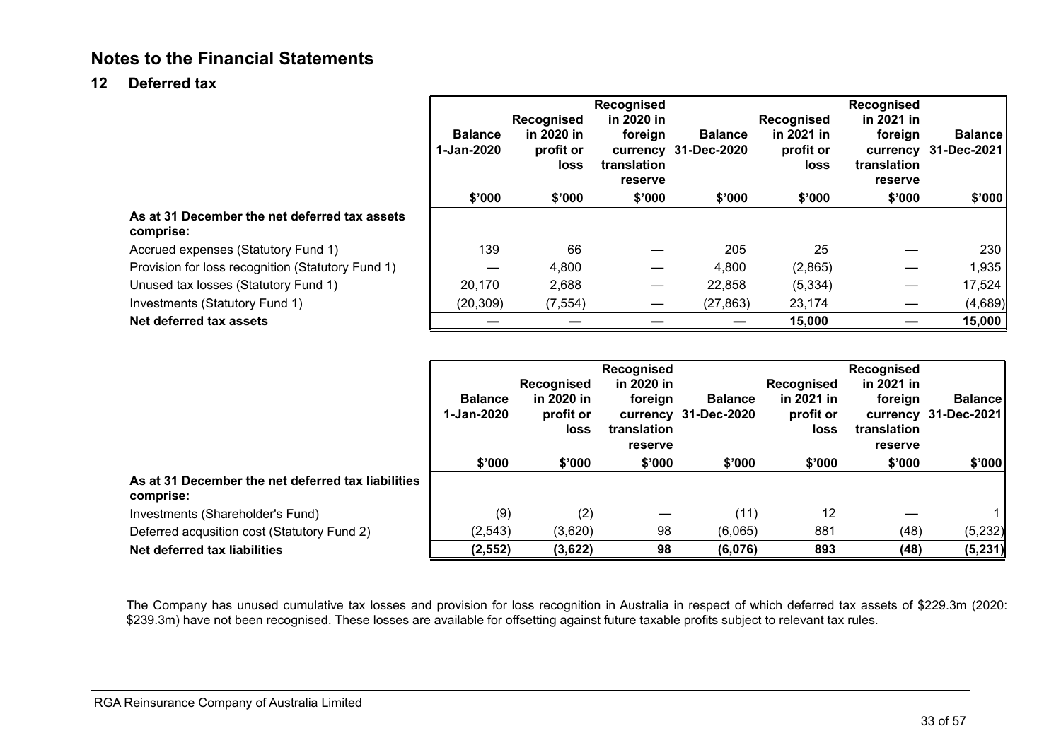# Notes to the Financial Statements

## 12 Deferred tax

| | Balance 1-Jan-2020 | Recognised in 2020 in profit or loss | Recognised in 2020 in foreign currency translation reserve | Balance 31-Dec-2020 | Recognised in 2021 in profit or loss | Recognised in 2021 in foreign currency translation reserve | Balance 31-Dec-2021 |
|---|---|---|---|---|---|---|---|
| | $'000 | $'000 | $'000 | $'000 | $'000 | $'000 | $'000 |
| **As at 31 December the net deferred tax assets comprise:** | | | | | | | |
| Accrued expenses (Statutory Fund 1) | 139 | 66 | — | 205 | 25 | — | 230 |
| Provision for loss recognition (Statutory Fund 1) | — | 4,800 | — | 4,800 | (2,865) | — | 1,935 |
| Unused tax losses (Statutory Fund 1) | 20,170 | 2,688 | — | 22,858 | (5,334) | — | 17,524 |
| Investments (Statutory Fund 1) | (20,309) | (7,554) | — | (27,863) | 23,174 | — | (4,689) |
| **Net deferred tax assets** | **—** | **—** | **—** | **—** | **15,000** | **—** | **15,000** |

| | Balance 1-Jan-2020 | Recognised in 2020 in profit or loss | Recognised in 2020 in foreign currency translation reserve | Balance 31-Dec-2020 | Recognised in 2021 in profit or loss | Recognised in 2021 in foreign currency translation reserve | Balance 31-Dec-2021 |
|---|---|---|---|---|---|---|---|
| | $'000 | $'000 | $'000 | $'000 | $'000 | $'000 | $'000 |
| **As at 31 December the net deferred tax liabilities comprise:** | | | | | | | |
| Investments (Shareholder's Fund) | (9) | (2) | — | (11) | 12 | — | 1 |
| Deferred acqusition cost (Statutory Fund 2) | (2,543) | (3,620) | 98 | (6,065) | 881 | (48) | (5,232) |
| **Net deferred tax liabilities** | **(2,552)** | **(3,622)** | **98** | **(6,076)** | **893** | **(48)** | **(5,231)** |

The Company has unused cumulative tax losses and provision for loss recognition in Australia in respect of which deferred tax assets of $229.3m (2020: $239.3m) have not been recognised. These losses are available for offsetting against future taxable profits subject to relevant tax rules.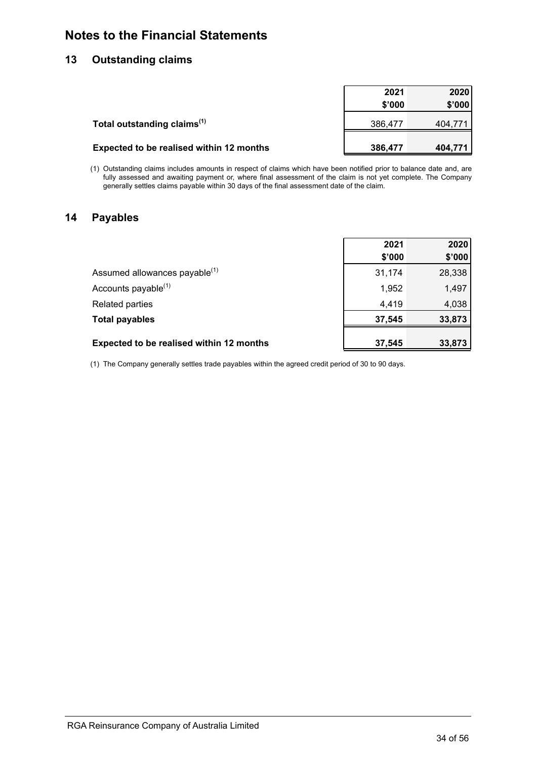# Notes to the Financial Statements

## 13 Outstanding claims

| | 2021 $'000 | 2020 $'000 |
|---|---|---|
| **Total outstanding claims**[(1)] | 386,477 | 404,771 |
| **Expected to be realised within 12 months** | **386,477** | **404,771** |

(1) Outstanding claims includes amounts in respect of claims which have been notified prior to balance date and, are fully assessed and awaiting payment or, where final assessment of the claim is not yet complete. The Company generally settles claims payable within 30 days of the final assessment date of the claim.

## 14 Payables

| | 2021 $'000 | 2020 $'000 |
|---|---|---|
| Assumed allowances payable[(1)] | 31,174 | 28,338 |
| Accounts payable[(1)] | 1,952 | 1,497 |
| Related parties | 4,419 | 4,038 |
| **Total payables** | **37,545** | **33,873** |
| **Expected to be realised within 12 months** | **37,545** | **33,873** |

(1) The Company generally settles trade payables within the agreed credit period of 30 to 90 days.

RGA Reinsurance Company of Australia Limited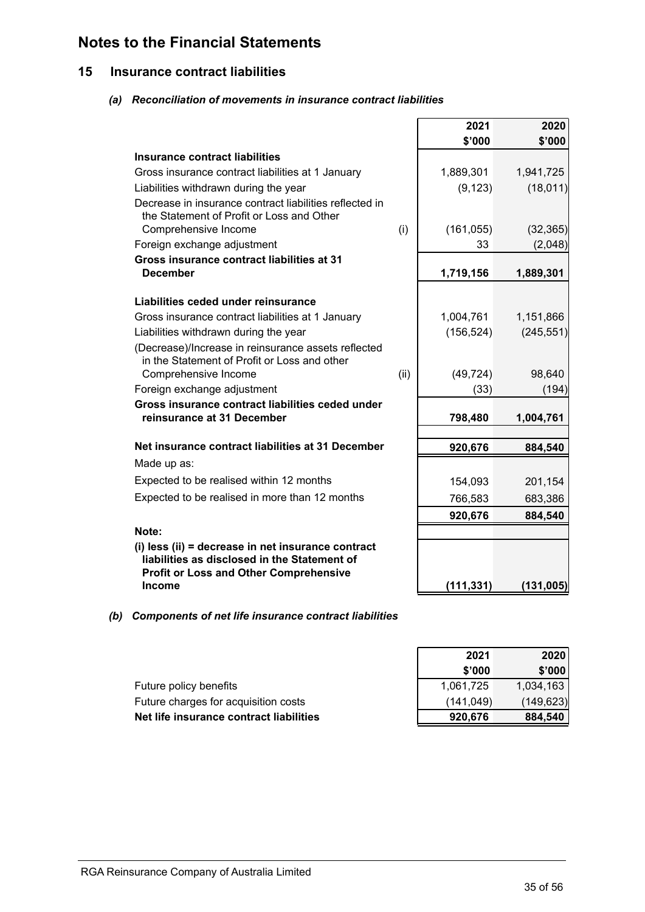# Notes to the Financial Statements

## 15 Insurance contract liabilities

### *(a) Reconciliation of movements in insurance contract liabilities*

| | | 2021 $'000 | 2020 $'000 |
|---|---|---|---|
| **Insurance contract liabilities** | | | |
| Gross insurance contract liabilities at 1 January | | 1,889,301 | 1,941,725 |
| Liabilities withdrawn during the year | | (9,123) | (18,011) |
| Decrease in insurance contract liabilities reflected in the Statement of Profit or Loss and Other Comprehensive Income | (i) | (161,055) | (32,365) |
| Foreign exchange adjustment | | 33 | (2,048) |
| **Gross insurance contract liabilities at 31 December** | | **1,719,156** | **1,889,301** |
| | | | |
| **Liabilities ceded under reinsurance** | | | |
| Gross insurance contract liabilities at 1 January | | 1,004,761 | 1,151,866 |
| Liabilities withdrawn during the year | | (156,524) | (245,551) |
| (Decrease)/Increase in reinsurance assets reflected in the Statement of Profit or Loss and other Comprehensive Income | (ii) | (49,724) | 98,640 |
| Foreign exchange adjustment | | (33) | (194) |
| **Gross insurance contract liabilities ceded under reinsurance at 31 December** | | **798,480** | **1,004,761** |
| | | | |
| **Net insurance contract liabilities at 31 December** | | **920,676** | **884,540** |
| Made up as: | | | |
| Expected to be realised within 12 months | | 154,093 | 201,154 |
| Expected to be realised in more than 12 months | | 766,583 | 683,386 |
| | | **920,676** | **884,540** |
| **Note:** | | | |
| **(i) less (ii) = decrease in net insurance contract liabilities as disclosed in the Statement of Profit or Loss and Other Comprehensive Income** | | **(111,331)** | **(131,005)** |

### *(b) Components of net life insurance contract liabilities*

| | 2021 $'000 | 2020 $'000 |
|---|---|---|
| Future policy benefits | 1,061,725 | 1,034,163 |
| Future charges for acquisition costs | (141,049) | (149,623) |
| **Net life insurance contract liabilities** | **920,676** | **884,540** |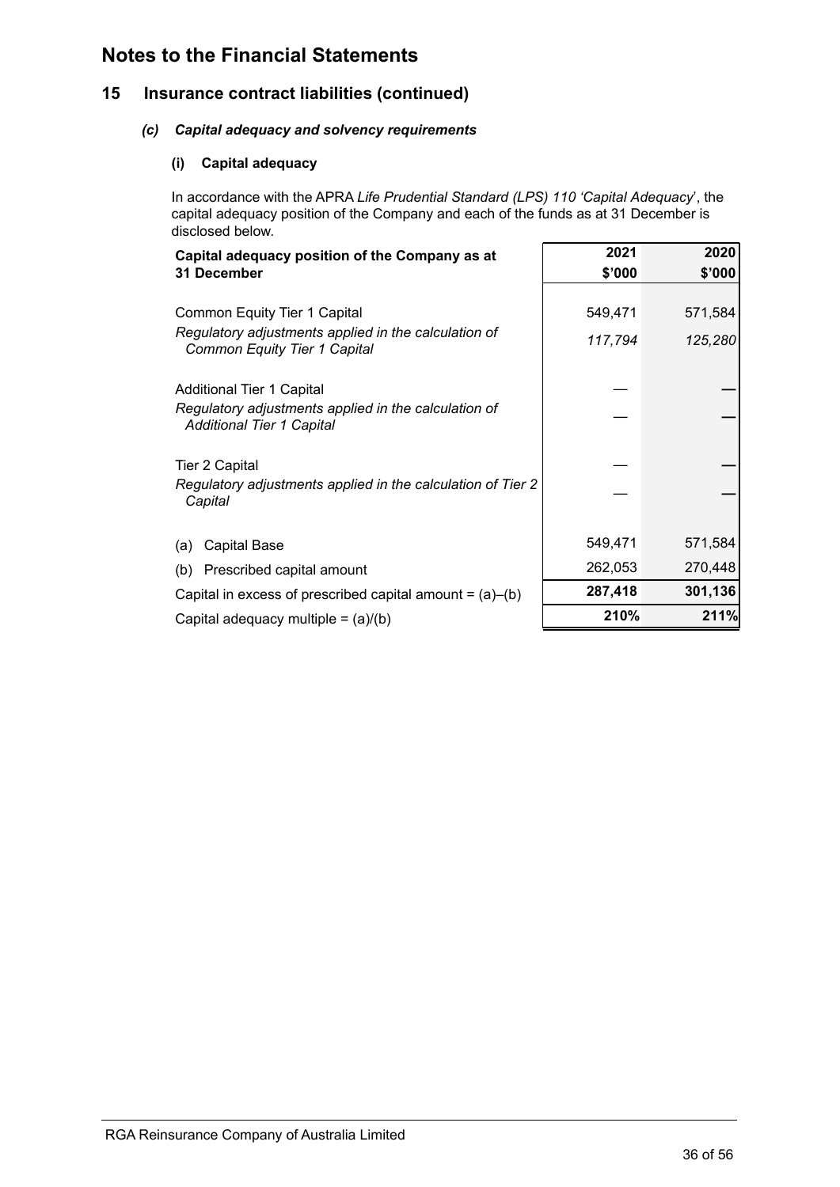# Notes to the Financial Statements

## 15 Insurance contract liabilities (continued)

### *(c) Capital adequacy and solvency requirements*

#### (i) Capital adequacy

In accordance with the APRA *Life Prudential Standard (LPS) 110 'Capital Adequacy'*, the capital adequacy position of the Company and each of the funds as at 31 December is disclosed below.

| Capital adequacy position of the Company as at 31 December | 2021 $'000 | 2020 $'000 |
|---|---|---|
| Common Equity Tier 1 Capital | 549,471 | 571,584 |
| *Regulatory adjustments applied in the calculation of Common Equity Tier 1 Capital* | *117,794* | *125,280* |
| Additional Tier 1 Capital | — | — |
| *Regulatory adjustments applied in the calculation of Additional Tier 1 Capital* | — | — |
| Tier 2 Capital | — | — |
| *Regulatory adjustments applied in the calculation of Tier 2 Capital* | — | — |
| (a) Capital Base | 549,471 | 571,584 |
| (b) Prescribed capital amount | 262,053 | 270,448 |
| Capital in excess of prescribed capital amount = (a)–(b) | **287,418** | **301,136** |
| Capital adequacy multiple = (a)/(b) | **210%** | **211%** |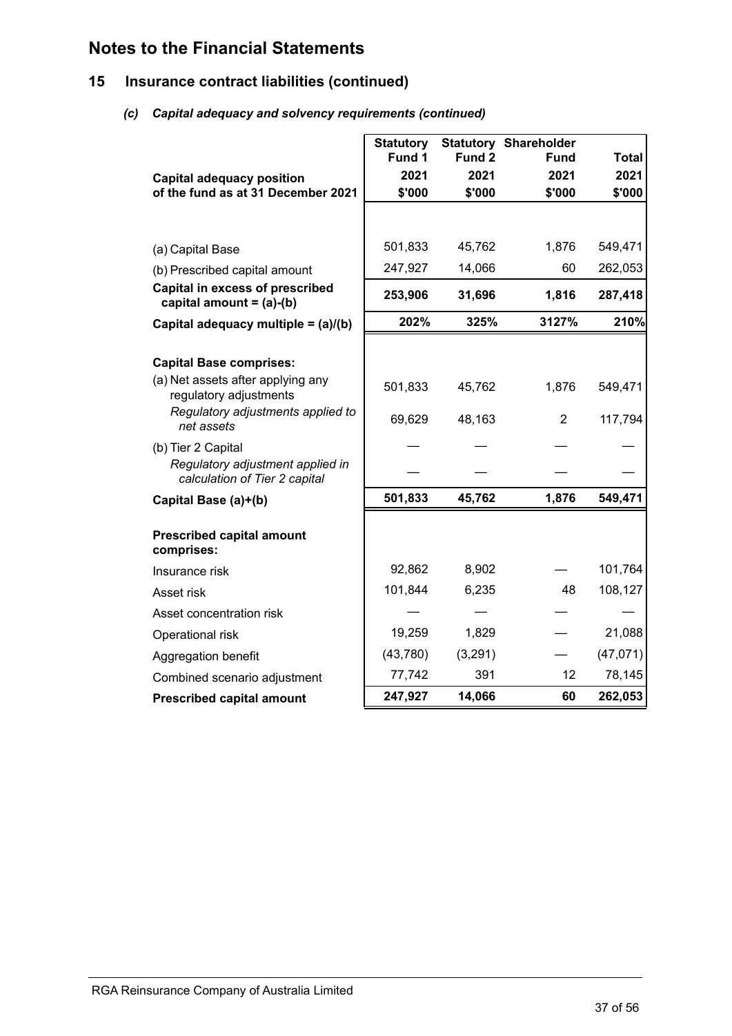# Notes to the Financial Statements

## 15 Insurance contract liabilities (continued)

### *(c) Capital adequacy and solvency requirements (continued)*

| Capital adequacy position of the fund as at 31 December 2021 | Statutory Fund 1 2021 $'000 | Statutory Fund 2 2021 $'000 | Shareholder Fund 2021 $'000 | Total 2021 $'000 |
|---|---|---|---|---|
| (a) Capital Base | 501,833 | 45,762 | 1,876 | 549,471 |
| (b) Prescribed capital amount | 247,927 | 14,066 | 60 | 262,053 |
| **Capital in excess of prescribed capital amount = (a)-(b)** | **253,906** | **31,696** | **1,816** | **287,418** |
| **Capital adequacy multiple = (a)/(b)** | **202%** | **325%** | **3127%** | **210%** |
| **Capital Base comprises:** | | | | |
| (a) Net assets after applying any regulatory adjustments | 501,833 | 45,762 | 1,876 | 549,471 |
| *Regulatory adjustments applied to net assets* | 69,629 | 48,163 | 2 | 117,794 |
| (b) Tier 2 Capital | — | — | — | — |
| *Regulatory adjustment applied in calculation of Tier 2 capital* | — | — | — | — |
| **Capital Base (a)+(b)** | **501,833** | **45,762** | **1,876** | **549,471** |
| **Prescribed capital amount comprises:** | | | | |
| Insurance risk | 92,862 | 8,902 | — | 101,764 |
| Asset risk | 101,844 | 6,235 | 48 | 108,127 |
| Asset concentration risk | — | — | — | — |
| Operational risk | 19,259 | 1,829 | — | 21,088 |
| Aggregation benefit | (43,780) | (3,291) | — | (47,071) |
| Combined scenario adjustment | 77,742 | 391 | 12 | 78,145 |
| **Prescribed capital amount** | **247,927** | **14,066** | **60** | **262,053** |

RGA Reinsurance Company of Australia Limited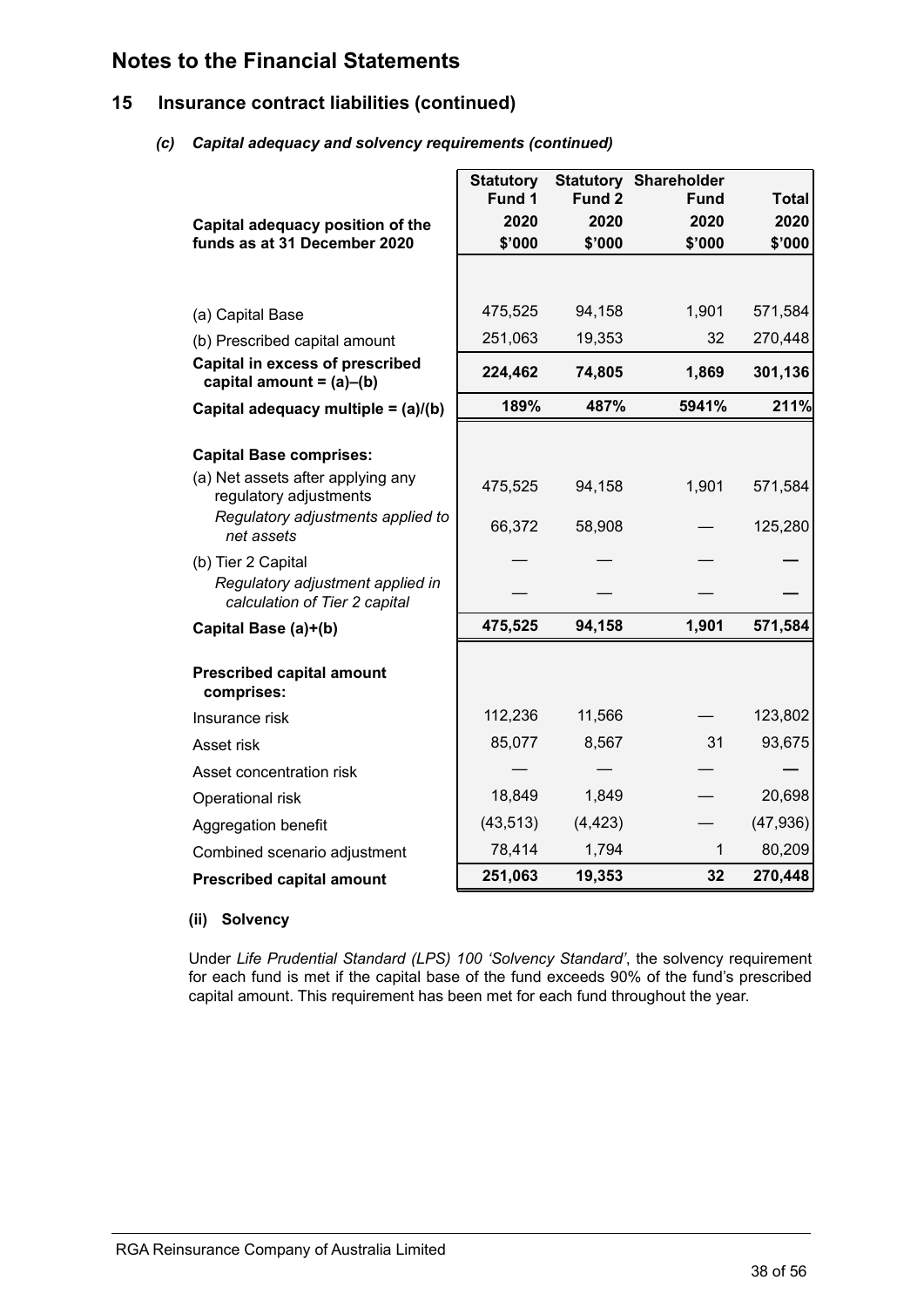# Notes to the Financial Statements

## 15 Insurance contract liabilities (continued)

### *(c) Capital adequacy and solvency requirements (continued)*

| Capital adequacy position of the funds as at 31 December 2020 | Statutory Fund 1 2020 \$'000 | Statutory Fund 2 2020 \$'000 | Shareholder Fund 2020 \$'000 | Total 2020 \$'000 |
|---|---|---|---|---|
| (a) Capital Base | 475,525 | 94,158 | 1,901 | 571,584 |
| (b) Prescribed capital amount | 251,063 | 19,353 | 32 | 270,448 |
| **Capital in excess of prescribed capital amount = (a)–(b)** | **224,462** | **74,805** | **1,869** | **301,136** |
| **Capital adequacy multiple = (a)/(b)** | **189%** | **487%** | **5941%** | **211%** |
| **Capital Base comprises:** | | | | |
| (a) Net assets after applying any regulatory adjustments | 475,525 | 94,158 | 1,901 | 571,584 |
| *Regulatory adjustments applied to net assets* | 66,372 | 58,908 | — | 125,280 |
| (b) Tier 2 Capital | — | — | — | — |
| *Regulatory adjustment applied in calculation of Tier 2 capital* | — | — | — | — |
| **Capital Base (a)+(b)** | **475,525** | **94,158** | **1,901** | **571,584** |
| **Prescribed capital amount comprises:** | | | | |
| Insurance risk | 112,236 | 11,566 | — | 123,802 |
| Asset risk | 85,077 | 8,567 | 31 | 93,675 |
| Asset concentration risk | — | — | — | — |
| Operational risk | 18,849 | 1,849 | — | 20,698 |
| Aggregation benefit | (43,513) | (4,423) | — | (47,936) |
| Combined scenario adjustment | 78,414 | 1,794 | 1 | 80,209 |
| **Prescribed capital amount** | **251,063** | **19,353** | **32** | **270,448** |

#### (ii) Solvency

Under *Life Prudential Standard (LPS) 100 'Solvency Standard'*, the solvency requirement for each fund is met if the capital base of the fund exceeds 90% of the fund's prescribed capital amount. This requirement has been met for each fund throughout the year.

RGA Reinsurance Company of Australia Limited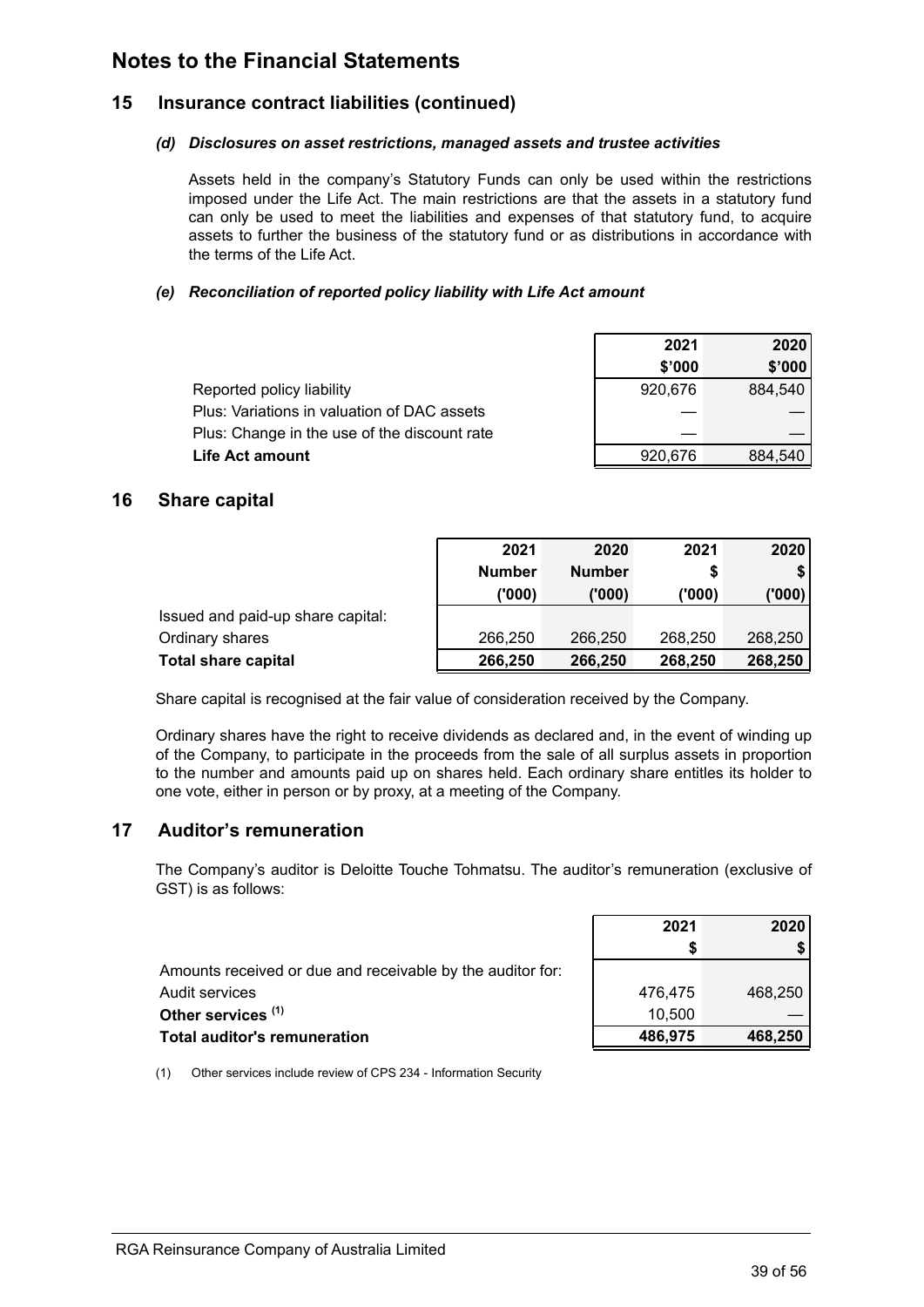# Notes to the Financial Statements

## 15 Insurance contract liabilities (continued)

### *(d) Disclosures on asset restrictions, managed assets and trustee activities*

Assets held in the company's Statutory Funds can only be used within the restrictions imposed under the Life Act. The main restrictions are that the assets in a statutory fund can only be used to meet the liabilities and expenses of that statutory fund, to acquire assets to further the business of the statutory fund or as distributions in accordance with the terms of the Life Act.

### *(e) Reconciliation of reported policy liability with Life Act amount*

| | 2021 $'000 | 2020 $'000 |
|---|---|---|
| Reported policy liability | 920,676 | 884,540 |
| Plus: Variations in valuation of DAC assets | — | — |
| Plus: Change in the use of the discount rate | — | — |
| **Life Act amount** | 920,676 | 884,540 |

## 16 Share capital

| | 2021 Number ('000) | 2020 Number ('000) | 2021 $ ('000) | 2020 $ ('000) |
|---|---|---|---|---|
| Issued and paid-up share capital: | | | | |
| Ordinary shares | 266,250 | 266,250 | 268,250 | 268,250 |
| **Total share capital** | **266,250** | **266,250** | **268,250** | **268,250** |

Share capital is recognised at the fair value of consideration received by the Company.

Ordinary shares have the right to receive dividends as declared and, in the event of winding up of the Company, to participate in the proceeds from the sale of all surplus assets in proportion to the number and amounts paid up on shares held. Each ordinary share entitles its holder to one vote, either in person or by proxy, at a meeting of the Company.

## 17 Auditor's remuneration

The Company's auditor is Deloitte Touche Tohmatsu. The auditor's remuneration (exclusive of GST) is as follows:

| | 2021 $ | 2020 $ |
|---|---|---|
| Amounts received or due and receivable by the auditor for: | | |
| Audit services | 476,475 | 468,250 |
| **Other services** (1) | 10,500 | — |
| **Total auditor's remuneration** | **486,975** | **468,250** |

(1) Other services include review of CPS 234 - Information Security

RGA Reinsurance Company of Australia Limited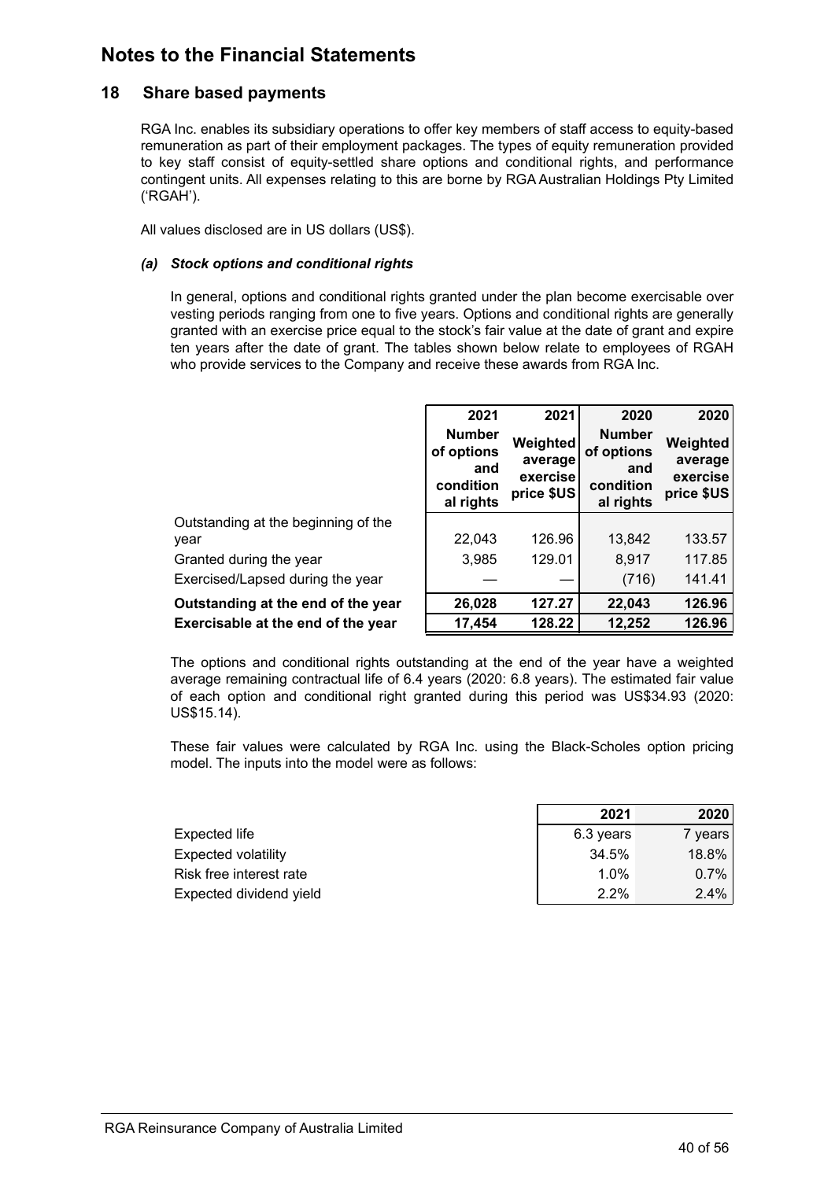# Notes to the Financial Statements

## 18 Share based payments

RGA Inc. enables its subsidiary operations to offer key members of staff access to equity-based remuneration as part of their employment packages. The types of equity remuneration provided to key staff consist of equity-settled share options and conditional rights, and performance contingent units. All expenses relating to this are borne by RGA Australian Holdings Pty Limited ('RGAH').

All values disclosed are in US dollars (US$).

### *(a) Stock options and conditional rights*

In general, options and conditional rights granted under the plan become exercisable over vesting periods ranging from one to five years. Options and conditional rights are generally granted with an exercise price equal to the stock's fair value at the date of grant and expire ten years after the date of grant. The tables shown below relate to employees of RGAH who provide services to the Company and receive these awards from RGA Inc.

| | 2021 | 2021 | 2020 | 2020 |
|---|---|---|---|---|
| | **Number of options and conditional rights** | **Weighted average exercise price $US** | **Number of options and conditional rights** | **Weighted average exercise price $US** |
| Outstanding at the beginning of the year | 22,043 | 126.96 | 13,842 | 133.57 |
| Granted during the year | 3,985 | 129.01 | 8,917 | 117.85 |
| Exercised/Lapsed during the year | — | — | (716) | 141.41 |
| **Outstanding at the end of the year** | **26,028** | **127.27** | **22,043** | **126.96** |
| **Exercisable at the end of the year** | **17,454** | **128.22** | **12,252** | **126.96** |

The options and conditional rights outstanding at the end of the year have a weighted average remaining contractual life of 6.4 years (2020: 6.8 years). The estimated fair value of each option and conditional right granted during this period was US$34.93 (2020: US$15.14).

These fair values were calculated by RGA Inc. using the Black-Scholes option pricing model. The inputs into the model were as follows:

| | 2021 | 2020 |
|---|---|---|
| Expected life | 6.3 years | 7 years |
| Expected volatility | 34.5% | 18.8% |
| Risk free interest rate | 1.0% | 0.7% |
| Expected dividend yield | 2.2% | 2.4% |

RGA Reinsurance Company of Australia Limited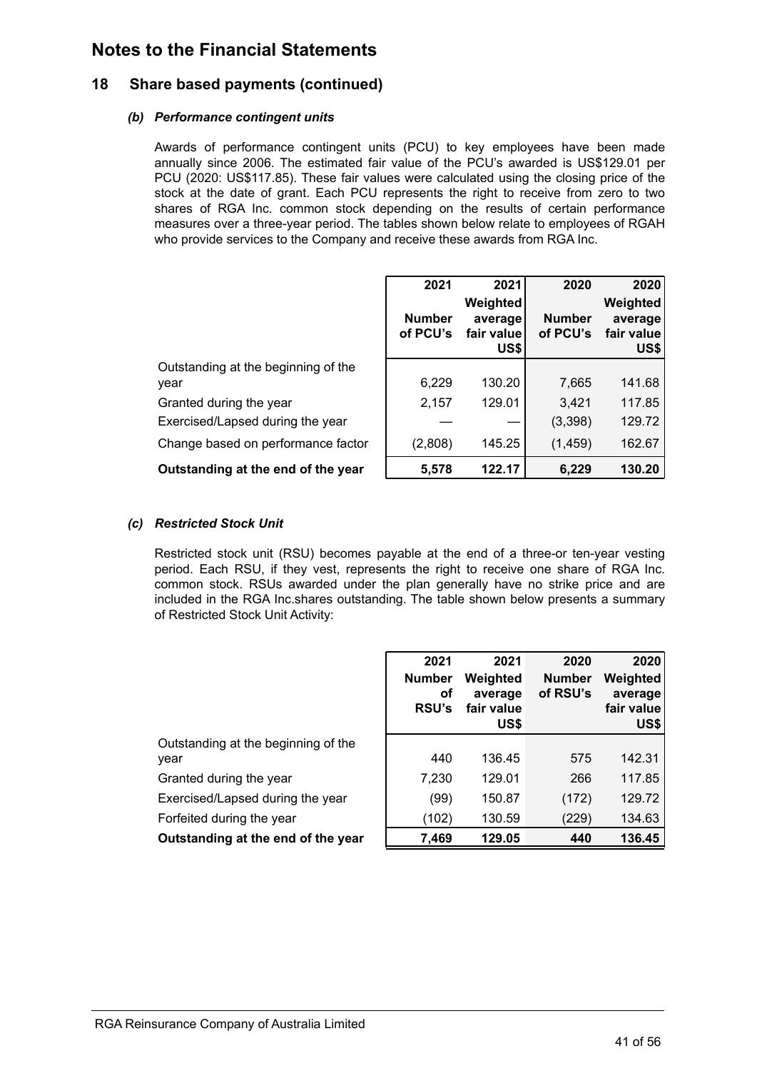# Notes to the Financial Statements

## 18 Share based payments (continued)

### *(b) Performance contingent units*

Awards of performance contingent units (PCU) to key employees have been made annually since 2006. The estimated fair value of the PCU's awarded is US$129.01 per PCU (2020: US$117.85). These fair values were calculated using the closing price of the stock at the date of grant. Each PCU represents the right to receive from zero to two shares of RGA Inc. common stock depending on the results of certain performance measures over a three-year period. The tables shown below relate to employees of RGAH who provide services to the Company and receive these awards from RGA Inc.

| | 2021 Number of PCU's | 2021 Weighted average fair value US$ | 2020 Number of PCU's | 2020 Weighted average fair value US$ |
|---|---|---|---|---|
| Outstanding at the beginning of the year | 6,229 | 130.20 | 7,665 | 141.68 |
| Granted during the year | 2,157 | 129.01 | 3,421 | 117.85 |
| Exercised/Lapsed during the year | — | — | (3,398) | 129.72 |
| Change based on performance factor | (2,808) | 145.25 | (1,459) | 162.67 |
| **Outstanding at the end of the year** | **5,578** | **122.17** | **6,229** | **130.20** |

### *(c) Restricted Stock Unit*

Restricted stock unit (RSU) becomes payable at the end of a three-or ten-year vesting period. Each RSU, if they vest, represents the right to receive one share of RGA Inc. common stock. RSUs awarded under the plan generally have no strike price and are included in the RGA Inc.shares outstanding. The table shown below presents a summary of Restricted Stock Unit Activity:

| | 2021 Number of RSU's | 2021 Weighted average fair value US$ | 2020 Number of RSU's | 2020 Weighted average fair value US$ |
|---|---|---|---|---|
| Outstanding at the beginning of the year | 440 | 136.45 | 575 | 142.31 |
| Granted during the year | 7,230 | 129.01 | 266 | 117.85 |
| Exercised/Lapsed during the year | (99) | 150.87 | (172) | 129.72 |
| Forfeited during the year | (102) | 130.59 | (229) | 134.63 |
| **Outstanding at the end of the year** | **7,469** | **129.05** | **440** | **136.45** |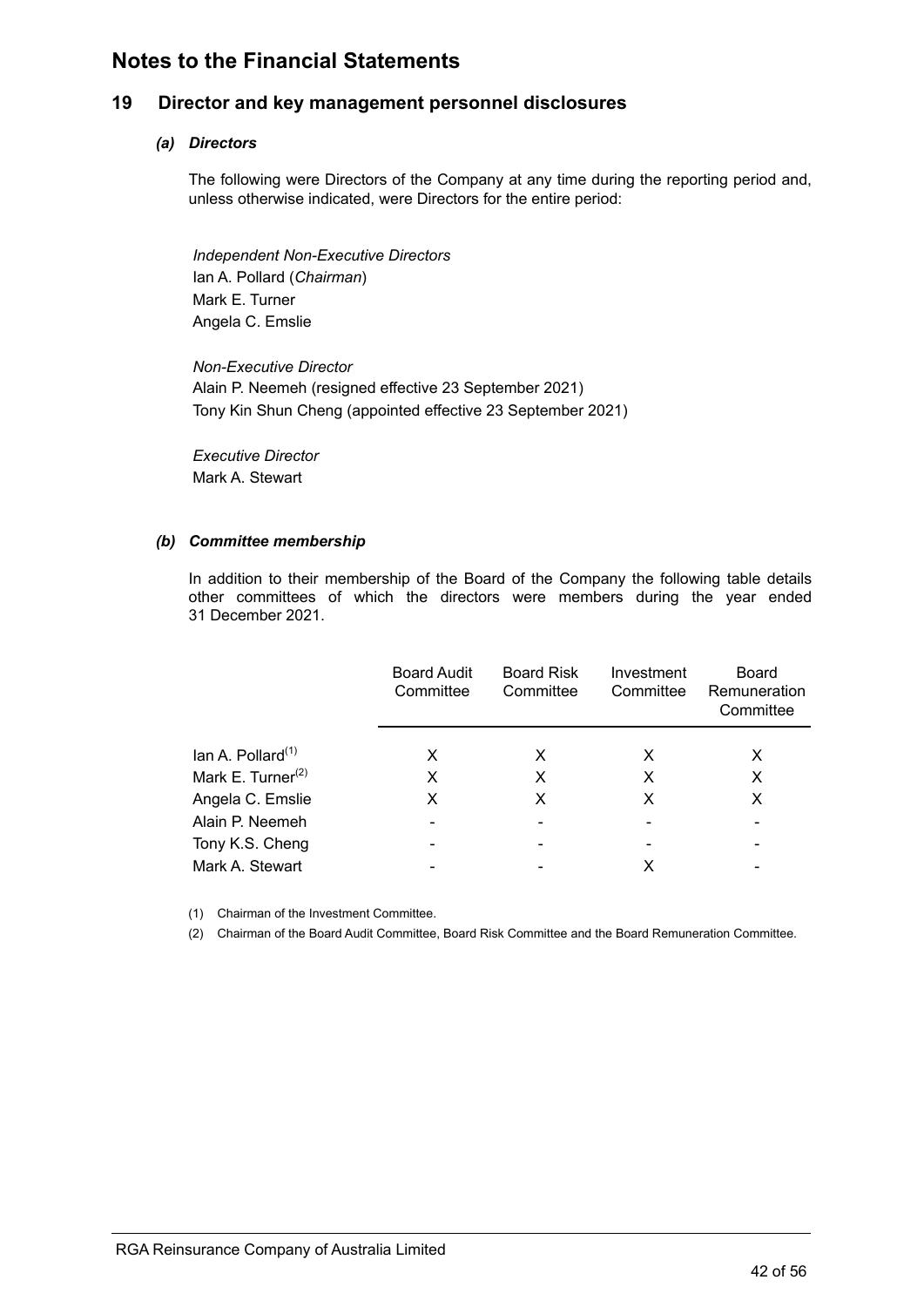# Notes to the Financial Statements

## 19 Director and key management personnel disclosures

### *(a) Directors*

The following were Directors of the Company at any time during the reporting period and, unless otherwise indicated, were Directors for the entire period:

*Independent Non-Executive Directors*
Ian A. Pollard (*Chairman*)
Mark E. Turner
Angela C. Emslie

*Non-Executive Director*
Alain P. Neemeh (resigned effective 23 September 2021)
Tony Kin Shun Cheng (appointed effective 23 September 2021)

*Executive Director*
Mark A. Stewart

### *(b) Committee membership*

In addition to their membership of the Board of the Company the following table details other committees of which the directors were members during the year ended 31 December 2021.

| | Board Audit Committee | Board Risk Committee | Investment Committee | Board Remuneration Committee |
|---|---|---|---|---|
| Ian A. Pollard[(1)] | X | X | X | X |
| Mark E. Turner[(2)] | X | X | X | X |
| Angela C. Emslie | X | X | X | X |
| Alain P. Neemeh | - | - | - | - |
| Tony K.S. Cheng | - | - | - | - |
| Mark A. Stewart | - | - | X | - |

(1) Chairman of the Investment Committee.

(2) Chairman of the Board Audit Committee, Board Risk Committee and the Board Remuneration Committee.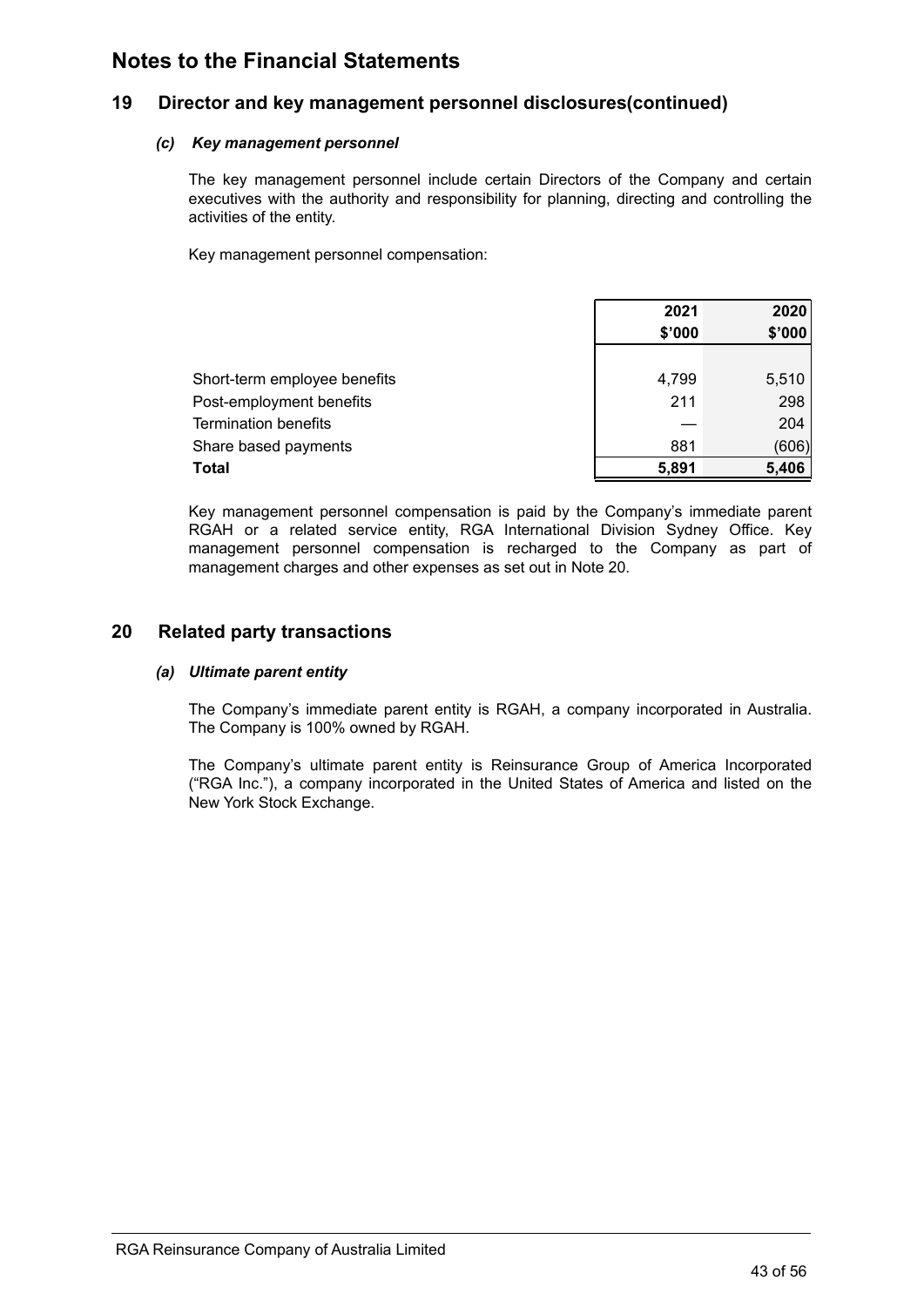# Notes to the Financial Statements

## 19 Director and key management personnel disclosures(continued)

### *(c) Key management personnel*

The key management personnel include certain Directors of the Company and certain executives with the authority and responsibility for planning, directing and controlling the activities of the entity.

Key management personnel compensation:

| | 2021<br>$'000 | 2020<br>$'000 |
|---|---|---|
| Short-term employee benefits | 4,799 | 5,510 |
| Post-employment benefits | 211 | 298 |
| Termination benefits | — | 204 |
| Share based payments | 881 | (606) |
| **Total** | **5,891** | **5,406** |

Key management personnel compensation is paid by the Company's immediate parent RGAH or a related service entity, RGA International Division Sydney Office. Key management personnel compensation is recharged to the Company as part of management charges and other expenses as set out in Note 20.

## 20 Related party transactions

### *(a) Ultimate parent entity*

The Company's immediate parent entity is RGAH, a company incorporated in Australia. The Company is 100% owned by RGAH.

The Company's ultimate parent entity is Reinsurance Group of America Incorporated ("RGA Inc."), a company incorporated in the United States of America and listed on the New York Stock Exchange.

RGA Reinsurance Company of Australia Limited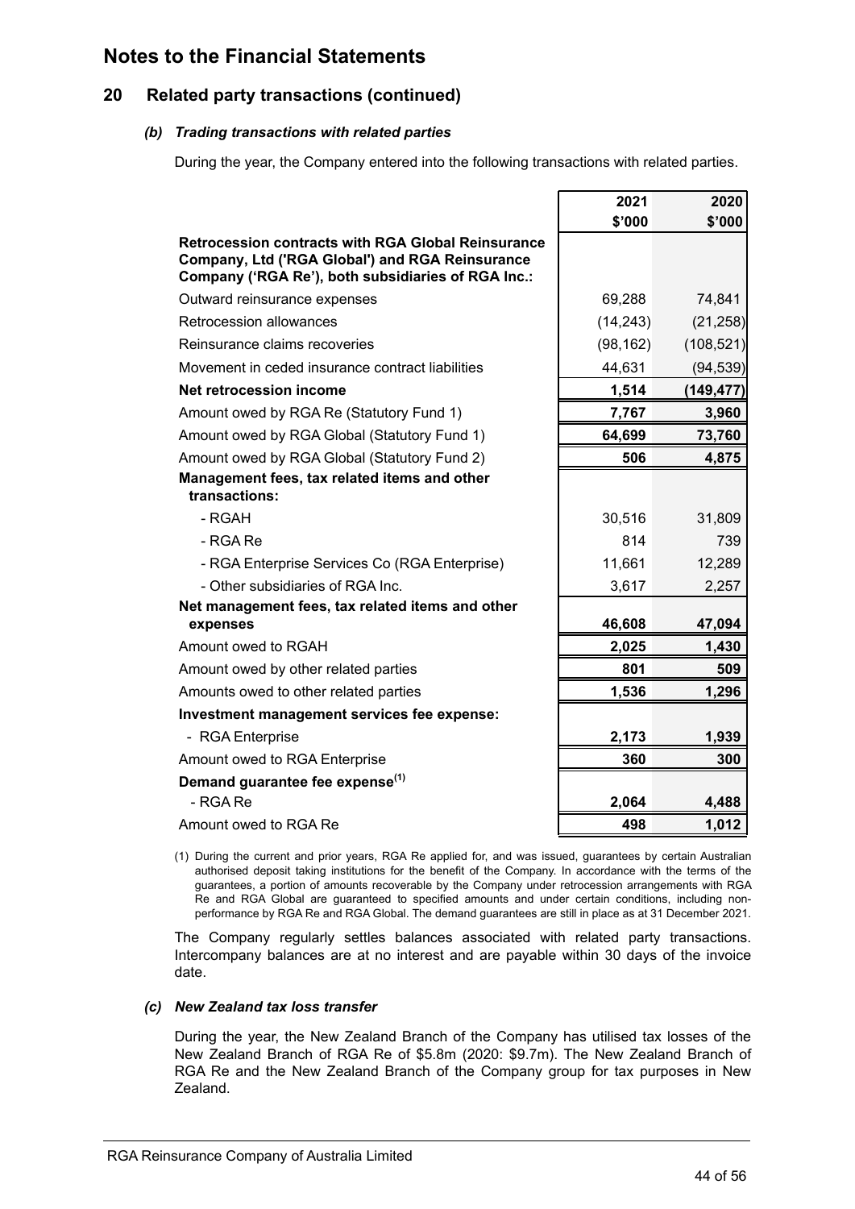# Notes to the Financial Statements

## 20 Related party transactions (continued)

### *(b) Trading transactions with related parties*

During the year, the Company entered into the following transactions with related parties.

| | 2021<br>$'000 | 2020<br>$'000 |
|---|---|---|
| **Retrocession contracts with RGA Global Reinsurance Company, Ltd ('RGA Global') and RGA Reinsurance Company ('RGA Re'), both subsidiaries of RGA Inc.:** | | |
| Outward reinsurance expenses | 69,288 | 74,841 |
| Retrocession allowances | (14,243) | (21,258) |
| Reinsurance claims recoveries | (98,162) | (108,521) |
| Movement in ceded insurance contract liabilities | 44,631 | (94,539) |
| **Net retrocession income** | **1,514** | **(149,477)** |
| Amount owed by RGA Re (Statutory Fund 1) | **7,767** | **3,960** |
| Amount owed by RGA Global (Statutory Fund 1) | **64,699** | **73,760** |
| Amount owed by RGA Global (Statutory Fund 2) | **506** | **4,875** |
| **Management fees, tax related items and other transactions:** | | |
| - RGAH | 30,516 | 31,809 |
| - RGA Re | 814 | 739 |
| - RGA Enterprise Services Co (RGA Enterprise) | 11,661 | 12,289 |
| - Other subsidiaries of RGA Inc. | 3,617 | 2,257 |
| **Net management fees, tax related items and other expenses** | **46,608** | **47,094** |
| Amount owed to RGAH | **2,025** | **1,430** |
| Amount owed by other related parties | **801** | **509** |
| Amounts owed to other related parties | **1,536** | **1,296** |
| **Investment management services fee expense:** | | |
| - RGA Enterprise | **2,173** | **1,939** |
| Amount owed to RGA Enterprise | **360** | **300** |
| **Demand guarantee fee expense(1)** | | |
| - RGA Re | **2,064** | **4,488** |
| Amount owed to RGA Re | **498** | **1,012** |

(1) During the current and prior years, RGA Re applied for, and was issued, guarantees by certain Australian authorised deposit taking institutions for the benefit of the Company. In accordance with the terms of the guarantees, a portion of amounts recoverable by the Company under retrocession arrangements with RGA Re and RGA Global are guaranteed to specified amounts and under certain conditions, including non-performance by RGA Re and RGA Global. The demand guarantees are still in place as at 31 December 2021.

The Company regularly settles balances associated with related party transactions. Intercompany balances are at no interest and are payable within 30 days of the invoice date.

### *(c) New Zealand tax loss transfer*

During the year, the New Zealand Branch of the Company has utilised tax losses of the New Zealand Branch of RGA Re of $5.8m (2020: $9.7m). The New Zealand Branch of RGA Re and the New Zealand Branch of the Company group for tax purposes in New Zealand.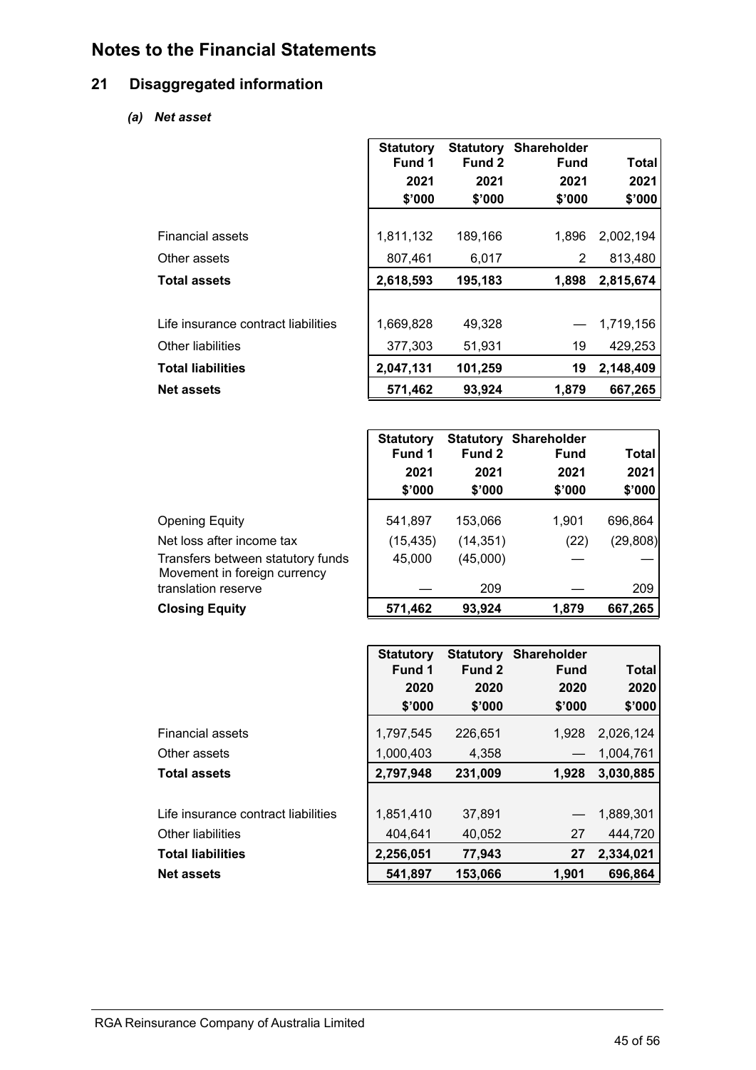# Notes to the Financial Statements

## 21 Disaggregated information

### *(a) Net asset*

| | Statutory Fund 1 2021 \$'000 | Statutory Fund 2 2021 \$'000 | Shareholder Fund 2021 \$'000 | Total 2021 \$'000 |
|---|---|---|---|---|
| Financial assets | 1,811,132 | 189,166 | 1,896 | 2,002,194 |
| Other assets | 807,461 | 6,017 | 2 | 813,480 |
| **Total assets** | **2,618,593** | **195,183** | **1,898** | **2,815,674** |
| Life insurance contract liabilities | 1,669,828 | 49,328 | — | 1,719,156 |
| Other liabilities | 377,303 | 51,931 | 19 | 429,253 |
| **Total liabilities** | **2,047,131** | **101,259** | **19** | **2,148,409** |
| **Net assets** | **571,462** | **93,924** | **1,879** | **667,265** |

| | Statutory Fund 1 2021 \$'000 | Statutory Fund 2 2021 \$'000 | Shareholder Fund 2021 \$'000 | Total 2021 \$'000 |
|---|---|---|---|---|
| Opening Equity | 541,897 | 153,066 | 1,901 | 696,864 |
| Net loss after income tax | (15,435) | (14,351) | (22) | (29,808) |
| Transfers between statutory funds | 45,000 | (45,000) | — | — |
| Movement in foreign currency translation reserve | — | 209 | — | 209 |
| **Closing Equity** | **571,462** | **93,924** | **1,879** | **667,265** |

| | Statutory Fund 1 2020 \$'000 | Statutory Fund 2 2020 \$'000 | Shareholder Fund 2020 \$'000 | Total 2020 \$'000 |
|---|---|---|---|---|
| Financial assets | 1,797,545 | 226,651 | 1,928 | 2,026,124 |
| Other assets | 1,000,403 | 4,358 | — | 1,004,761 |
| **Total assets** | **2,797,948** | **231,009** | **1,928** | **3,030,885** |
| Life insurance contract liabilities | 1,851,410 | 37,891 | — | 1,889,301 |
| Other liabilities | 404,641 | 40,052 | 27 | 444,720 |
| **Total liabilities** | **2,256,051** | **77,943** | **27** | **2,334,021** |
| **Net assets** | **541,897** | **153,066** | **1,901** | **696,864** |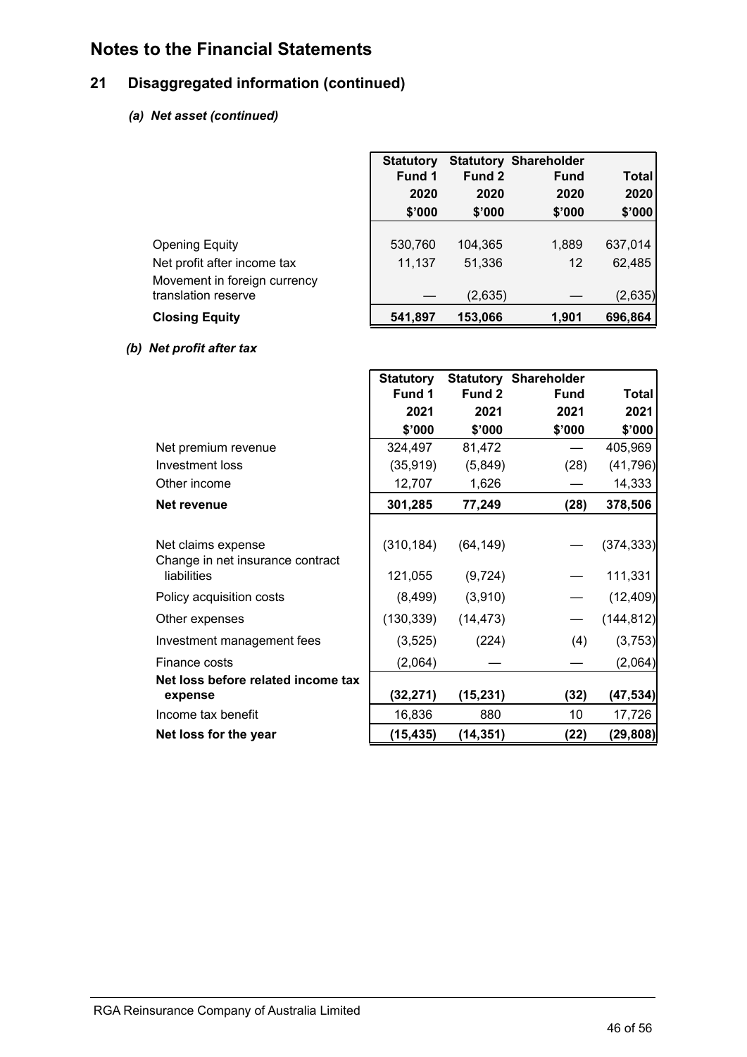# Notes to the Financial Statements

## 21 Disaggregated information (continued)

### *(a) Net asset (continued)*

| | Statutory Fund 1 2020 $'000 | Statutory Fund 2 2020 $'000 | Shareholder Fund 2020 $'000 | Total 2020 $'000 |
|---|---|---|---|---|
| Opening Equity | 530,760 | 104,365 | 1,889 | 637,014 |
| Net profit after income tax | 11,137 | 51,336 | 12 | 62,485 |
| Movement in foreign currency translation reserve | — | (2,635) | — | (2,635) |
| **Closing Equity** | **541,897** | **153,066** | **1,901** | **696,864** |

### *(b) Net profit after tax*

| | Statutory Fund 1 2021 $'000 | Statutory Fund 2 2021 $'000 | Shareholder Fund 2021 $'000 | Total 2021 $'000 |
|---|---|---|---|---|
| Net premium revenue | 324,497 | 81,472 | — | 405,969 |
| Investment loss | (35,919) | (5,849) | (28) | (41,796) |
| Other income | 12,707 | 1,626 | — | 14,333 |
| **Net revenue** | **301,285** | **77,249** | **(28)** | **378,506** |
| Net claims expense | (310,184) | (64,149) | — | (374,333) |
| Change in net insurance contract liabilities | 121,055 | (9,724) | — | 111,331 |
| Policy acquisition costs | (8,499) | (3,910) | — | (12,409) |
| Other expenses | (130,339) | (14,473) | — | (144,812) |
| Investment management fees | (3,525) | (224) | (4) | (3,753) |
| Finance costs | (2,064) | — | — | (2,064) |
| **Net loss before related income tax expense** | **(32,271)** | **(15,231)** | **(32)** | **(47,534)** |
| Income tax benefit | 16,836 | 880 | 10 | 17,726 |
| **Net loss for the year** | **(15,435)** | **(14,351)** | **(22)** | **(29,808)** |

RGA Reinsurance Company of Australia Limited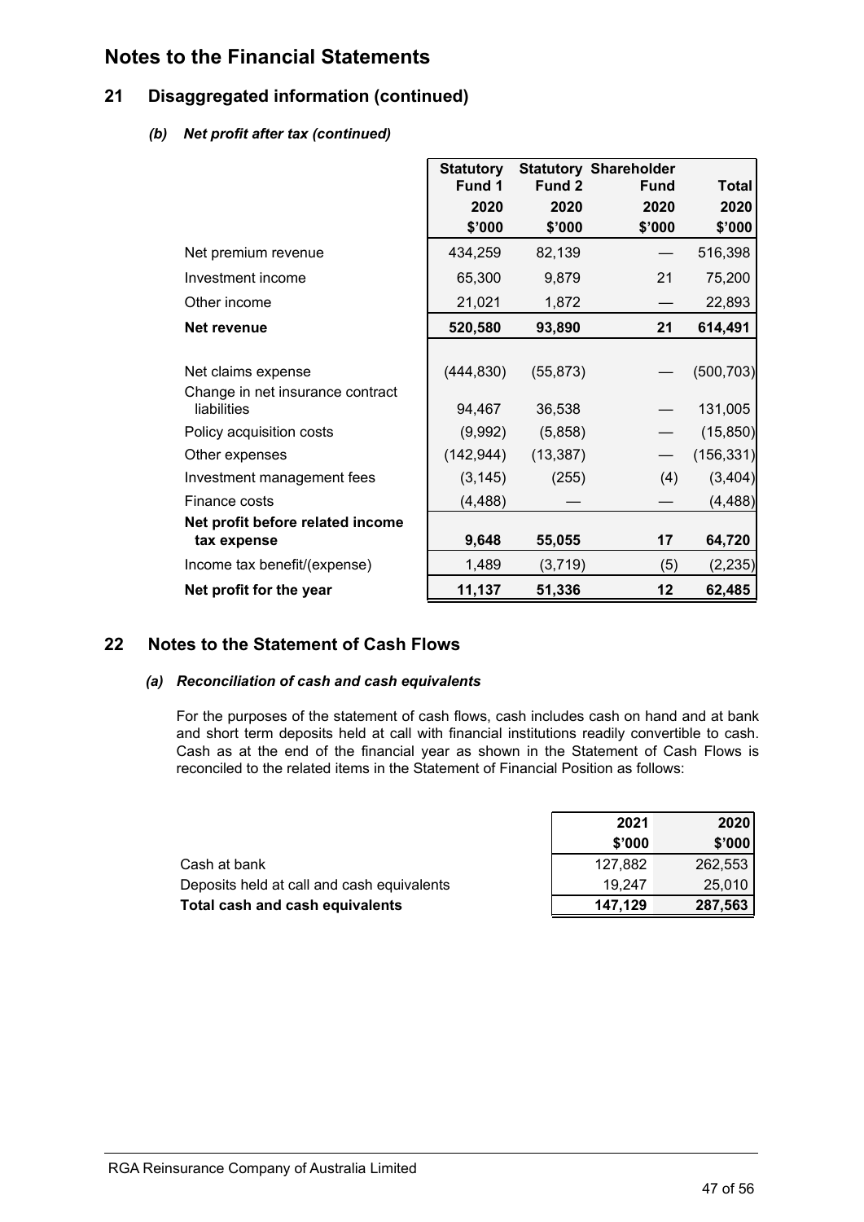# Notes to the Financial Statements

## 21 Disaggregated information (continued)

### *(b) Net profit after tax (continued)*

| | Statutory Fund 1 2020 \$'000 | Statutory Fund 2 2020 \$'000 | Shareholder Fund 2020 \$'000 | Total 2020 \$'000 |
|---|---|---|---|---|
| Net premium revenue | 434,259 | 82,139 | — | 516,398 |
| Investment income | 65,300 | 9,879 | 21 | 75,200 |
| Other income | 21,021 | 1,872 | — | 22,893 |
| **Net revenue** | **520,580** | **93,890** | **21** | **614,491** |
| Net claims expense | (444,830) | (55,873) | — | (500,703) |
| Change in net insurance contract liabilities | 94,467 | 36,538 | — | 131,005 |
| Policy acquisition costs | (9,992) | (5,858) | — | (15,850) |
| Other expenses | (142,944) | (13,387) | — | (156,331) |
| Investment management fees | (3,145) | (255) | (4) | (3,404) |
| Finance costs | (4,488) | — | — | (4,488) |
| **Net profit before related income tax expense** | **9,648** | **55,055** | **17** | **64,720** |
| Income tax benefit/(expense) | 1,489 | (3,719) | (5) | (2,235) |
| **Net profit for the year** | **11,137** | **51,336** | **12** | **62,485** |

## 22 Notes to the Statement of Cash Flows

### *(a) Reconciliation of cash and cash equivalents*

For the purposes of the statement of cash flows, cash includes cash on hand and at bank and short term deposits held at call with financial institutions readily convertible to cash. Cash as at the end of the financial year as shown in the Statement of Cash Flows is reconciled to the related items in the Statement of Financial Position as follows:

| | 2021 \$'000 | 2020 \$'000 |
|---|---|---|
| Cash at bank | 127,882 | 262,553 |
| Deposits held at call and cash equivalents | 19,247 | 25,010 |
| **Total cash and cash equivalents** | **147,129** | **287,563** |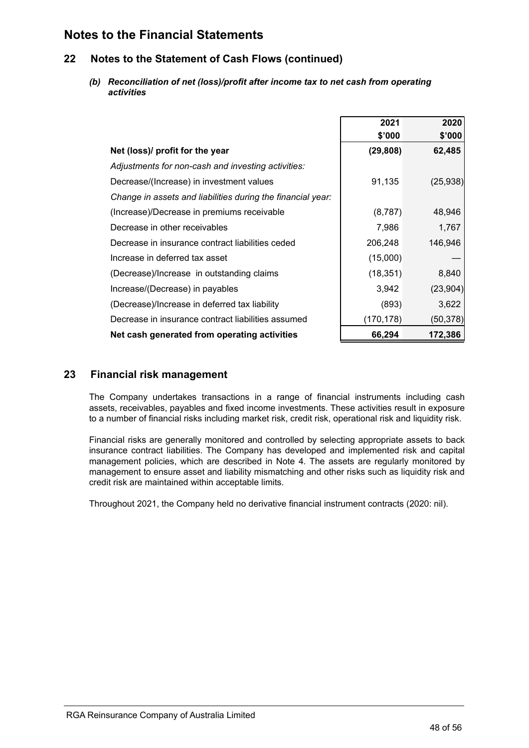# Notes to the Financial Statements

## 22 Notes to the Statement of Cash Flows (continued)

### *(b) Reconciliation of net (loss)/profit after income tax to net cash from operating activities*

| | 2021 $'000 | 2020 $'000 |
|---|---|---|
| **Net (loss)/ profit for the year** | **(29,808)** | **62,485** |
| *Adjustments for non-cash and investing activities:* | | |
| Decrease/(Increase) in investment values | 91,135 | (25,938) |
| *Change in assets and liabilities during the financial year:* | | |
| (Increase)/Decrease in premiums receivable | (8,787) | 48,946 |
| Decrease in other receivables | 7,986 | 1,767 |
| Decrease in insurance contract liabilities ceded | 206,248 | 146,946 |
| Increase in deferred tax asset | (15,000) | — |
| (Decrease)/Increase in outstanding claims | (18,351) | 8,840 |
| Increase/(Decrease) in payables | 3,942 | (23,904) |
| (Decrease)/Increase in deferred tax liability | (893) | 3,622 |
| Decrease in insurance contract liabilities assumed | (170,178) | (50,378) |
| **Net cash generated from operating activities** | **66,294** | **172,386** |

## 23 Financial risk management

The Company undertakes transactions in a range of financial instruments including cash assets, receivables, payables and fixed income investments. These activities result in exposure to a number of financial risks including market risk, credit risk, operational risk and liquidity risk.

Financial risks are generally monitored and controlled by selecting appropriate assets to back insurance contract liabilities. The Company has developed and implemented risk and capital management policies, which are described in Note 4. The assets are regularly monitored by management to ensure asset and liability mismatching and other risks such as liquidity risk and credit risk are maintained within acceptable limits.

Throughout 2021, the Company held no derivative financial instrument contracts (2020: nil).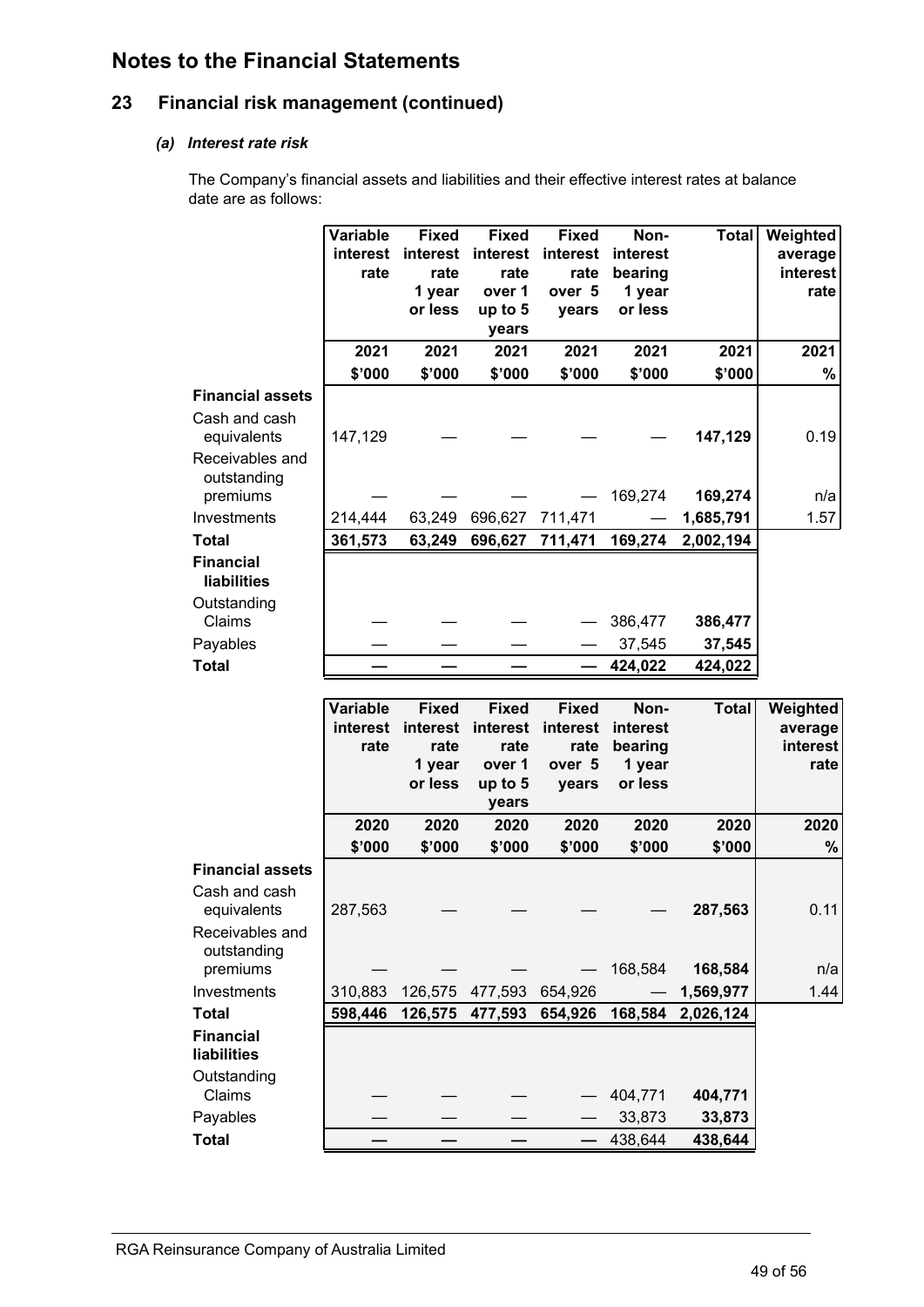# Notes to the Financial Statements

## 23 Financial risk management (continued)

### *(a) Interest rate risk*

The Company's financial assets and liabilities and their effective interest rates at balance date are as follows:

| | Variable interest rate | Fixed interest rate 1 year or less | Fixed interest rate over 1 up to 5 years | Fixed interest rate over 5 years | Non-interest bearing 1 year or less | Total | Weighted average interest rate |
|---|---|---|---|---|---|---|---|
| | 2021 | 2021 | 2021 | 2021 | 2021 | 2021 | 2021 |
| | $'000 | $'000 | $'000 | $'000 | $'000 | $'000 | % |
| **Financial assets** | | | | | | | |
| Cash and cash equivalents | 147,129 | — | — | — | — | **147,129** | 0.19 |
| Receivables and outstanding premiums | — | — | — | — | 169,274 | **169,274** | n/a |
| Investments | 214,444 | 63,249 | 696,627 | 711,471 | — | **1,685,791** | 1.57 |
| **Total** | **361,573** | **63,249** | **696,627** | **711,471** | **169,274** | **2,002,194** | |
| **Financial liabilities** | | | | | | | |
| Outstanding Claims | — | — | — | — | 386,477 | **386,477** | |
| Payables | — | — | — | — | 37,545 | **37,545** | |
| **Total** | **—** | **—** | **—** | **—** | **424,022** | **424,022** | |

| | Variable interest rate | Fixed interest rate 1 year or less | Fixed interest rate over 1 up to 5 years | Fixed interest rate over 5 years | Non-interest bearing 1 year or less | Total | Weighted average interest rate |
|---|---|---|---|---|---|---|---|
| | 2020 | 2020 | 2020 | 2020 | 2020 | 2020 | 2020 |
| | $'000 | $'000 | $'000 | $'000 | $'000 | $'000 | % |
| **Financial assets** | | | | | | | |
| Cash and cash equivalents | 287,563 | — | — | — | — | **287,563** | 0.11 |
| Receivables and outstanding premiums | — | — | — | — | 168,584 | **168,584** | n/a |
| Investments | 310,883 | 126,575 | 477,593 | 654,926 | — | **1,569,977** | 1.44 |
| **Total** | **598,446** | **126,575** | **477,593** | **654,926** | **168,584** | **2,026,124** | |
| **Financial liabilities** | | | | | | | |
| Outstanding Claims | — | — | — | — | 404,771 | **404,771** | |
| Payables | — | — | — | — | 33,873 | **33,873** | |
| **Total** | **—** | **—** | **—** | **—** | 438,644 | **438,644** | |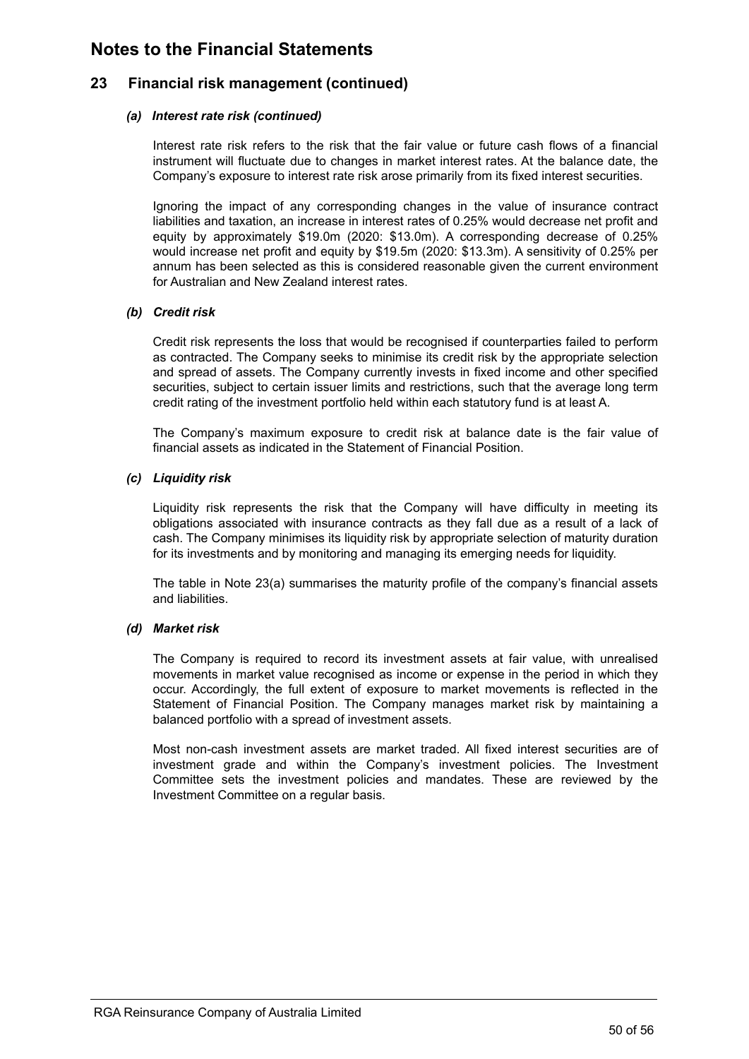# Notes to the Financial Statements

## 23 Financial risk management (continued)

### *(a) Interest rate risk (continued)*

Interest rate risk refers to the risk that the fair value or future cash flows of a financial instrument will fluctuate due to changes in market interest rates. At the balance date, the Company's exposure to interest rate risk arose primarily from its fixed interest securities.

Ignoring the impact of any corresponding changes in the value of insurance contract liabilities and taxation, an increase in interest rates of 0.25% would decrease net profit and equity by approximately $19.0m (2020: $13.0m). A corresponding decrease of 0.25% would increase net profit and equity by $19.5m (2020: $13.3m). A sensitivity of 0.25% per annum has been selected as this is considered reasonable given the current environment for Australian and New Zealand interest rates.

### *(b) Credit risk*

Credit risk represents the loss that would be recognised if counterparties failed to perform as contracted. The Company seeks to minimise its credit risk by the appropriate selection and spread of assets. The Company currently invests in fixed income and other specified securities, subject to certain issuer limits and restrictions, such that the average long term credit rating of the investment portfolio held within each statutory fund is at least A.

The Company's maximum exposure to credit risk at balance date is the fair value of financial assets as indicated in the Statement of Financial Position.

### *(c) Liquidity risk*

Liquidity risk represents the risk that the Company will have difficulty in meeting its obligations associated with insurance contracts as they fall due as a result of a lack of cash. The Company minimises its liquidity risk by appropriate selection of maturity duration for its investments and by monitoring and managing its emerging needs for liquidity.

The table in Note 23(a) summarises the maturity profile of the company's financial assets and liabilities.

### *(d) Market risk*

The Company is required to record its investment assets at fair value, with unrealised movements in market value recognised as income or expense in the period in which they occur. Accordingly, the full extent of exposure to market movements is reflected in the Statement of Financial Position. The Company manages market risk by maintaining a balanced portfolio with a spread of investment assets.

Most non-cash investment assets are market traded. All fixed interest securities are of investment grade and within the Company's investment policies. The Investment Committee sets the investment policies and mandates. These are reviewed by the Investment Committee on a regular basis.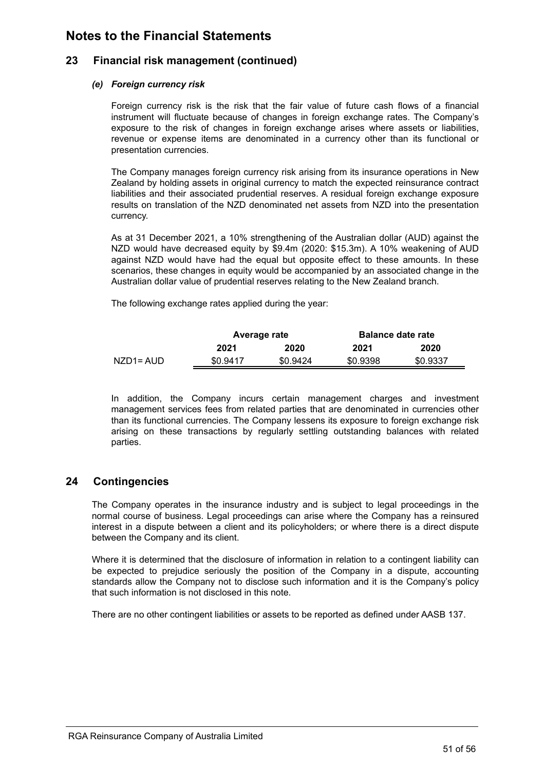# Notes to the Financial Statements

## 23 Financial risk management (continued)

### *(e) Foreign currency risk*

Foreign currency risk is the risk that the fair value of future cash flows of a financial instrument will fluctuate because of changes in foreign exchange rates. The Company's exposure to the risk of changes in foreign exchange arises where assets or liabilities, revenue or expense items are denominated in a currency other than its functional or presentation currencies.

The Company manages foreign currency risk arising from its insurance operations in New Zealand by holding assets in original currency to match the expected reinsurance contract liabilities and their associated prudential reserves. A residual foreign exchange exposure results on translation of the NZD denominated net assets from NZD into the presentation currency.

As at 31 December 2021, a 10% strengthening of the Australian dollar (AUD) against the NZD would have decreased equity by $9.4m (2020: $15.3m). A 10% weakening of AUD against NZD would have had the equal but opposite effect to these amounts. In these scenarios, these changes in equity would be accompanied by an associated change in the Australian dollar value of prudential reserves relating to the New Zealand branch.

The following exchange rates applied during the year:

| | Average rate | | Balance date rate | |
|---|---|---|---|---|
| | **2021** | **2020** | **2021** | **2020** |
| NZD1= AUD | $0.9417 | $0.9424 | $0.9398 | $0.9337 |

In addition, the Company incurs certain management charges and investment management services fees from related parties that are denominated in currencies other than its functional currencies. The Company lessens its exposure to foreign exchange risk arising on these transactions by regularly settling outstanding balances with related parties.

## 24 Contingencies

The Company operates in the insurance industry and is subject to legal proceedings in the normal course of business. Legal proceedings can arise where the Company has a reinsured interest in a dispute between a client and its policyholders; or where there is a direct dispute between the Company and its client.

Where it is determined that the disclosure of information in relation to a contingent liability can be expected to prejudice seriously the position of the Company in a dispute, accounting standards allow the Company not to disclose such information and it is the Company's policy that such information is not disclosed in this note.

There are no other contingent liabilities or assets to be reported as defined under AASB 137.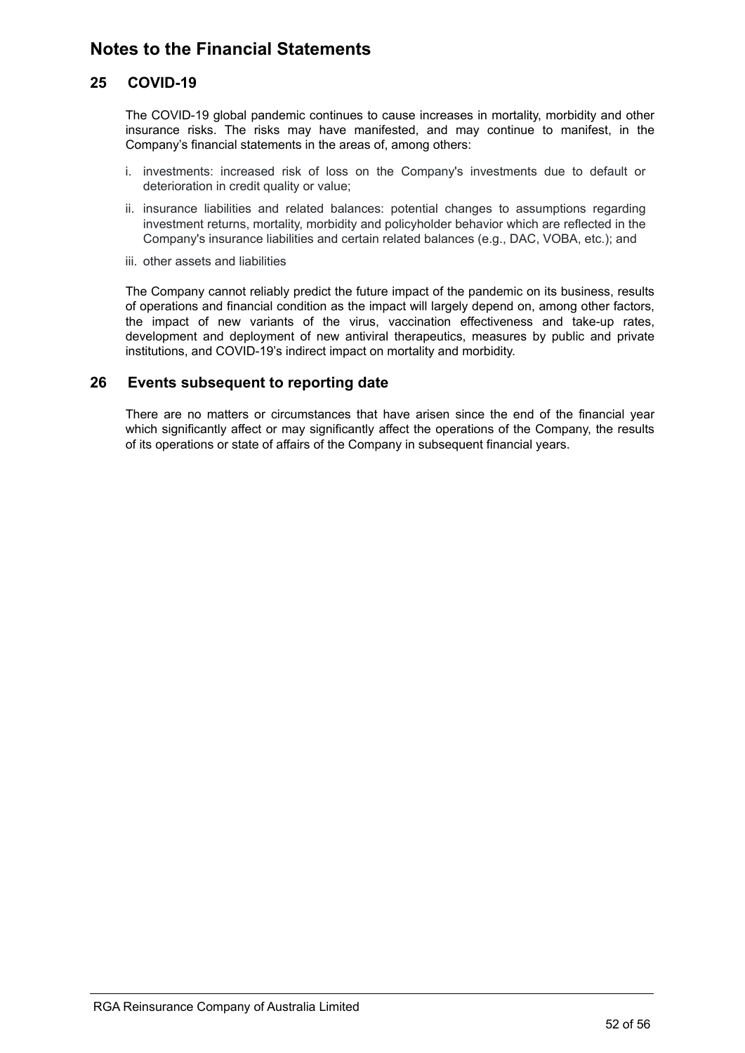# Notes to the Financial Statements

## 25 COVID-19

The COVID-19 global pandemic continues to cause increases in mortality, morbidity and other insurance risks. The risks may have manifested, and may continue to manifest, in the Company's financial statements in the areas of, among others:

i. investments: increased risk of loss on the Company's investments due to default or deterioration in credit quality or value;

ii. insurance liabilities and related balances: potential changes to assumptions regarding investment returns, mortality, morbidity and policyholder behavior which are reflected in the Company's insurance liabilities and certain related balances (e.g., DAC, VOBA, etc.); and

iii. other assets and liabilities

The Company cannot reliably predict the future impact of the pandemic on its business, results of operations and financial condition as the impact will largely depend on, among other factors, the impact of new variants of the virus, vaccination effectiveness and take-up rates, development and deployment of new antiviral therapeutics, measures by public and private institutions, and COVID-19's indirect impact on mortality and morbidity.

## 26 Events subsequent to reporting date

There are no matters or circumstances that have arisen since the end of the financial year which significantly affect or may significantly affect the operations of the Company, the results of its operations or state of affairs of the Company in subsequent financial years.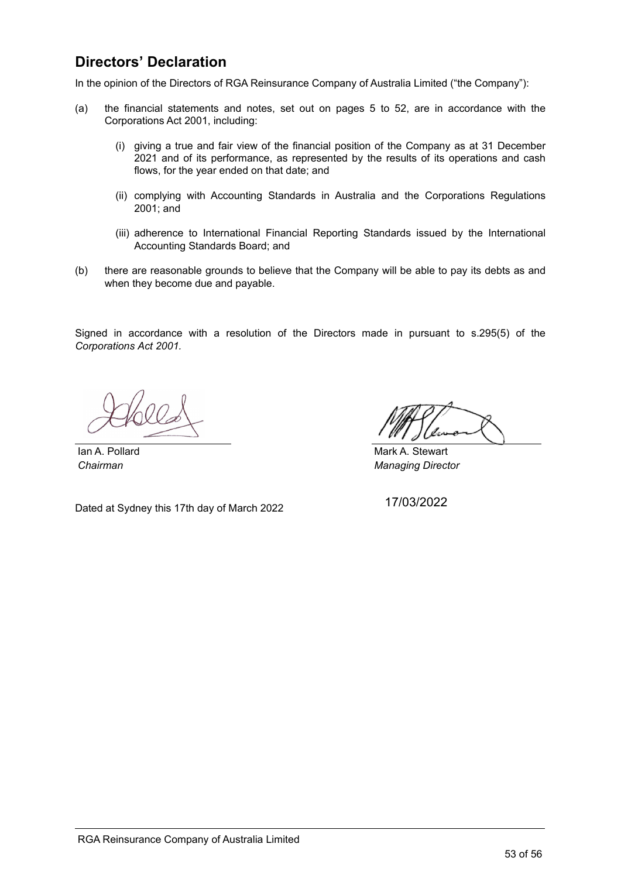## Directors' Declaration

In the opinion of the Directors of RGA Reinsurance Company of Australia Limited ("the Company"):

(a) the financial statements and notes, set out on pages 5 to 52, are in accordance with the Corporations Act 2001, including:

(i) giving a true and fair view of the financial position of the Company as at 31 December 2021 and of its performance, as represented by the results of its operations and cash flows, for the year ended on that date; and

(ii) complying with Accounting Standards in Australia and the Corporations Regulations 2001; and

(iii) adherence to International Financial Reporting Standards issued by the International Accounting Standards Board; and

(b) there are reasonable grounds to believe that the Company will be able to pay its debts as and when they become due and payable.

Signed in accordance with a resolution of the Directors made in pursuant to s.295(5) of the *Corporations Act 2001.*

Ian A. Pollard
*Chairman*

Mark A. Stewart
*Managing Director*

Dated at Sydney this 17th day of March 2022

17/03/2022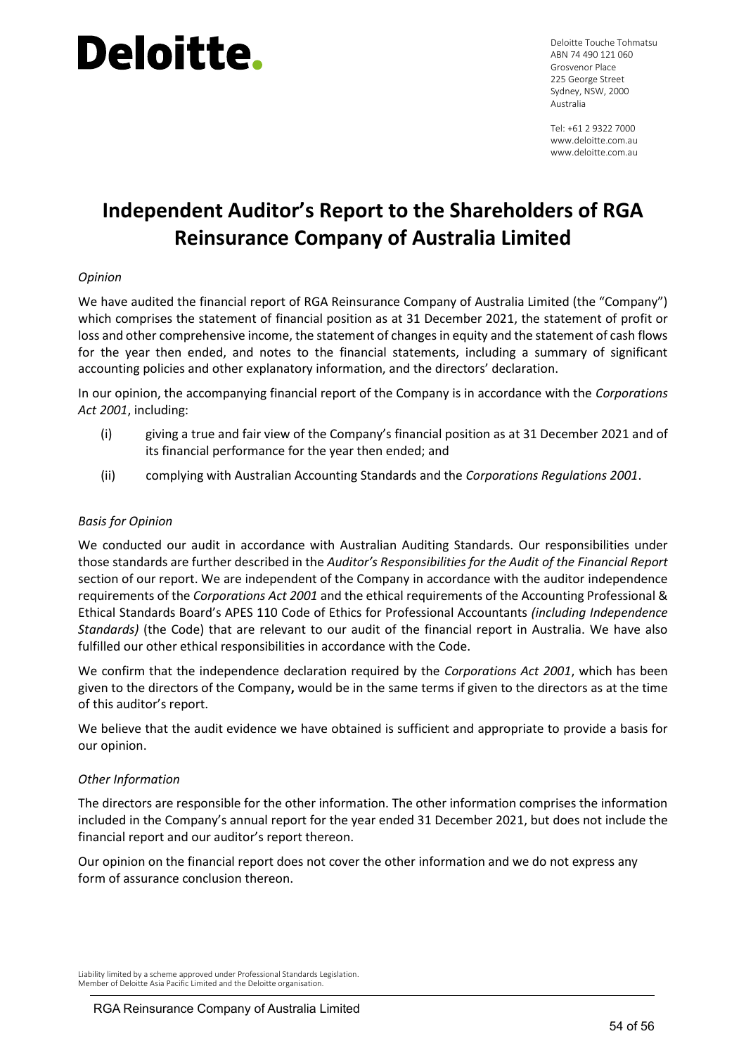# Deloitte.

Deloitte Touche Tohmatsu
ABN 74 490 121 060
Grosvenor Place
225 George Street
Sydney, NSW, 2000
Australia

Tel: +61 2 9322 7000
www.deloitte.com.au
www.deloitte.com.au

# Independent Auditor's Report to the Shareholders of RGA Reinsurance Company of Australia Limited

*Opinion*

We have audited the financial report of RGA Reinsurance Company of Australia Limited (the "Company") which comprises the statement of financial position as at 31 December 2021, the statement of profit or loss and other comprehensive income, the statement of changes in equity and the statement of cash flows for the year then ended, and notes to the financial statements, including a summary of significant accounting policies and other explanatory information, and the directors' declaration.

In our opinion, the accompanying financial report of the Company is in accordance with the *Corporations Act 2001*, including:

(i) giving a true and fair view of the Company's financial position as at 31 December 2021 and of its financial performance for the year then ended; and

(ii) complying with Australian Accounting Standards and the *Corporations Regulations 2001*.

*Basis for Opinion*

We conducted our audit in accordance with Australian Auditing Standards. Our responsibilities under those standards are further described in the *Auditor's Responsibilities for the Audit of the Financial Report* section of our report. We are independent of the Company in accordance with the auditor independence requirements of the *Corporations Act 2001* and the ethical requirements of the Accounting Professional & Ethical Standards Board's APES 110 Code of Ethics for Professional Accountants *(including Independence Standards)* (the Code) that are relevant to our audit of the financial report in Australia. We have also fulfilled our other ethical responsibilities in accordance with the Code.

We confirm that the independence declaration required by the *Corporations Act 2001*, which has been given to the directors of the Company**,** would be in the same terms if given to the directors as at the time of this auditor's report.

We believe that the audit evidence we have obtained is sufficient and appropriate to provide a basis for our opinion.

*Other Information*

The directors are responsible for the other information. The other information comprises the information included in the Company's annual report for the year ended 31 December 2021, but does not include the financial report and our auditor's report thereon.

Our opinion on the financial report does not cover the other information and we do not express any form of assurance conclusion thereon.

Liability limited by a scheme approved under Professional Standards Legislation.
Member of Deloitte Asia Pacific Limited and the Deloitte organisation.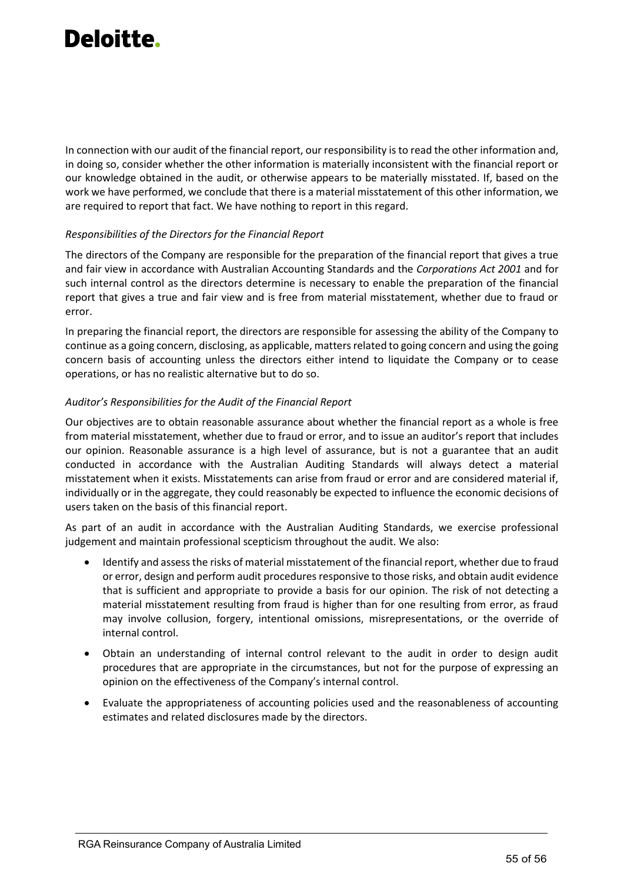In connection with our audit of the financial report, our responsibility is to read the other information and, in doing so, consider whether the other information is materially inconsistent with the financial report or our knowledge obtained in the audit, or otherwise appears to be materially misstated. If, based on the work we have performed, we conclude that there is a material misstatement of this other information, we are required to report that fact. We have nothing to report in this regard.

*Responsibilities of the Directors for the Financial Report*

The directors of the Company are responsible for the preparation of the financial report that gives a true and fair view in accordance with Australian Accounting Standards and the *Corporations Act 2001* and for such internal control as the directors determine is necessary to enable the preparation of the financial report that gives a true and fair view and is free from material misstatement, whether due to fraud or error.

In preparing the financial report, the directors are responsible for assessing the ability of the Company to continue as a going concern, disclosing, as applicable, matters related to going concern and using the going concern basis of accounting unless the directors either intend to liquidate the Company or to cease operations, or has no realistic alternative but to do so.

*Auditor's Responsibilities for the Audit of the Financial Report*

Our objectives are to obtain reasonable assurance about whether the financial report as a whole is free from material misstatement, whether due to fraud or error, and to issue an auditor's report that includes our opinion. Reasonable assurance is a high level of assurance, but is not a guarantee that an audit conducted in accordance with the Australian Auditing Standards will always detect a material misstatement when it exists. Misstatements can arise from fraud or error and are considered material if, individually or in the aggregate, they could reasonably be expected to influence the economic decisions of users taken on the basis of this financial report.

As part of an audit in accordance with the Australian Auditing Standards, we exercise professional judgement and maintain professional scepticism throughout the audit. We also:

- Identify and assess the risks of material misstatement of the financial report, whether due to fraud or error, design and perform audit procedures responsive to those risks, and obtain audit evidence that is sufficient and appropriate to provide a basis for our opinion. The risk of not detecting a material misstatement resulting from fraud is higher than for one resulting from error, as fraud may involve collusion, forgery, intentional omissions, misrepresentations, or the override of internal control.
- Obtain an understanding of internal control relevant to the audit in order to design audit procedures that are appropriate in the circumstances, but not for the purpose of expressing an opinion on the effectiveness of the Company's internal control.
- Evaluate the appropriateness of accounting policies used and the reasonableness of accounting estimates and related disclosures made by the directors.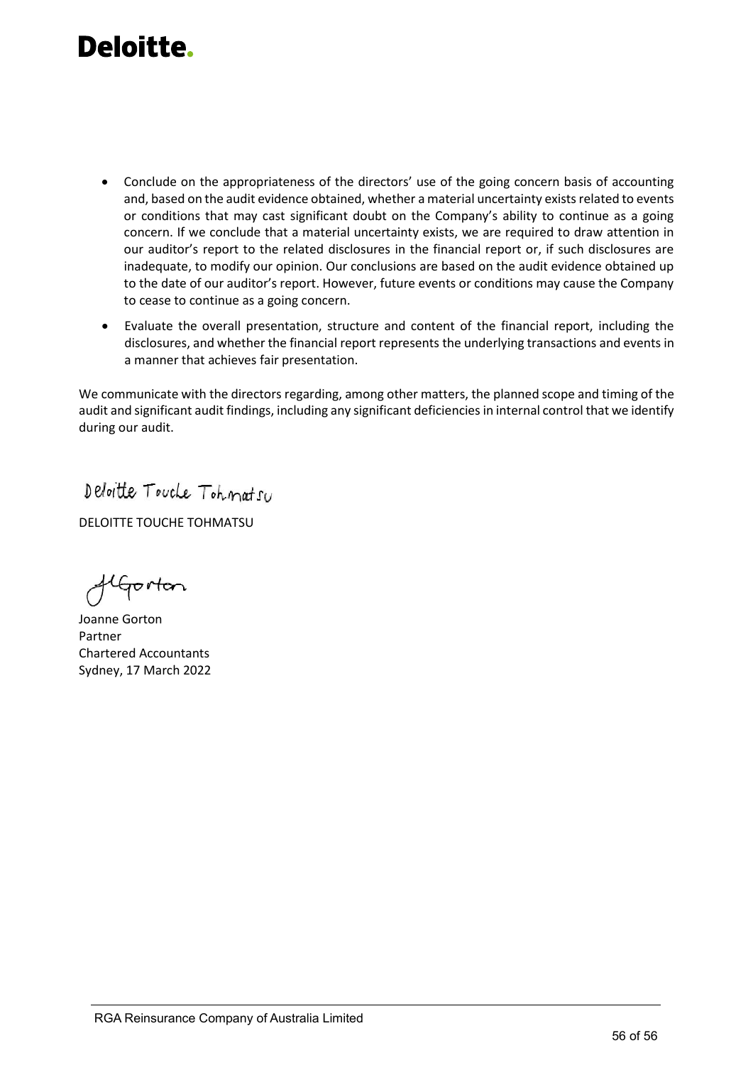- Conclude on the appropriateness of the directors' use of the going concern basis of accounting and, based on the audit evidence obtained, whether a material uncertainty exists related to events or conditions that may cast significant doubt on the Company's ability to continue as a going concern. If we conclude that a material uncertainty exists, we are required to draw attention in our auditor's report to the related disclosures in the financial report or, if such disclosures are inadequate, to modify our opinion. Our conclusions are based on the audit evidence obtained up to the date of our auditor's report. However, future events or conditions may cause the Company to cease to continue as a going concern.
- Evaluate the overall presentation, structure and content of the financial report, including the disclosures, and whether the financial report represents the underlying transactions and events in a manner that achieves fair presentation.

We communicate with the directors regarding, among other matters, the planned scope and timing of the audit and significant audit findings, including any significant deficiencies in internal control that we identify during our audit.

Deloitte Touche Tohmatsu

DELOITTE TOUCHE TOHMATSU

JLGorton

Joanne Gorton
Partner
Chartered Accountants
Sydney, 17 March 2022